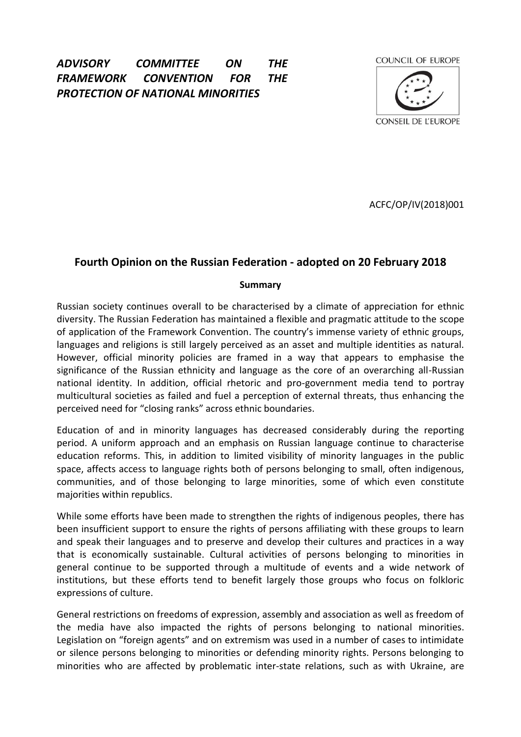***ADVISORY COMMITTEE ON THE FRAMEWORK CONVENTION FOR THE PROTECTION OF NATIONAL MINORITIES***

COUNCIL OF EUROPE

CONSEIL DE L'EUROPE

ACFC/OP/IV(2018)001

# Fourth Opinion on the Russian Federation - adopted on 20 February 2018

## Summary

Russian society continues overall to be characterised by a climate of appreciation for ethnic diversity. The Russian Federation has maintained a flexible and pragmatic attitude to the scope of application of the Framework Convention. The country's immense variety of ethnic groups, languages and religions is still largely perceived as an asset and multiple identities as natural. However, official minority policies are framed in a way that appears to emphasise the significance of the Russian ethnicity and language as the core of an overarching all-Russian national identity. In addition, official rhetoric and pro-government media tend to portray multicultural societies as failed and fuel a perception of external threats, thus enhancing the perceived need for "closing ranks" across ethnic boundaries.

Education of and in minority languages has decreased considerably during the reporting period. A uniform approach and an emphasis on Russian language continue to characterise education reforms. This, in addition to limited visibility of minority languages in the public space, affects access to language rights both of persons belonging to small, often indigenous, communities, and of those belonging to large minorities, some of which even constitute majorities within republics.

While some efforts have been made to strengthen the rights of indigenous peoples, there has been insufficient support to ensure the rights of persons affiliating with these groups to learn and speak their languages and to preserve and develop their cultures and practices in a way that is economically sustainable. Cultural activities of persons belonging to minorities in general continue to be supported through a multitude of events and a wide network of institutions, but these efforts tend to benefit largely those groups who focus on folkloric expressions of culture.

General restrictions on freedoms of expression, assembly and association as well as freedom of the media have also impacted the rights of persons belonging to national minorities. Legislation on "foreign agents" and on extremism was used in a number of cases to intimidate or silence persons belonging to minorities or defending minority rights. Persons belonging to minorities who are affected by problematic inter-state relations, such as with Ukraine, are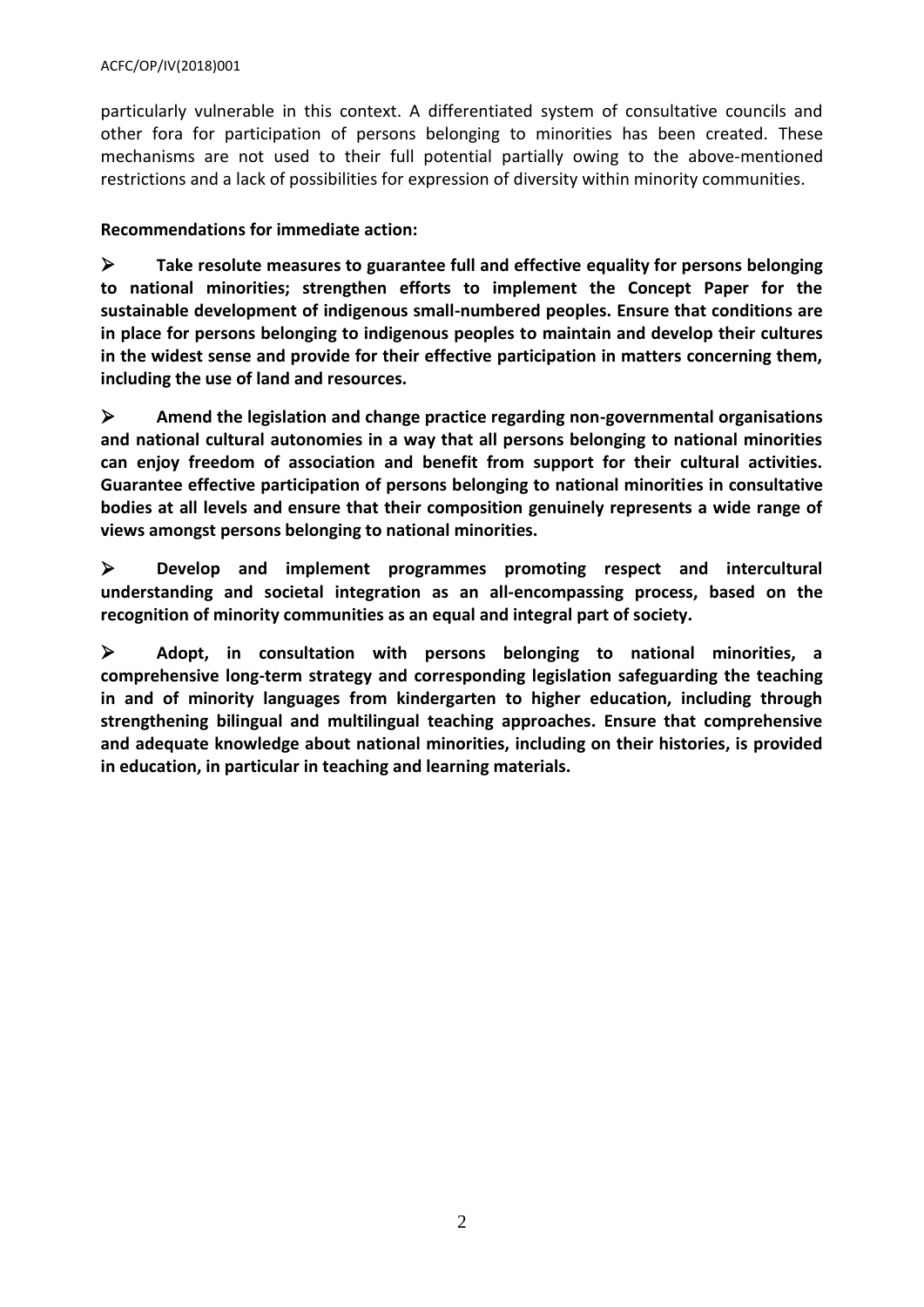particularly vulnerable in this context. A differentiated system of consultative councils and other fora for participation of persons belonging to minorities has been created. These mechanisms are not used to their full potential partially owing to the above-mentioned restrictions and a lack of possibilities for expression of diversity within minority communities.

**Recommendations for immediate action:**

- **Take resolute measures to guarantee full and effective equality for persons belonging to national minorities; strengthen efforts to implement the Concept Paper for the sustainable development of indigenous small-numbered peoples. Ensure that conditions are in place for persons belonging to indigenous peoples to maintain and develop their cultures in the widest sense and provide for their effective participation in matters concerning them, including the use of land and resources.**

- **Amend the legislation and change practice regarding non-governmental organisations and national cultural autonomies in a way that all persons belonging to national minorities can enjoy freedom of association and benefit from support for their cultural activities. Guarantee effective participation of persons belonging to national minorities in consultative bodies at all levels and ensure that their composition genuinely represents a wide range of views amongst persons belonging to national minorities.**

- **Develop and implement programmes promoting respect and intercultural understanding and societal integration as an all-encompassing process, based on the recognition of minority communities as an equal and integral part of society.**

- **Adopt, in consultation with persons belonging to national minorities, a comprehensive long-term strategy and corresponding legislation safeguarding the teaching in and of minority languages from kindergarten to higher education, including through strengthening bilingual and multilingual teaching approaches. Ensure that comprehensive and adequate knowledge about national minorities, including on their histories, is provided in education, in particular in teaching and learning materials.**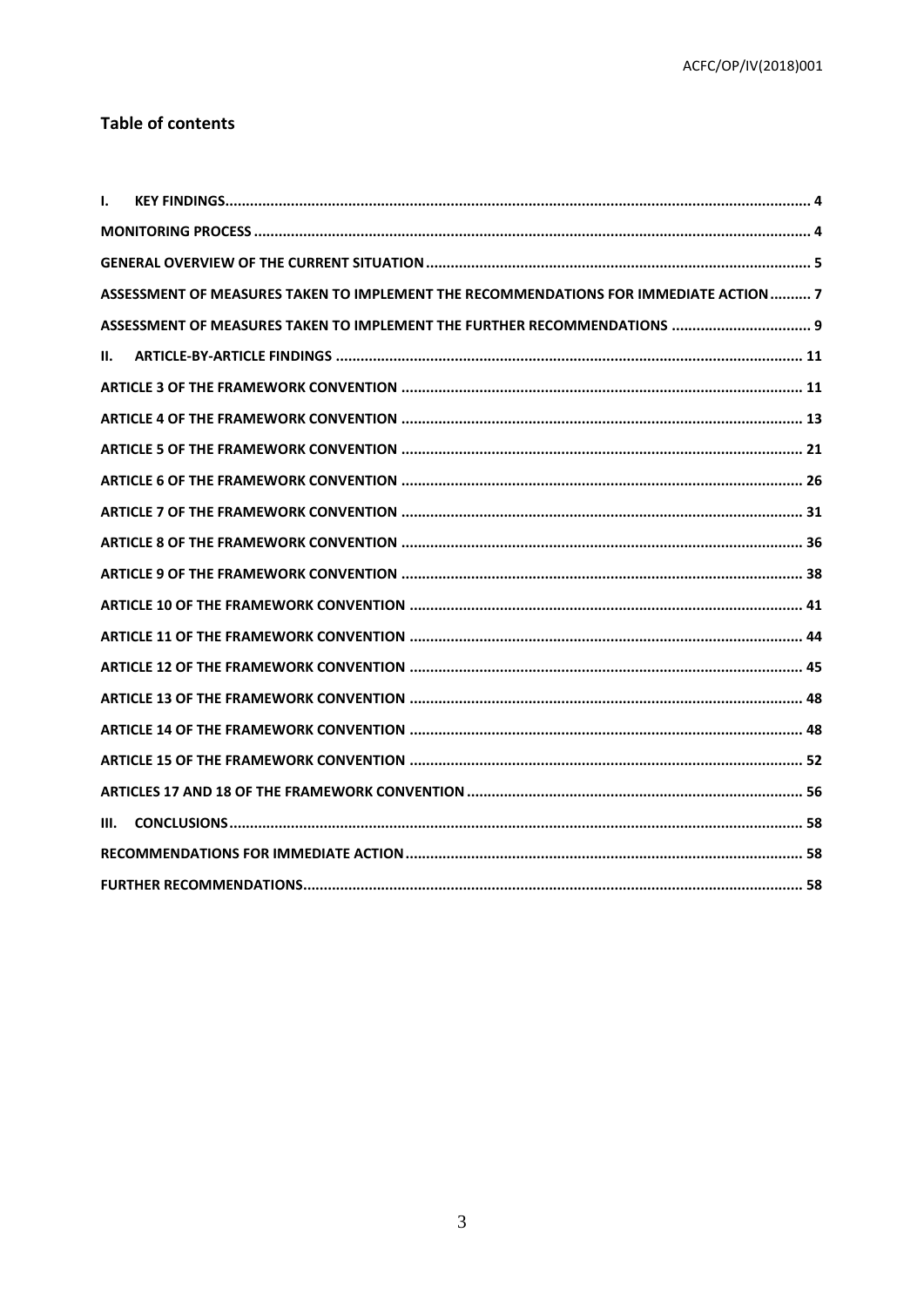## Table of contents

I. KEY FINDINGS .... 4

MONITORING PROCESS .... 4

GENERAL OVERVIEW OF THE CURRENT SITUATION .... 5

ASSESSMENT OF MEASURES TAKEN TO IMPLEMENT THE RECOMMENDATIONS FOR IMMEDIATE ACTION .... 7

ASSESSMENT OF MEASURES TAKEN TO IMPLEMENT THE FURTHER RECOMMENDATIONS .... 9

II. ARTICLE-BY-ARTICLE FINDINGS .... 11

ARTICLE 3 OF THE FRAMEWORK CONVENTION .... 11

ARTICLE 4 OF THE FRAMEWORK CONVENTION .... 13

ARTICLE 5 OF THE FRAMEWORK CONVENTION .... 21

ARTICLE 6 OF THE FRAMEWORK CONVENTION .... 26

ARTICLE 7 OF THE FRAMEWORK CONVENTION .... 31

ARTICLE 8 OF THE FRAMEWORK CONVENTION .... 36

ARTICLE 9 OF THE FRAMEWORK CONVENTION .... 38

ARTICLE 10 OF THE FRAMEWORK CONVENTION .... 41

ARTICLE 11 OF THE FRAMEWORK CONVENTION .... 44

ARTICLE 12 OF THE FRAMEWORK CONVENTION .... 45

ARTICLE 13 OF THE FRAMEWORK CONVENTION .... 48

ARTICLE 14 OF THE FRAMEWORK CONVENTION .... 48

ARTICLE 15 OF THE FRAMEWORK CONVENTION .... 52

ARTICLES 17 AND 18 OF THE FRAMEWORK CONVENTION .... 56

III. CONCLUSIONS .... 58

RECOMMENDATIONS FOR IMMEDIATE ACTION .... 58

FURTHER RECOMMENDATIONS .... 58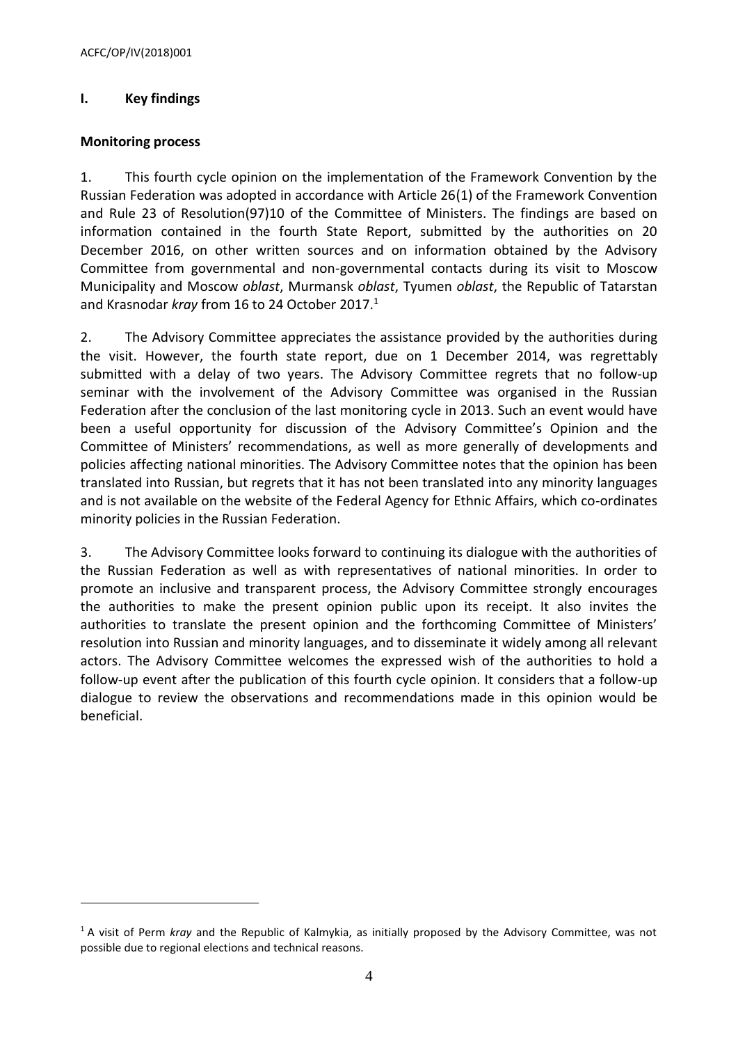## I. Key findings

### Monitoring process

1. This fourth cycle opinion on the implementation of the Framework Convention by the Russian Federation was adopted in accordance with Article 26(1) of the Framework Convention and Rule 23 of Resolution(97)10 of the Committee of Ministers. The findings are based on information contained in the fourth State Report, submitted by the authorities on 20 December 2016, on other written sources and on information obtained by the Advisory Committee from governmental and non-governmental contacts during its visit to Moscow Municipality and Moscow *oblast*, Murmansk *oblast*, Tyumen *oblast*, the Republic of Tatarstan and Krasnodar *kray* from 16 to 24 October 2017.[1]

2. The Advisory Committee appreciates the assistance provided by the authorities during the visit. However, the fourth state report, due on 1 December 2014, was regrettably submitted with a delay of two years. The Advisory Committee regrets that no follow-up seminar with the involvement of the Advisory Committee was organised in the Russian Federation after the conclusion of the last monitoring cycle in 2013. Such an event would have been a useful opportunity for discussion of the Advisory Committee's Opinion and the Committee of Ministers' recommendations, as well as more generally of developments and policies affecting national minorities. The Advisory Committee notes that the opinion has been translated into Russian, but regrets that it has not been translated into any minority languages and is not available on the website of the Federal Agency for Ethnic Affairs, which co-ordinates minority policies in the Russian Federation.

3. The Advisory Committee looks forward to continuing its dialogue with the authorities of the Russian Federation as well as with representatives of national minorities. In order to promote an inclusive and transparent process, the Advisory Committee strongly encourages the authorities to make the present opinion public upon its receipt. It also invites the authorities to translate the present opinion and the forthcoming Committee of Ministers' resolution into Russian and minority languages, and to disseminate it widely among all relevant actors. The Advisory Committee welcomes the expressed wish of the authorities to hold a follow-up event after the publication of this fourth cycle opinion. It considers that a follow-up dialogue to review the observations and recommendations made in this opinion would be beneficial.

---

[1] A visit of Perm *kray* and the Republic of Kalmykia, as initially proposed by the Advisory Committee, was not possible due to regional elections and technical reasons.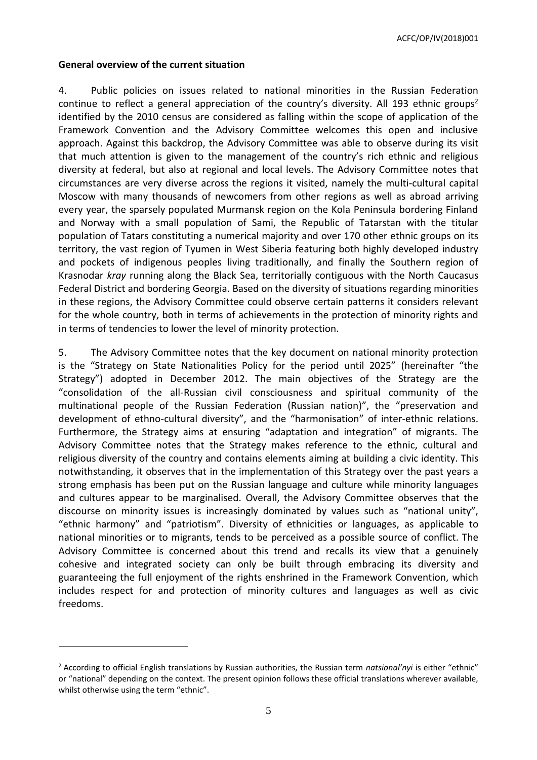**General overview of the current situation**

4. Public policies on issues related to national minorities in the Russian Federation continue to reflect a general appreciation of the country's diversity. All 193 ethnic groups[2] identified by the 2010 census are considered as falling within the scope of application of the Framework Convention and the Advisory Committee welcomes this open and inclusive approach. Against this backdrop, the Advisory Committee was able to observe during its visit that much attention is given to the management of the country's rich ethnic and religious diversity at federal, but also at regional and local levels. The Advisory Committee notes that circumstances are very diverse across the regions it visited, namely the multi-cultural capital Moscow with many thousands of newcomers from other regions as well as abroad arriving every year, the sparsely populated Murmansk region on the Kola Peninsula bordering Finland and Norway with a small population of Sami, the Republic of Tatarstan with the titular population of Tatars constituting a numerical majority and over 170 other ethnic groups on its territory, the vast region of Tyumen in West Siberia featuring both highly developed industry and pockets of indigenous peoples living traditionally, and finally the Southern region of Krasnodar *kray* running along the Black Sea, territorially contiguous with the North Caucasus Federal District and bordering Georgia. Based on the diversity of situations regarding minorities in these regions, the Advisory Committee could observe certain patterns it considers relevant for the whole country, both in terms of achievements in the protection of minority rights and in terms of tendencies to lower the level of minority protection.

5. The Advisory Committee notes that the key document on national minority protection is the "Strategy on State Nationalities Policy for the period until 2025" (hereinafter "the Strategy") adopted in December 2012. The main objectives of the Strategy are the "consolidation of the all-Russian civil consciousness and spiritual community of the multinational people of the Russian Federation (Russian nation)", the "preservation and development of ethno-cultural diversity", and the "harmonisation" of inter-ethnic relations. Furthermore, the Strategy aims at ensuring "adaptation and integration" of migrants. The Advisory Committee notes that the Strategy makes reference to the ethnic, cultural and religious diversity of the country and contains elements aiming at building a civic identity. This notwithstanding, it observes that in the implementation of this Strategy over the past years a strong emphasis has been put on the Russian language and culture while minority languages and cultures appear to be marginalised. Overall, the Advisory Committee observes that the discourse on minority issues is increasingly dominated by values such as "national unity", "ethnic harmony" and "patriotism". Diversity of ethnicities or languages, as applicable to national minorities or to migrants, tends to be perceived as a possible source of conflict. The Advisory Committee is concerned about this trend and recalls its view that a genuinely cohesive and integrated society can only be built through embracing its diversity and guaranteeing the full enjoyment of the rights enshrined in the Framework Convention, which includes respect for and protection of minority cultures and languages as well as civic freedoms.

---

[2] According to official English translations by Russian authorities, the Russian term *natsional'nyi* is either "ethnic" or "national" depending on the context. The present opinion follows these official translations wherever available, whilst otherwise using the term "ethnic".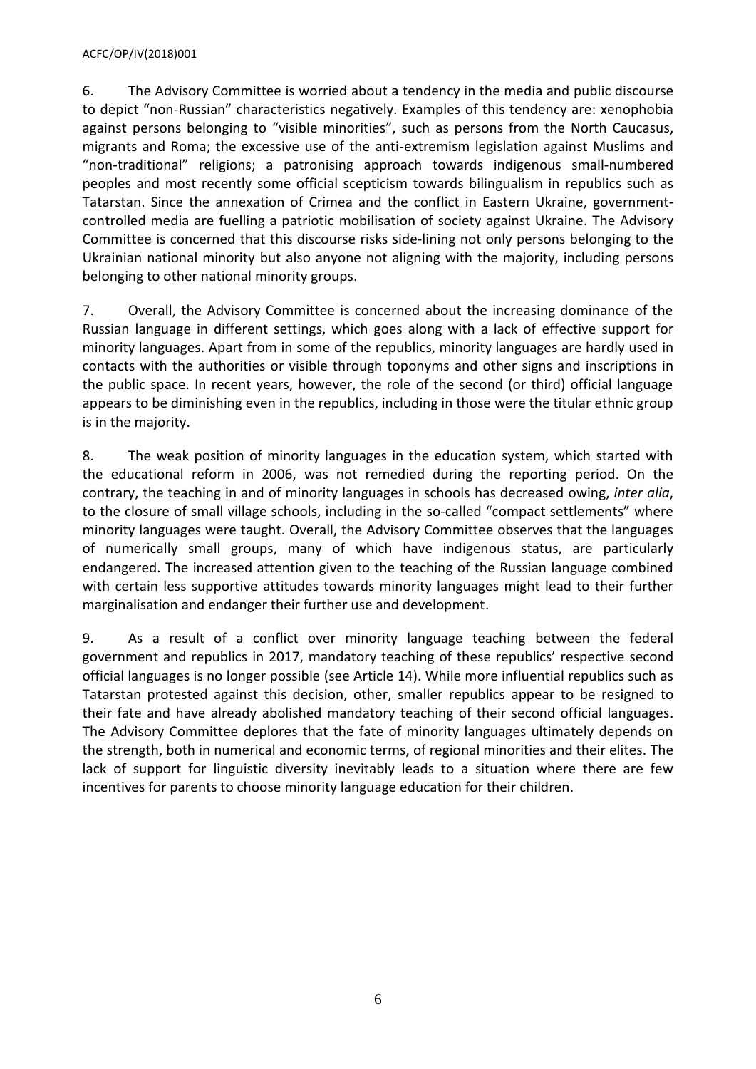6. The Advisory Committee is worried about a tendency in the media and public discourse to depict "non-Russian" characteristics negatively. Examples of this tendency are: xenophobia against persons belonging to "visible minorities", such as persons from the North Caucasus, migrants and Roma; the excessive use of the anti-extremism legislation against Muslims and "non-traditional" religions; a patronising approach towards indigenous small-numbered peoples and most recently some official scepticism towards bilingualism in republics such as Tatarstan. Since the annexation of Crimea and the conflict in Eastern Ukraine, government-controlled media are fuelling a patriotic mobilisation of society against Ukraine. The Advisory Committee is concerned that this discourse risks side-lining not only persons belonging to the Ukrainian national minority but also anyone not aligning with the majority, including persons belonging to other national minority groups.

7. Overall, the Advisory Committee is concerned about the increasing dominance of the Russian language in different settings, which goes along with a lack of effective support for minority languages. Apart from in some of the republics, minority languages are hardly used in contacts with the authorities or visible through toponyms and other signs and inscriptions in the public space. In recent years, however, the role of the second (or third) official language appears to be diminishing even in the republics, including in those were the titular ethnic group is in the majority.

8. The weak position of minority languages in the education system, which started with the educational reform in 2006, was not remedied during the reporting period. On the contrary, the teaching in and of minority languages in schools has decreased owing, *inter alia*, to the closure of small village schools, including in the so-called "compact settlements" where minority languages were taught. Overall, the Advisory Committee observes that the languages of numerically small groups, many of which have indigenous status, are particularly endangered. The increased attention given to the teaching of the Russian language combined with certain less supportive attitudes towards minority languages might lead to their further marginalisation and endanger their further use and development.

9. As a result of a conflict over minority language teaching between the federal government and republics in 2017, mandatory teaching of these republics' respective second official languages is no longer possible (see Article 14). While more influential republics such as Tatarstan protested against this decision, other, smaller republics appear to be resigned to their fate and have already abolished mandatory teaching of their second official languages. The Advisory Committee deplores that the fate of minority languages ultimately depends on the strength, both in numerical and economic terms, of regional minorities and their elites. The lack of support for linguistic diversity inevitably leads to a situation where there are few incentives for parents to choose minority language education for their children.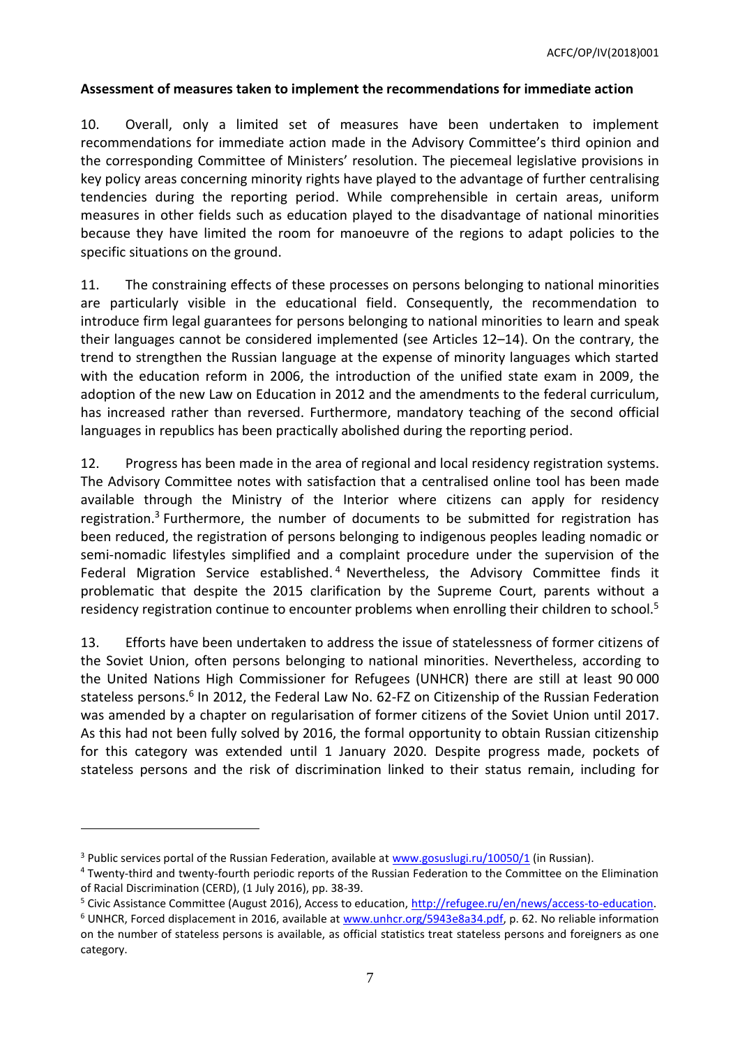**Assessment of measures taken to implement the recommendations for immediate action**

10. Overall, only a limited set of measures have been undertaken to implement recommendations for immediate action made in the Advisory Committee's third opinion and the corresponding Committee of Ministers' resolution. The piecemeal legislative provisions in key policy areas concerning minority rights have played to the advantage of further centralising tendencies during the reporting period. While comprehensible in certain areas, uniform measures in other fields such as education played to the disadvantage of national minorities because they have limited the room for manoeuvre of the regions to adapt policies to the specific situations on the ground.

11. The constraining effects of these processes on persons belonging to national minorities are particularly visible in the educational field. Consequently, the recommendation to introduce firm legal guarantees for persons belonging to national minorities to learn and speak their languages cannot be considered implemented (see Articles 12–14). On the contrary, the trend to strengthen the Russian language at the expense of minority languages which started with the education reform in 2006, the introduction of the unified state exam in 2009, the adoption of the new Law on Education in 2012 and the amendments to the federal curriculum, has increased rather than reversed. Furthermore, mandatory teaching of the second official languages in republics has been practically abolished during the reporting period.

12. Progress has been made in the area of regional and local residency registration systems. The Advisory Committee notes with satisfaction that a centralised online tool has been made available through the Ministry of the Interior where citizens can apply for residency registration.[3] Furthermore, the number of documents to be submitted for registration has been reduced, the registration of persons belonging to indigenous peoples leading nomadic or semi-nomadic lifestyles simplified and a complaint procedure under the supervision of the Federal Migration Service established.[4] Nevertheless, the Advisory Committee finds it problematic that despite the 2015 clarification by the Supreme Court, parents without a residency registration continue to encounter problems when enrolling their children to school.[5]

13. Efforts have been undertaken to address the issue of statelessness of former citizens of the Soviet Union, often persons belonging to national minorities. Nevertheless, according to the United Nations High Commissioner for Refugees (UNHCR) there are still at least 90 000 stateless persons.[6] In 2012, the Federal Law No. 62-FZ on Citizenship of the Russian Federation was amended by a chapter on regularisation of former citizens of the Soviet Union until 2017. As this had not been fully solved by 2016, the formal opportunity to obtain Russian citizenship for this category was extended until 1 January 2020. Despite progress made, pockets of stateless persons and the risk of discrimination linked to their status remain, including for

---

[3] Public services portal of the Russian Federation, available at www.gosuslugi.ru/10050/1 (in Russian).

[4] Twenty-third and twenty-fourth periodic reports of the Russian Federation to the Committee on the Elimination of Racial Discrimination (CERD), (1 July 2016), pp. 38-39.

[5] Civic Assistance Committee (August 2016), Access to education, http://refugee.ru/en/news/access-to-education.

[6] UNHCR, Forced displacement in 2016, available at www.unhcr.org/5943e8a34.pdf, p. 62. No reliable information on the number of stateless persons is available, as official statistics treat stateless persons and foreigners as one category.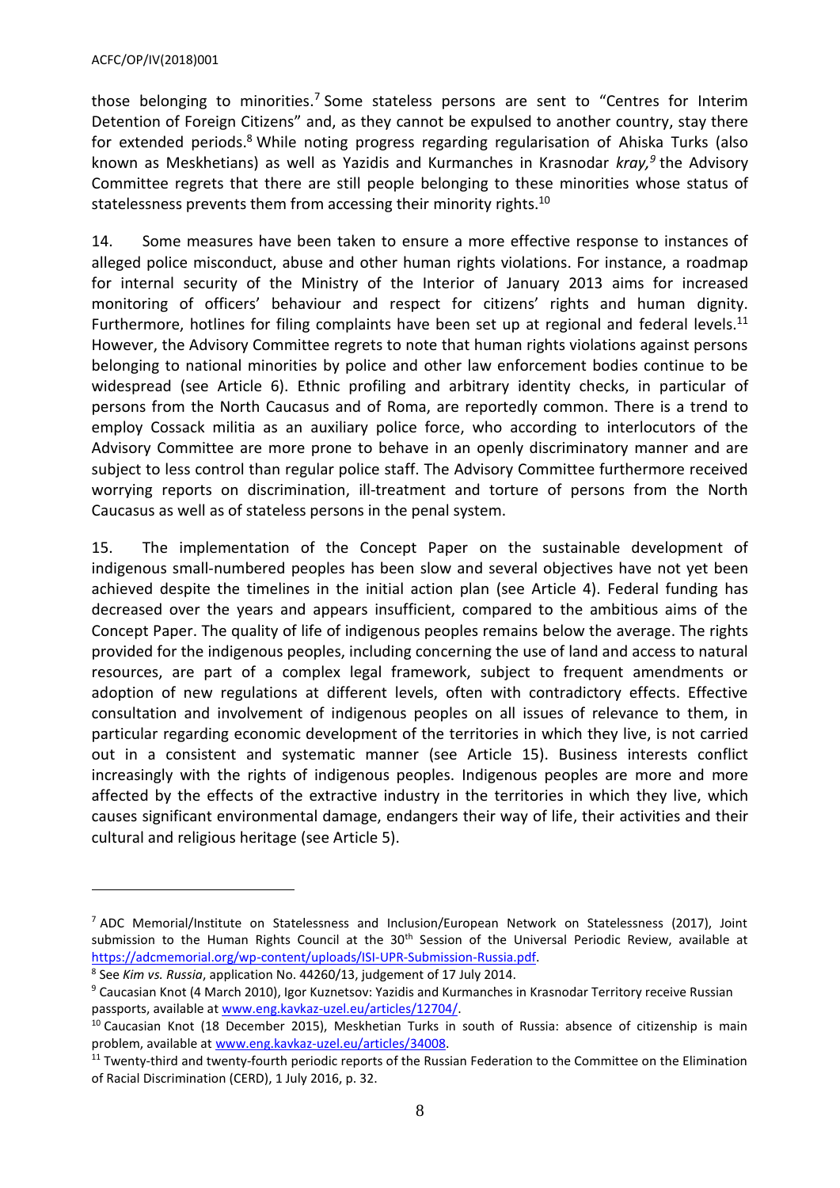those belonging to minorities.[7] Some stateless persons are sent to "Centres for Interim Detention of Foreign Citizens" and, as they cannot be expulsed to another country, stay there for extended periods.[8] While noting progress regarding regularisation of Ahiska Turks (also known as Meskhetians) as well as Yazidis and Kurmanches in Krasnodar *kray,*[9] the Advisory Committee regrets that there are still people belonging to these minorities whose status of statelessness prevents them from accessing their minority rights.[10]

14. Some measures have been taken to ensure a more effective response to instances of alleged police misconduct, abuse and other human rights violations. For instance, a roadmap for internal security of the Ministry of the Interior of January 2013 aims for increased monitoring of officers' behaviour and respect for citizens' rights and human dignity. Furthermore, hotlines for filing complaints have been set up at regional and federal levels.[11] However, the Advisory Committee regrets to note that human rights violations against persons belonging to national minorities by police and other law enforcement bodies continue to be widespread (see Article 6). Ethnic profiling and arbitrary identity checks, in particular of persons from the North Caucasus and of Roma, are reportedly common. There is a trend to employ Cossack militia as an auxiliary police force, who according to interlocutors of the Advisory Committee are more prone to behave in an openly discriminatory manner and are subject to less control than regular police staff. The Advisory Committee furthermore received worrying reports on discrimination, ill-treatment and torture of persons from the North Caucasus as well as of stateless persons in the penal system.

15. The implementation of the Concept Paper on the sustainable development of indigenous small-numbered peoples has been slow and several objectives have not yet been achieved despite the timelines in the initial action plan (see Article 4). Federal funding has decreased over the years and appears insufficient, compared to the ambitious aims of the Concept Paper. The quality of life of indigenous peoples remains below the average. The rights provided for the indigenous peoples, including concerning the use of land and access to natural resources, are part of a complex legal framework, subject to frequent amendments or adoption of new regulations at different levels, often with contradictory effects. Effective consultation and involvement of indigenous peoples on all issues of relevance to them, in particular regarding economic development of the territories in which they live, is not carried out in a consistent and systematic manner (see Article 15). Business interests conflict increasingly with the rights of indigenous peoples. Indigenous peoples are more and more affected by the effects of the extractive industry in the territories in which they live, which causes significant environmental damage, endangers their way of life, their activities and their cultural and religious heritage (see Article 5).

---

[7] ADC Memorial/Institute on Statelessness and Inclusion/European Network on Statelessness (2017), Joint submission to the Human Rights Council at the 30th Session of the Universal Periodic Review, available at https://adcmemorial.org/wp-content/uploads/ISI-UPR-Submission-Russia.pdf.

[8] See *Kim vs. Russia*, application No. 44260/13, judgement of 17 July 2014.

[9] Caucasian Knot (4 March 2010), Igor Kuznetsov: Yazidis and Kurmanches in Krasnodar Territory receive Russian passports, available at www.eng.kavkaz-uzel.eu/articles/12704/.

[10] Caucasian Knot (18 December 2015), Meskhetian Turks in south of Russia: absence of citizenship is main problem, available at www.eng.kavkaz-uzel.eu/articles/34008.

[11] Twenty-third and twenty-fourth periodic reports of the Russian Federation to the Committee on the Elimination of Racial Discrimination (CERD), 1 July 2016, p. 32.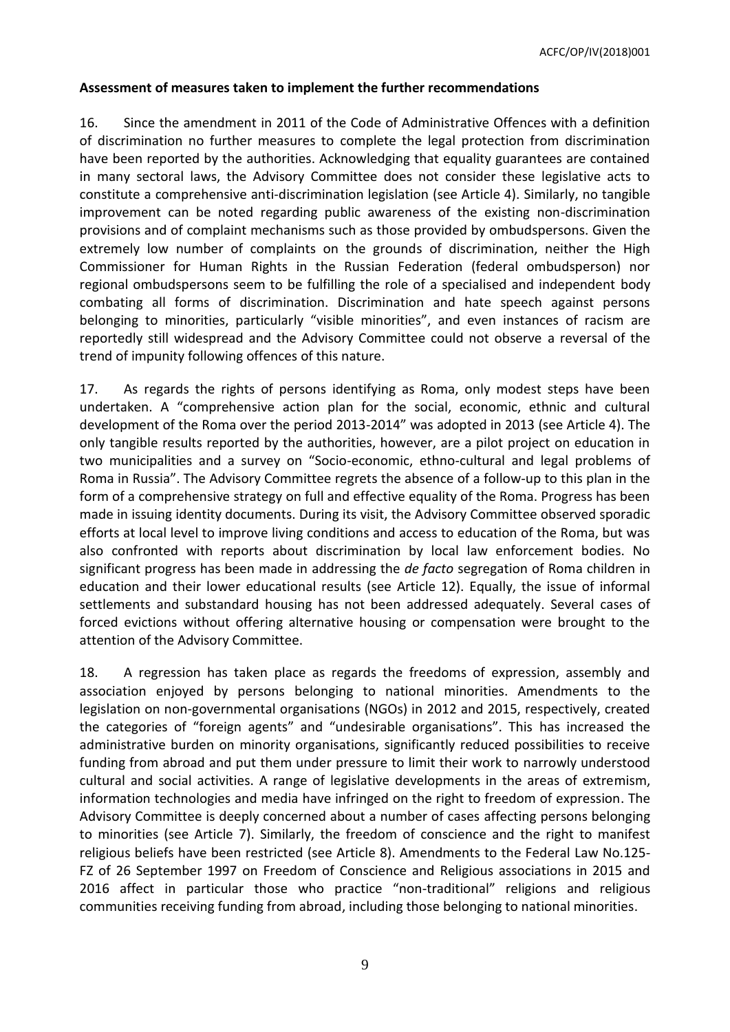**Assessment of measures taken to implement the further recommendations**

16. Since the amendment in 2011 of the Code of Administrative Offences with a definition of discrimination no further measures to complete the legal protection from discrimination have been reported by the authorities. Acknowledging that equality guarantees are contained in many sectoral laws, the Advisory Committee does not consider these legislative acts to constitute a comprehensive anti-discrimination legislation (see Article 4). Similarly, no tangible improvement can be noted regarding public awareness of the existing non-discrimination provisions and of complaint mechanisms such as those provided by ombudspersons. Given the extremely low number of complaints on the grounds of discrimination, neither the High Commissioner for Human Rights in the Russian Federation (federal ombudsperson) nor regional ombudspersons seem to be fulfilling the role of a specialised and independent body combating all forms of discrimination. Discrimination and hate speech against persons belonging to minorities, particularly "visible minorities", and even instances of racism are reportedly still widespread and the Advisory Committee could not observe a reversal of the trend of impunity following offences of this nature.

17. As regards the rights of persons identifying as Roma, only modest steps have been undertaken. A "comprehensive action plan for the social, economic, ethnic and cultural development of the Roma over the period 2013-2014" was adopted in 2013 (see Article 4). The only tangible results reported by the authorities, however, are a pilot project on education in two municipalities and a survey on "Socio-economic, ethno-cultural and legal problems of Roma in Russia". The Advisory Committee regrets the absence of a follow-up to this plan in the form of a comprehensive strategy on full and effective equality of the Roma. Progress has been made in issuing identity documents. During its visit, the Advisory Committee observed sporadic efforts at local level to improve living conditions and access to education of the Roma, but was also confronted with reports about discrimination by local law enforcement bodies. No significant progress has been made in addressing the *de facto* segregation of Roma children in education and their lower educational results (see Article 12). Equally, the issue of informal settlements and substandard housing has not been addressed adequately. Several cases of forced evictions without offering alternative housing or compensation were brought to the attention of the Advisory Committee.

18. A regression has taken place as regards the freedoms of expression, assembly and association enjoyed by persons belonging to national minorities. Amendments to the legislation on non-governmental organisations (NGOs) in 2012 and 2015, respectively, created the categories of "foreign agents" and "undesirable organisations". This has increased the administrative burden on minority organisations, significantly reduced possibilities to receive funding from abroad and put them under pressure to limit their work to narrowly understood cultural and social activities. A range of legislative developments in the areas of extremism, information technologies and media have infringed on the right to freedom of expression. The Advisory Committee is deeply concerned about a number of cases affecting persons belonging to minorities (see Article 7). Similarly, the freedom of conscience and the right to manifest religious beliefs have been restricted (see Article 8). Amendments to the Federal Law No.125-FZ of 26 September 1997 on Freedom of Conscience and Religious associations in 2015 and 2016 affect in particular those who practice "non-traditional" religions and religious communities receiving funding from abroad, including those belonging to national minorities.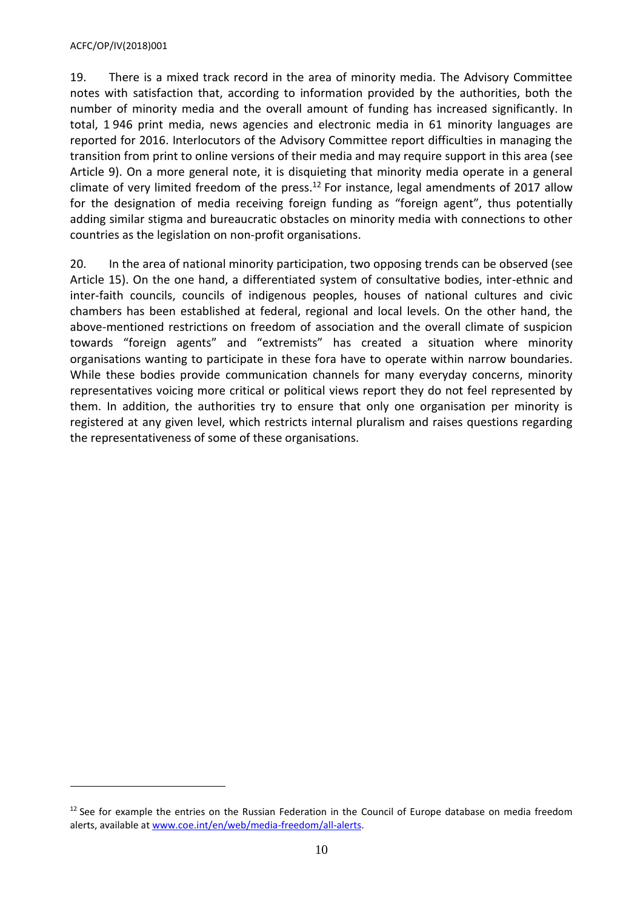19. There is a mixed track record in the area of minority media. The Advisory Committee notes with satisfaction that, according to information provided by the authorities, both the number of minority media and the overall amount of funding has increased significantly. In total, 1 946 print media, news agencies and electronic media in 61 minority languages are reported for 2016. Interlocutors of the Advisory Committee report difficulties in managing the transition from print to online versions of their media and may require support in this area (see Article 9). On a more general note, it is disquieting that minority media operate in a general climate of very limited freedom of the press.[12] For instance, legal amendments of 2017 allow for the designation of media receiving foreign funding as "foreign agent", thus potentially adding similar stigma and bureaucratic obstacles on minority media with connections to other countries as the legislation on non-profit organisations.

20. In the area of national minority participation, two opposing trends can be observed (see Article 15). On the one hand, a differentiated system of consultative bodies, inter-ethnic and inter-faith councils, councils of indigenous peoples, houses of national cultures and civic chambers has been established at federal, regional and local levels. On the other hand, the above-mentioned restrictions on freedom of association and the overall climate of suspicion towards "foreign agents" and "extremists" has created a situation where minority organisations wanting to participate in these fora have to operate within narrow boundaries. While these bodies provide communication channels for many everyday concerns, minority representatives voicing more critical or political views report they do not feel represented by them. In addition, the authorities try to ensure that only one organisation per minority is registered at any given level, which restricts internal pluralism and raises questions regarding the representativeness of some of these organisations.

---

[12] See for example the entries on the Russian Federation in the Council of Europe database on media freedom alerts, available at [www.coe.int/en/web/media-freedom/all-alerts](www.coe.int/en/web/media-freedom/all-alerts).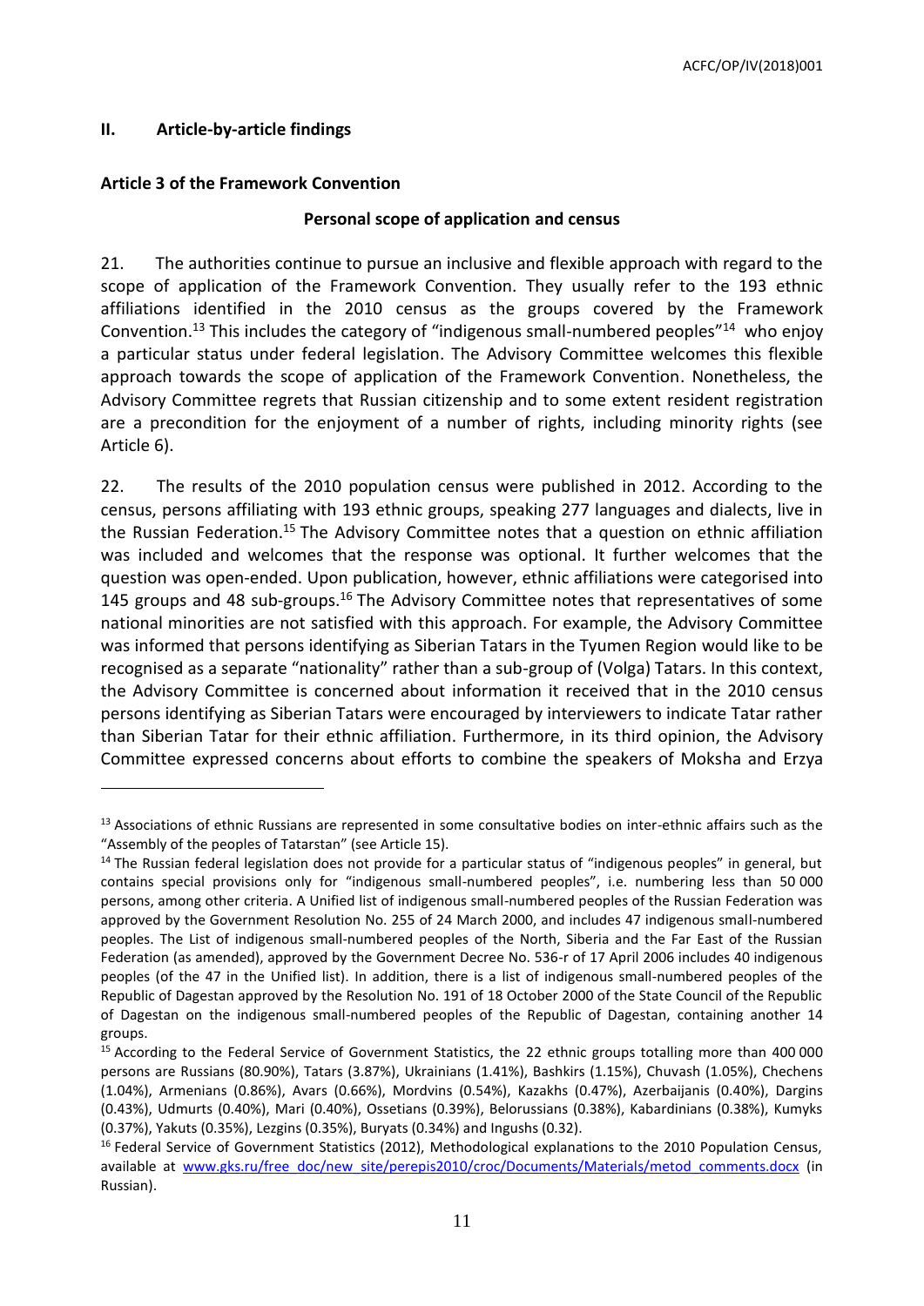## II. Article-by-article findings

### Article 3 of the Framework Convention

**Personal scope of application and census**

21. The authorities continue to pursue an inclusive and flexible approach with regard to the scope of application of the Framework Convention. They usually refer to the 193 ethnic affiliations identified in the 2010 census as the groups covered by the Framework Convention.[13] This includes the category of "indigenous small-numbered peoples"[14] who enjoy a particular status under federal legislation. The Advisory Committee welcomes this flexible approach towards the scope of application of the Framework Convention. Nonetheless, the Advisory Committee regrets that Russian citizenship and to some extent resident registration are a precondition for the enjoyment of a number of rights, including minority rights (see Article 6).

22. The results of the 2010 population census were published in 2012. According to the census, persons affiliating with 193 ethnic groups, speaking 277 languages and dialects, live in the Russian Federation.[15] The Advisory Committee notes that a question on ethnic affiliation was included and welcomes that the response was optional. It further welcomes that the question was open-ended. Upon publication, however, ethnic affiliations were categorised into 145 groups and 48 sub-groups.[16] The Advisory Committee notes that representatives of some national minorities are not satisfied with this approach. For example, the Advisory Committee was informed that persons identifying as Siberian Tatars in the Tyumen Region would like to be recognised as a separate "nationality" rather than a sub-group of (Volga) Tatars. In this context, the Advisory Committee is concerned about information it received that in the 2010 census persons identifying as Siberian Tatars were encouraged by interviewers to indicate Tatar rather than Siberian Tatar for their ethnic affiliation. Furthermore, in its third opinion, the Advisory Committee expressed concerns about efforts to combine the speakers of Moksha and Erzya

---

[13] Associations of ethnic Russians are represented in some consultative bodies on inter-ethnic affairs such as the "Assembly of the peoples of Tatarstan" (see Article 15).

[14] The Russian federal legislation does not provide for a particular status of "indigenous peoples" in general, but contains special provisions only for "indigenous small-numbered peoples", i.e. numbering less than 50 000 persons, among other criteria. A Unified list of indigenous small-numbered peoples of the Russian Federation was approved by the Government Resolution No. 255 of 24 March 2000, and includes 47 indigenous small-numbered peoples. The List of indigenous small-numbered peoples of the North, Siberia and the Far East of the Russian Federation (as amended), approved by the Government Decree No. 536-r of 17 April 2006 includes 40 indigenous peoples (of the 47 in the Unified list). In addition, there is a list of indigenous small-numbered peoples of the Republic of Dagestan approved by the Resolution No. 191 of 18 October 2000 of the State Council of the Republic of Dagestan on the indigenous small-numbered peoples of the Republic of Dagestan, containing another 14 groups.

[15] According to the Federal Service of Government Statistics, the 22 ethnic groups totalling more than 400 000 persons are Russians (80.90%), Tatars (3.87%), Ukrainians (1.41%), Bashkirs (1.15%), Chuvash (1.05%), Chechens (1.04%), Armenians (0.86%), Avars (0.66%), Mordvins (0.54%), Kazakhs (0.47%), Azerbaijanis (0.40%), Dargins (0.43%), Udmurts (0.40%), Mari (0.40%), Ossetians (0.39%), Belorussians (0.38%), Kabardinians (0.38%), Kumyks (0.37%), Yakuts (0.35%), Lezgins (0.35%), Buryats (0.34%) and Ingushs (0.32).

[16] Federal Service of Government Statistics (2012), Methodological explanations to the 2010 Population Census, available at www.gks.ru/free_doc/new_site/perepis2010/croc/Documents/Materials/metod_comments.docx (in Russian).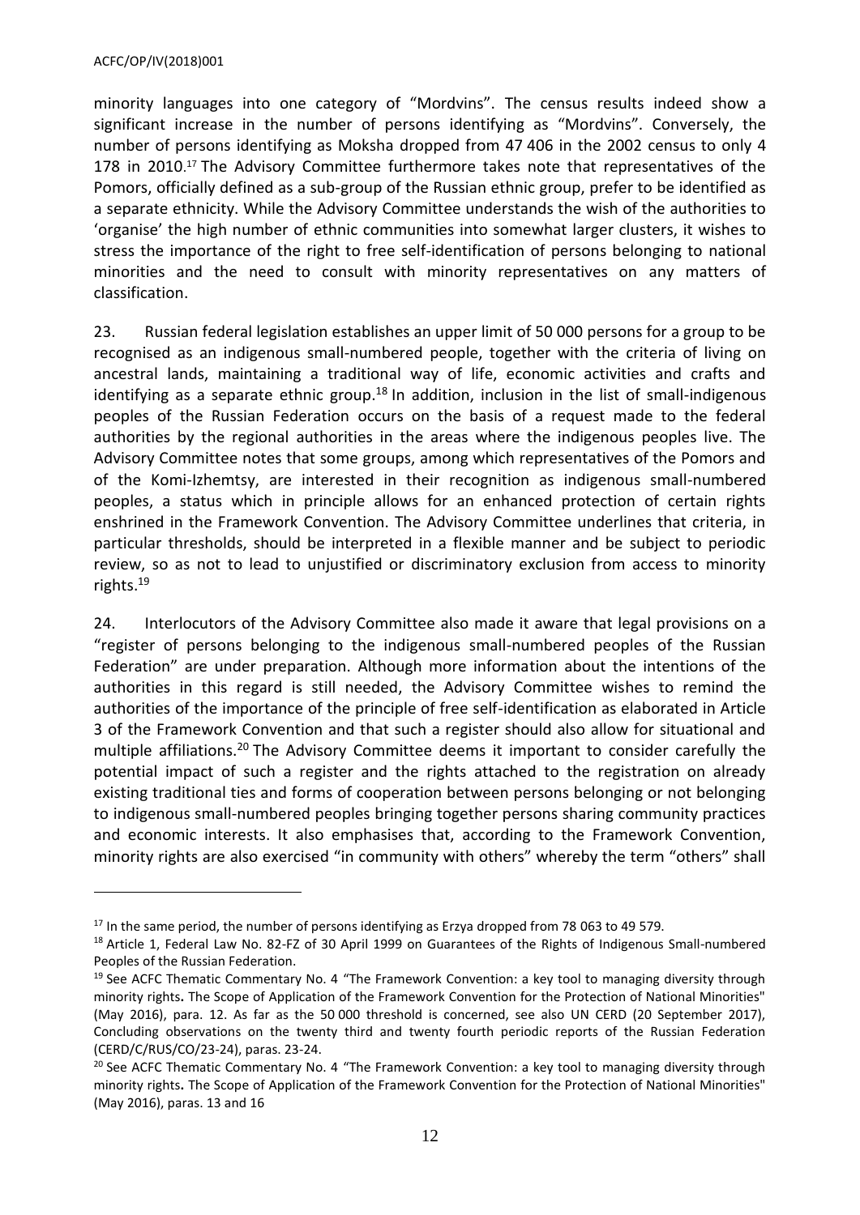minority languages into one category of "Mordvins". The census results indeed show a significant increase in the number of persons identifying as "Mordvins". Conversely, the number of persons identifying as Moksha dropped from 47 406 in the 2002 census to only 4 178 in 2010.[17] The Advisory Committee furthermore takes note that representatives of the Pomors, officially defined as a sub-group of the Russian ethnic group, prefer to be identified as a separate ethnicity. While the Advisory Committee understands the wish of the authorities to 'organise' the high number of ethnic communities into somewhat larger clusters, it wishes to stress the importance of the right to free self-identification of persons belonging to national minorities and the need to consult with minority representatives on any matters of classification.

23. Russian federal legislation establishes an upper limit of 50 000 persons for a group to be recognised as an indigenous small-numbered people, together with the criteria of living on ancestral lands, maintaining a traditional way of life, economic activities and crafts and identifying as a separate ethnic group.[18] In addition, inclusion in the list of small-indigenous peoples of the Russian Federation occurs on the basis of a request made to the federal authorities by the regional authorities in the areas where the indigenous peoples live. The Advisory Committee notes that some groups, among which representatives of the Pomors and of the Komi-Izhemtsy, are interested in their recognition as indigenous small-numbered peoples, a status which in principle allows for an enhanced protection of certain rights enshrined in the Framework Convention. The Advisory Committee underlines that criteria, in particular thresholds, should be interpreted in a flexible manner and be subject to periodic review, so as not to lead to unjustified or discriminatory exclusion from access to minority rights.[19]

24. Interlocutors of the Advisory Committee also made it aware that legal provisions on a "register of persons belonging to the indigenous small-numbered peoples of the Russian Federation" are under preparation. Although more information about the intentions of the authorities in this regard is still needed, the Advisory Committee wishes to remind the authorities of the importance of the principle of free self-identification as elaborated in Article 3 of the Framework Convention and that such a register should also allow for situational and multiple affiliations.[20] The Advisory Committee deems it important to consider carefully the potential impact of such a register and the rights attached to the registration on already existing traditional ties and forms of cooperation between persons belonging or not belonging to indigenous small-numbered peoples bringing together persons sharing community practices and economic interests. It also emphasises that, according to the Framework Convention, minority rights are also exercised "in community with others" whereby the term "others" shall

---

[17] In the same period, the number of persons identifying as Erzya dropped from 78 063 to 49 579.

[18] Article 1, Federal Law No. 82-FZ of 30 April 1999 on Guarantees of the Rights of Indigenous Small-numbered Peoples of the Russian Federation.

[19] See ACFC Thematic Commentary No. 4 "The Framework Convention: a key tool to managing diversity through minority rights**.** The Scope of Application of the Framework Convention for the Protection of National Minorities" (May 2016), para. 12. As far as the 50 000 threshold is concerned, see also UN CERD (20 September 2017), Concluding observations on the twenty third and twenty fourth periodic reports of the Russian Federation (CERD/C/RUS/CO/23-24), paras. 23-24.

[20] See ACFC Thematic Commentary No. 4 "The Framework Convention: a key tool to managing diversity through minority rights**.** The Scope of Application of the Framework Convention for the Protection of National Minorities" (May 2016), paras. 13 and 16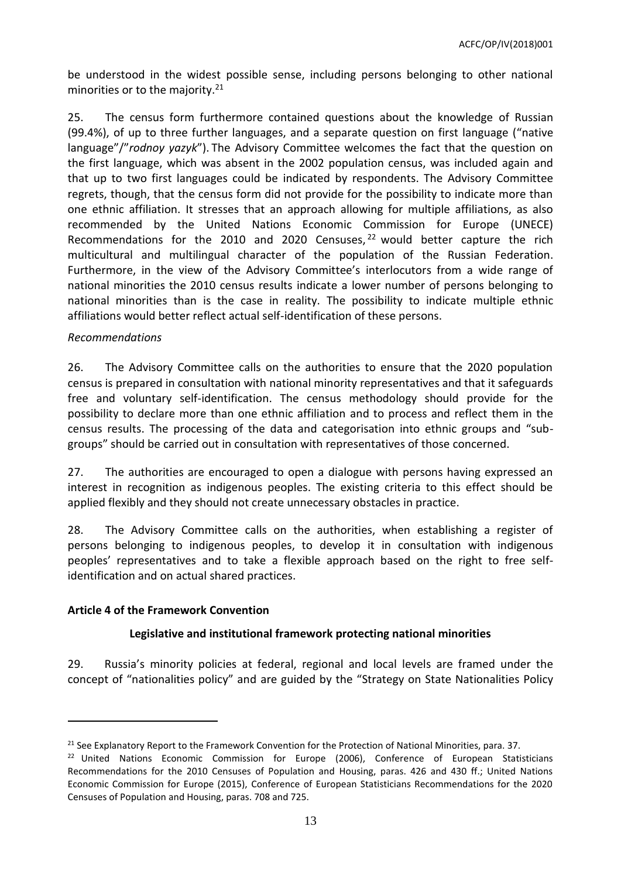be understood in the widest possible sense, including persons belonging to other national minorities or to the majority.[21]

25. The census form furthermore contained questions about the knowledge of Russian (99.4%), of up to three further languages, and a separate question on first language ("native language"/"*rodnoy yazyk*"). The Advisory Committee welcomes the fact that the question on the first language, which was absent in the 2002 population census, was included again and that up to two first languages could be indicated by respondents. The Advisory Committee regrets, though, that the census form did not provide for the possibility to indicate more than one ethnic affiliation. It stresses that an approach allowing for multiple affiliations, as also recommended by the United Nations Economic Commission for Europe (UNECE) Recommendations for the 2010 and 2020 Censuses,[22] would better capture the rich multicultural and multilingual character of the population of the Russian Federation. Furthermore, in the view of the Advisory Committee's interlocutors from a wide range of national minorities the 2010 census results indicate a lower number of persons belonging to national minorities than is the case in reality. The possibility to indicate multiple ethnic affiliations would better reflect actual self-identification of these persons.

*Recommendations*

26. The Advisory Committee calls on the authorities to ensure that the 2020 population census is prepared in consultation with national minority representatives and that it safeguards free and voluntary self-identification. The census methodology should provide for the possibility to declare more than one ethnic affiliation and to process and reflect them in the census results. The processing of the data and categorisation into ethnic groups and "sub-groups" should be carried out in consultation with representatives of those concerned.

27. The authorities are encouraged to open a dialogue with persons having expressed an interest in recognition as indigenous peoples. The existing criteria to this effect should be applied flexibly and they should not create unnecessary obstacles in practice.

28. The Advisory Committee calls on the authorities, when establishing a register of persons belonging to indigenous peoples, to develop it in consultation with indigenous peoples' representatives and to take a flexible approach based on the right to free self-identification and on actual shared practices.

**Article 4 of the Framework Convention**

**Legislative and institutional framework protecting national minorities**

29. Russia's minority policies at federal, regional and local levels are framed under the concept of "nationalities policy" and are guided by the "Strategy on State Nationalities Policy

---

[21] See Explanatory Report to the Framework Convention for the Protection of National Minorities, para. 37.

[22] United Nations Economic Commission for Europe (2006), Conference of European Statisticians Recommendations for the 2010 Censuses of Population and Housing, paras. 426 and 430 ff.; United Nations Economic Commission for Europe (2015), Conference of European Statisticians Recommendations for the 2020 Censuses of Population and Housing, paras. 708 and 725.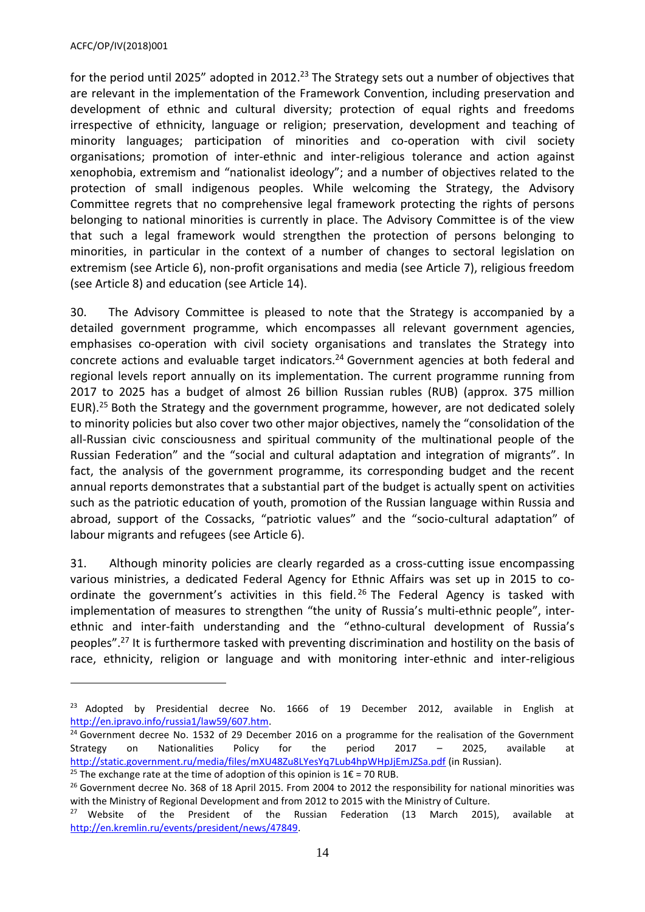for the period until 2025" adopted in 2012.[23] The Strategy sets out a number of objectives that are relevant in the implementation of the Framework Convention, including preservation and development of ethnic and cultural diversity; protection of equal rights and freedoms irrespective of ethnicity, language or religion; preservation, development and teaching of minority languages; participation of minorities and co-operation with civil society organisations; promotion of inter-ethnic and inter-religious tolerance and action against xenophobia, extremism and "nationalist ideology"; and a number of objectives related to the protection of small indigenous peoples. While welcoming the Strategy, the Advisory Committee regrets that no comprehensive legal framework protecting the rights of persons belonging to national minorities is currently in place. The Advisory Committee is of the view that such a legal framework would strengthen the protection of persons belonging to minorities, in particular in the context of a number of changes to sectoral legislation on extremism (see Article 6), non-profit organisations and media (see Article 7), religious freedom (see Article 8) and education (see Article 14).

30. The Advisory Committee is pleased to note that the Strategy is accompanied by a detailed government programme, which encompasses all relevant government agencies, emphasises co-operation with civil society organisations and translates the Strategy into concrete actions and evaluable target indicators.[24] Government agencies at both federal and regional levels report annually on its implementation. The current programme running from 2017 to 2025 has a budget of almost 26 billion Russian rubles (RUB) (approx. 375 million EUR).[25] Both the Strategy and the government programme, however, are not dedicated solely to minority policies but also cover two other major objectives, namely the "consolidation of the all-Russian civic consciousness and spiritual community of the multinational people of the Russian Federation" and the "social and cultural adaptation and integration of migrants". In fact, the analysis of the government programme, its corresponding budget and the recent annual reports demonstrates that a substantial part of the budget is actually spent on activities such as the patriotic education of youth, promotion of the Russian language within Russia and abroad, support of the Cossacks, "patriotic values" and the "socio-cultural adaptation" of labour migrants and refugees (see Article 6).

31. Although minority policies are clearly regarded as a cross-cutting issue encompassing various ministries, a dedicated Federal Agency for Ethnic Affairs was set up in 2015 to co-ordinate the government's activities in this field.[26] The Federal Agency is tasked with implementation of measures to strengthen "the unity of Russia's multi-ethnic people", inter-ethnic and inter-faith understanding and the "ethno-cultural development of Russia's peoples".[27] It is furthermore tasked with preventing discrimination and hostility on the basis of race, ethnicity, religion or language and with monitoring inter-ethnic and inter-religious

---

[23] Adopted by Presidential decree No. 1666 of 19 December 2012, available in English at http://en.ipravo.info/russia1/law59/607.htm.

[24] Government decree No. 1532 of 29 December 2016 on a programme for the realisation of the Government Strategy on Nationalities Policy for the period 2017 – 2025, available at http://static.government.ru/media/files/mXU48Zu8LYesYq7Lub4hpWHpJjEmJZSa.pdf (in Russian).

[25] The exchange rate at the time of adoption of this opinion is 1€ = 70 RUB.

[26] Government decree No. 368 of 18 April 2015. From 2004 to 2012 the responsibility for national minorities was with the Ministry of Regional Development and from 2012 to 2015 with the Ministry of Culture.

[27] Website of the President of the Russian Federation (13 March 2015), available at http://en.kremlin.ru/events/president/news/47849.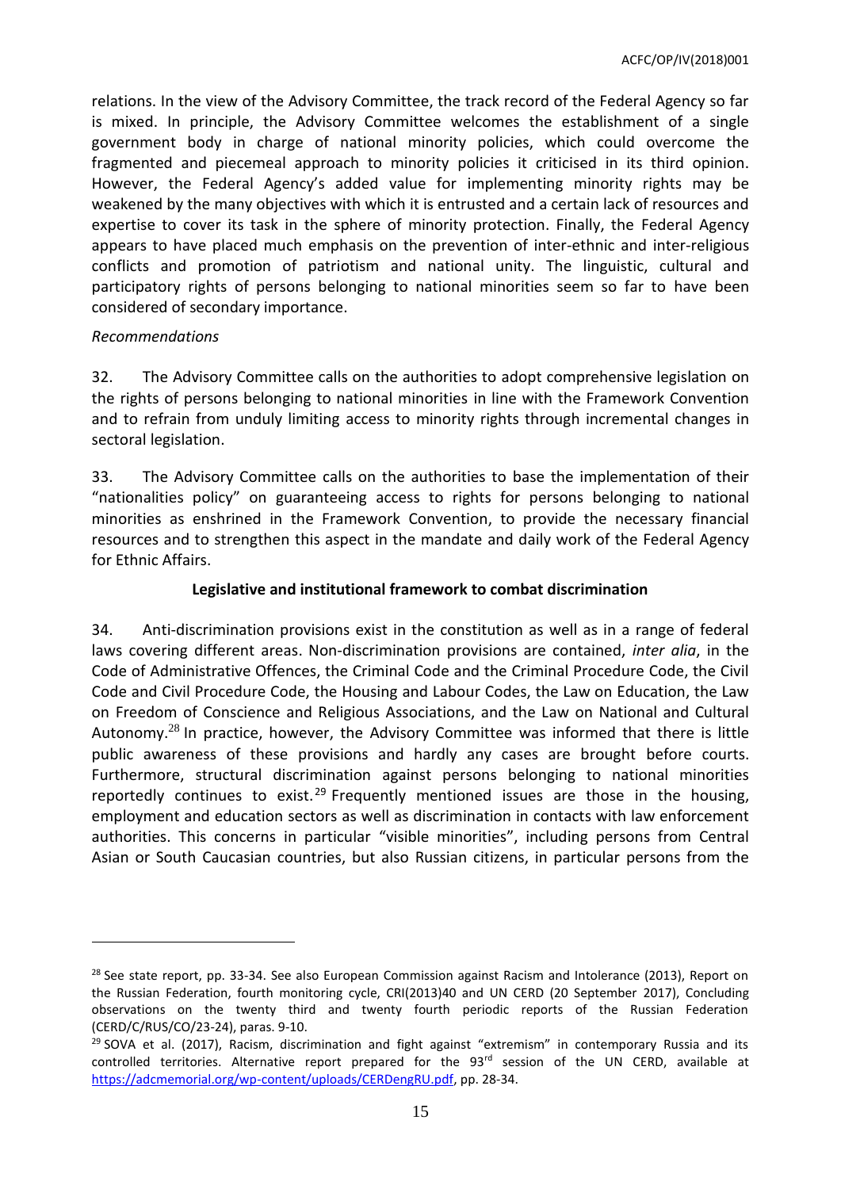relations. In the view of the Advisory Committee, the track record of the Federal Agency so far is mixed. In principle, the Advisory Committee welcomes the establishment of a single government body in charge of national minority policies, which could overcome the fragmented and piecemeal approach to minority policies it criticised in its third opinion. However, the Federal Agency's added value for implementing minority rights may be weakened by the many objectives with which it is entrusted and a certain lack of resources and expertise to cover its task in the sphere of minority protection. Finally, the Federal Agency appears to have placed much emphasis on the prevention of inter-ethnic and inter-religious conflicts and promotion of patriotism and national unity. The linguistic, cultural and participatory rights of persons belonging to national minorities seem so far to have been considered of secondary importance.

*Recommendations*

32. The Advisory Committee calls on the authorities to adopt comprehensive legislation on the rights of persons belonging to national minorities in line with the Framework Convention and to refrain from unduly limiting access to minority rights through incremental changes in sectoral legislation.

33. The Advisory Committee calls on the authorities to base the implementation of their "nationalities policy" on guaranteeing access to rights for persons belonging to national minorities as enshrined in the Framework Convention, to provide the necessary financial resources and to strengthen this aspect in the mandate and daily work of the Federal Agency for Ethnic Affairs.

### Legislative and institutional framework to combat discrimination

34. Anti-discrimination provisions exist in the constitution as well as in a range of federal laws covering different areas. Non-discrimination provisions are contained, *inter alia*, in the Code of Administrative Offences, the Criminal Code and the Criminal Procedure Code, the Civil Code and Civil Procedure Code, the Housing and Labour Codes, the Law on Education, the Law on Freedom of Conscience and Religious Associations, and the Law on National and Cultural Autonomy.[28] In practice, however, the Advisory Committee was informed that there is little public awareness of these provisions and hardly any cases are brought before courts. Furthermore, structural discrimination against persons belonging to national minorities reportedly continues to exist.[29] Frequently mentioned issues are those in the housing, employment and education sectors as well as discrimination in contacts with law enforcement authorities. This concerns in particular "visible minorities", including persons from Central Asian or South Caucasian countries, but also Russian citizens, in particular persons from the

---

[28] See state report, pp. 33-34. See also European Commission against Racism and Intolerance (2013), Report on the Russian Federation, fourth monitoring cycle, CRI(2013)40 and UN CERD (20 September 2017), Concluding observations on the twenty third and twenty fourth periodic reports of the Russian Federation (CERD/C/RUS/CO/23-24), paras. 9-10.

[29] SOVA et al. (2017), Racism, discrimination and fight against "extremism" in contemporary Russia and its controlled territories. Alternative report prepared for the 93rd session of the UN CERD, available at https://adcmemorial.org/wp-content/uploads/CERDengRU.pdf, pp. 28-34.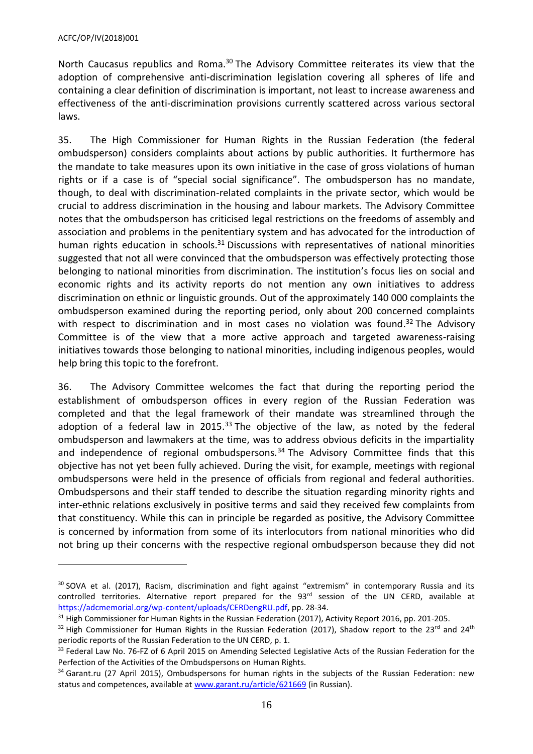North Caucasus republics and Roma.[30] The Advisory Committee reiterates its view that the adoption of comprehensive anti-discrimination legislation covering all spheres of life and containing a clear definition of discrimination is important, not least to increase awareness and effectiveness of the anti-discrimination provisions currently scattered across various sectoral laws.

35. The High Commissioner for Human Rights in the Russian Federation (the federal ombudsperson) considers complaints about actions by public authorities. It furthermore has the mandate to take measures upon its own initiative in the case of gross violations of human rights or if a case is of "special social significance". The ombudsperson has no mandate, though, to deal with discrimination-related complaints in the private sector, which would be crucial to address discrimination in the housing and labour markets. The Advisory Committee notes that the ombudsperson has criticised legal restrictions on the freedoms of assembly and association and problems in the penitentiary system and has advocated for the introduction of human rights education in schools.[31] Discussions with representatives of national minorities suggested that not all were convinced that the ombudsperson was effectively protecting those belonging to national minorities from discrimination. The institution's focus lies on social and economic rights and its activity reports do not mention any own initiatives to address discrimination on ethnic or linguistic grounds. Out of the approximately 140 000 complaints the ombudsperson examined during the reporting period, only about 200 concerned complaints with respect to discrimination and in most cases no violation was found.[32] The Advisory Committee is of the view that a more active approach and targeted awareness-raising initiatives towards those belonging to national minorities, including indigenous peoples, would help bring this topic to the forefront.

36. The Advisory Committee welcomes the fact that during the reporting period the establishment of ombudsperson offices in every region of the Russian Federation was completed and that the legal framework of their mandate was streamlined through the adoption of a federal law in 2015.[33] The objective of the law, as noted by the federal ombudsperson and lawmakers at the time, was to address obvious deficits in the impartiality and independence of regional ombudspersons.[34] The Advisory Committee finds that this objective has not yet been fully achieved. During the visit, for example, meetings with regional ombudspersons were held in the presence of officials from regional and federal authorities. Ombudspersons and their staff tended to describe the situation regarding minority rights and inter-ethnic relations exclusively in positive terms and said they received few complaints from that constituency. While this can in principle be regarded as positive, the Advisory Committee is concerned by information from some of its interlocutors from national minorities who did not bring up their concerns with the respective regional ombudsperson because they did not

---

[30] SOVA et al. (2017), Racism, discrimination and fight against "extremism" in contemporary Russia and its controlled territories. Alternative report prepared for the 93rd session of the UN CERD, available at https://adcmemorial.org/wp-content/uploads/CERDengRU.pdf, pp. 28-34.

[31] High Commissioner for Human Rights in the Russian Federation (2017), Activity Report 2016, pp. 201-205.

[32] High Commissioner for Human Rights in the Russian Federation (2017), Shadow report to the 23rd and 24th periodic reports of the Russian Federation to the UN CERD, p. 1.

[33] Federal Law No. 76-FZ of 6 April 2015 on Amending Selected Legislative Acts of the Russian Federation for the Perfection of the Activities of the Ombudspersons on Human Rights.

[34] Garant.ru (27 April 2015), Ombudspersons for human rights in the subjects of the Russian Federation: new status and competences, available at www.garant.ru/article/621669 (in Russian).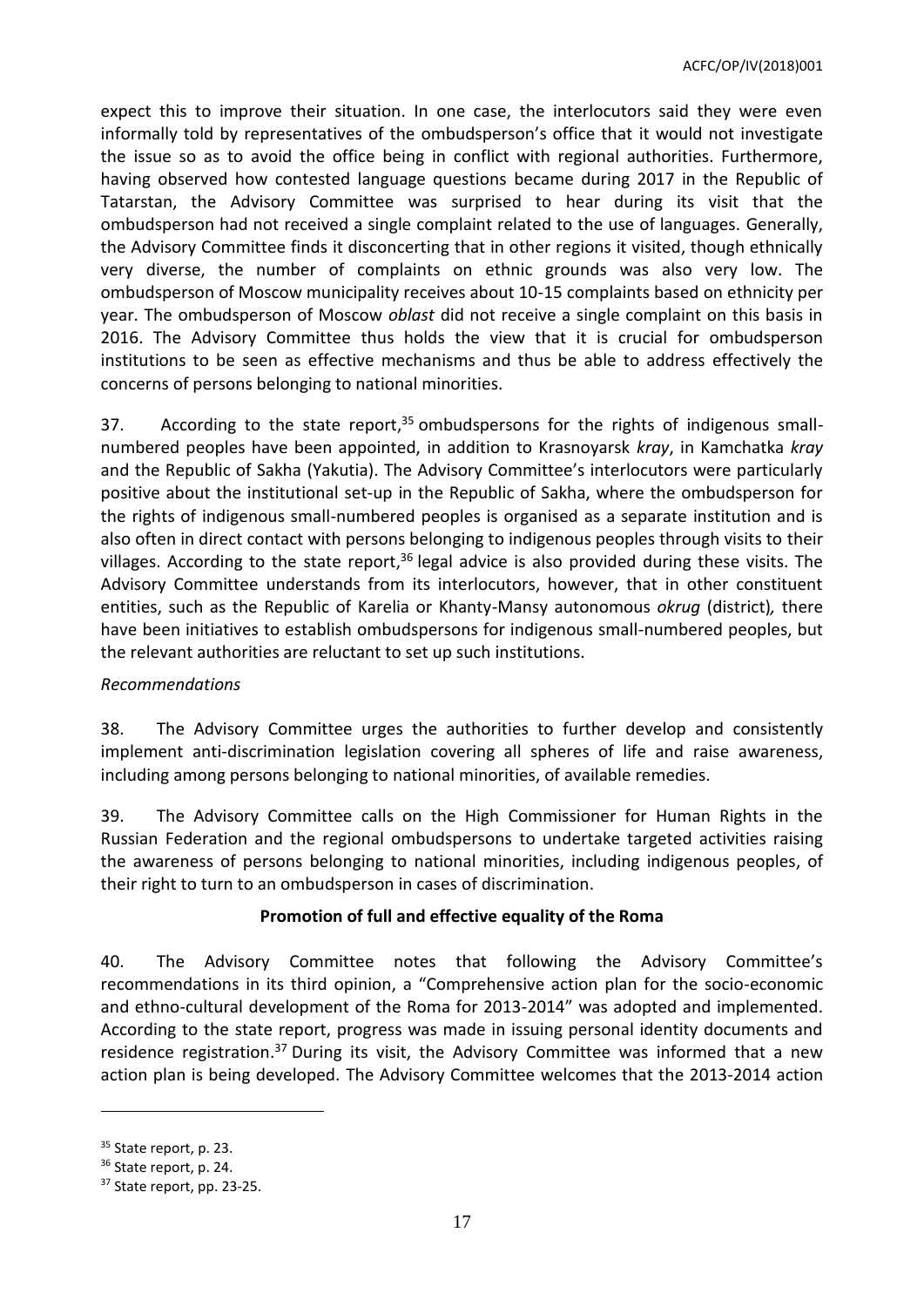expect this to improve their situation. In one case, the interlocutors said they were even informally told by representatives of the ombudsperson's office that it would not investigate the issue so as to avoid the office being in conflict with regional authorities. Furthermore, having observed how contested language questions became during 2017 in the Republic of Tatarstan, the Advisory Committee was surprised to hear during its visit that the ombudsperson had not received a single complaint related to the use of languages. Generally, the Advisory Committee finds it disconcerting that in other regions it visited, though ethnically very diverse, the number of complaints on ethnic grounds was also very low. The ombudsperson of Moscow municipality receives about 10-15 complaints based on ethnicity per year. The ombudsperson of Moscow *oblast* did not receive a single complaint on this basis in 2016. The Advisory Committee thus holds the view that it is crucial for ombudsperson institutions to be seen as effective mechanisms and thus be able to address effectively the concerns of persons belonging to national minorities.

37. According to the state report,[35] ombudspersons for the rights of indigenous small-numbered peoples have been appointed, in addition to Krasnoyarsk *kray*, in Kamchatka *kray* and the Republic of Sakha (Yakutia). The Advisory Committee's interlocutors were particularly positive about the institutional set-up in the Republic of Sakha, where the ombudsperson for the rights of indigenous small-numbered peoples is organised as a separate institution and is also often in direct contact with persons belonging to indigenous peoples through visits to their villages. According to the state report,[36] legal advice is also provided during these visits. The Advisory Committee understands from its interlocutors, however, that in other constituent entities, such as the Republic of Karelia or Khanty-Mansy autonomous *okrug* (district)*,* there have been initiatives to establish ombudspersons for indigenous small-numbered peoples, but the relevant authorities are reluctant to set up such institutions.

*Recommendations*

38. The Advisory Committee urges the authorities to further develop and consistently implement anti-discrimination legislation covering all spheres of life and raise awareness, including among persons belonging to national minorities, of available remedies.

39. The Advisory Committee calls on the High Commissioner for Human Rights in the Russian Federation and the regional ombudspersons to undertake targeted activities raising the awareness of persons belonging to national minorities, including indigenous peoples, of their right to turn to an ombudsperson in cases of discrimination.

**Promotion of full and effective equality of the Roma**

40. The Advisory Committee notes that following the Advisory Committee's recommendations in its third opinion, a "Comprehensive action plan for the socio-economic and ethno-cultural development of the Roma for 2013-2014" was adopted and implemented. According to the state report, progress was made in issuing personal identity documents and residence registration.[37] During its visit, the Advisory Committee was informed that a new action plan is being developed. The Advisory Committee welcomes that the 2013-2014 action

[35] State report, p. 23.

[36] State report, p. 24.

[37] State report, pp. 23-25.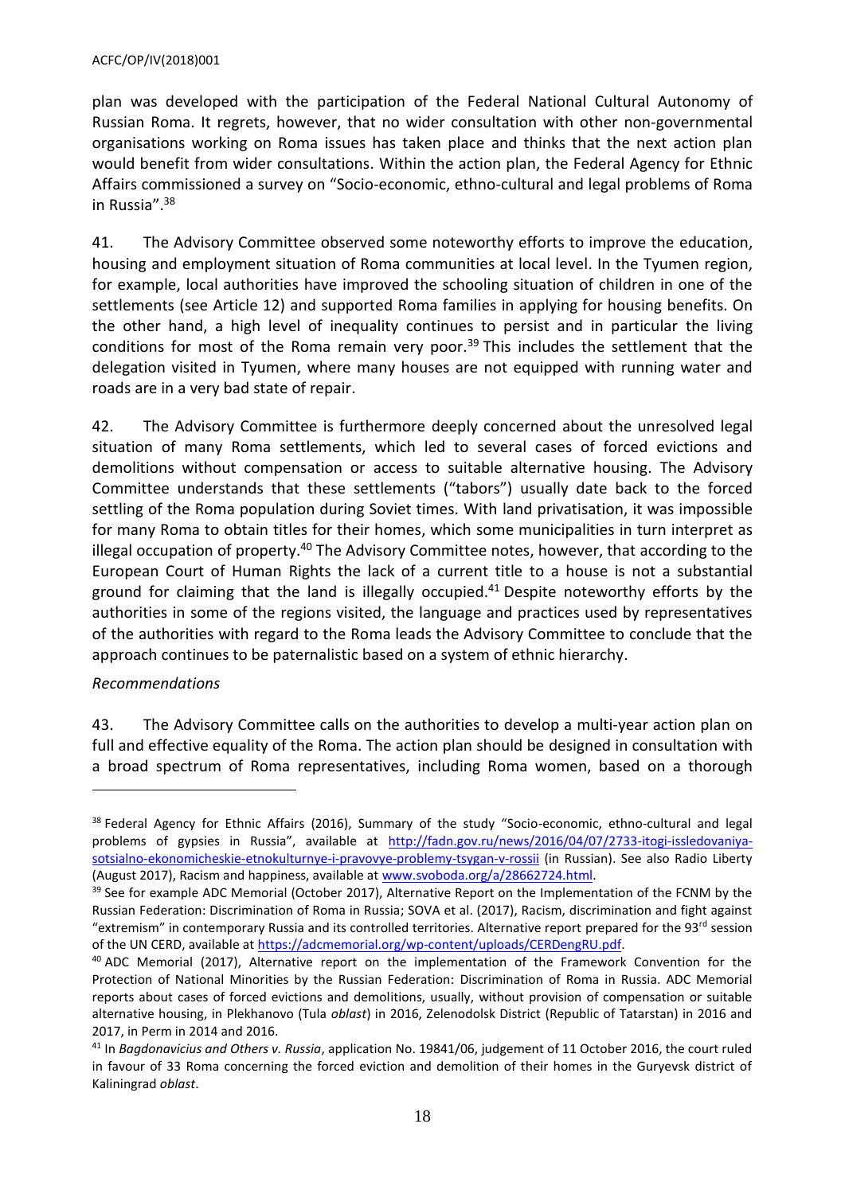plan was developed with the participation of the Federal National Cultural Autonomy of Russian Roma. It regrets, however, that no wider consultation with other non-governmental organisations working on Roma issues has taken place and thinks that the next action plan would benefit from wider consultations. Within the action plan, the Federal Agency for Ethnic Affairs commissioned a survey on "Socio-economic, ethno-cultural and legal problems of Roma in Russia".[38]

41. The Advisory Committee observed some noteworthy efforts to improve the education, housing and employment situation of Roma communities at local level. In the Tyumen region, for example, local authorities have improved the schooling situation of children in one of the settlements (see Article 12) and supported Roma families in applying for housing benefits. On the other hand, a high level of inequality continues to persist and in particular the living conditions for most of the Roma remain very poor.[39] This includes the settlement that the delegation visited in Tyumen, where many houses are not equipped with running water and roads are in a very bad state of repair.

42. The Advisory Committee is furthermore deeply concerned about the unresolved legal situation of many Roma settlements, which led to several cases of forced evictions and demolitions without compensation or access to suitable alternative housing. The Advisory Committee understands that these settlements ("tabors") usually date back to the forced settling of the Roma population during Soviet times. With land privatisation, it was impossible for many Roma to obtain titles for their homes, which some municipalities in turn interpret as illegal occupation of property.[40] The Advisory Committee notes, however, that according to the European Court of Human Rights the lack of a current title to a house is not a substantial ground for claiming that the land is illegally occupied.[41] Despite noteworthy efforts by the authorities in some of the regions visited, the language and practices used by representatives of the authorities with regard to the Roma leads the Advisory Committee to conclude that the approach continues to be paternalistic based on a system of ethnic hierarchy.

*Recommendations*

43. The Advisory Committee calls on the authorities to develop a multi-year action plan on full and effective equality of the Roma. The action plan should be designed in consultation with a broad spectrum of Roma representatives, including Roma women, based on a thorough

---

[38] Federal Agency for Ethnic Affairs (2016), Summary of the study "Socio-economic, ethno-cultural and legal problems of gypsies in Russia", available at http://fadn.gov.ru/news/2016/04/07/2733-itogi-issledovaniya-sotsialno-ekonomicheskie-etnokulturnye-i-pravovye-problemy-tsygan-v-rossii (in Russian). See also Radio Liberty (August 2017), Racism and happiness, available at www.svoboda.org/a/28662724.html.

[39] See for example ADC Memorial (October 2017), Alternative Report on the Implementation of the FCNM by the Russian Federation: Discrimination of Roma in Russia; SOVA et al. (2017), Racism, discrimination and fight against "extremism" in contemporary Russia and its controlled territories. Alternative report prepared for the 93rd session of the UN CERD, available at https://adcmemorial.org/wp-content/uploads/CERDengRU.pdf.

[40] ADC Memorial (2017), Alternative report on the implementation of the Framework Convention for the Protection of National Minorities by the Russian Federation: Discrimination of Roma in Russia. ADC Memorial reports about cases of forced evictions and demolitions, usually, without provision of compensation or suitable alternative housing, in Plekhanovo (Tula *oblast*) in 2016, Zelenodolsk District (Republic of Tatarstan) in 2016 and 2017, in Perm in 2014 and 2016.

[41] In *Bagdonavicius and Others v. Russia*, application No. 19841/06, judgement of 11 October 2016, the court ruled in favour of 33 Roma concerning the forced eviction and demolition of their homes in the Guryevsk district of Kaliningrad *oblast*.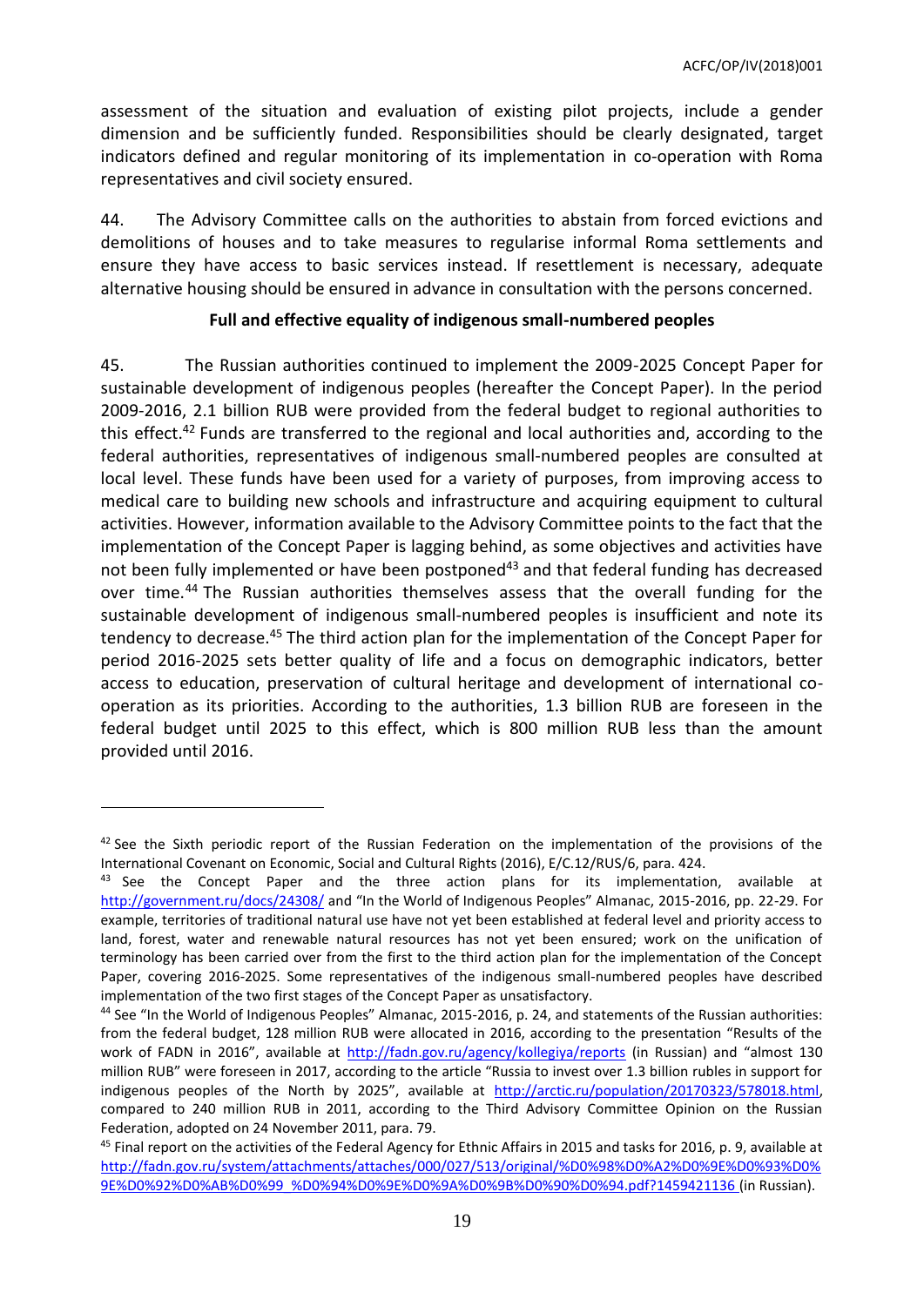assessment of the situation and evaluation of existing pilot projects, include a gender dimension and be sufficiently funded. Responsibilities should be clearly designated, target indicators defined and regular monitoring of its implementation in co-operation with Roma representatives and civil society ensured.

44. The Advisory Committee calls on the authorities to abstain from forced evictions and demolitions of houses and to take measures to regularise informal Roma settlements and ensure they have access to basic services instead. If resettlement is necessary, adequate alternative housing should be ensured in advance in consultation with the persons concerned.

**Full and effective equality of indigenous small-numbered peoples**

45. The Russian authorities continued to implement the 2009-2025 Concept Paper for sustainable development of indigenous peoples (hereafter the Concept Paper). In the period 2009-2016, 2.1 billion RUB were provided from the federal budget to regional authorities to this effect.[42] Funds are transferred to the regional and local authorities and, according to the federal authorities, representatives of indigenous small-numbered peoples are consulted at local level. These funds have been used for a variety of purposes, from improving access to medical care to building new schools and infrastructure and acquiring equipment to cultural activities. However, information available to the Advisory Committee points to the fact that the implementation of the Concept Paper is lagging behind, as some objectives and activities have not been fully implemented or have been postponed[43] and that federal funding has decreased over time.[44] The Russian authorities themselves assess that the overall funding for the sustainable development of indigenous small-numbered peoples is insufficient and note its tendency to decrease.[45] The third action plan for the implementation of the Concept Paper for period 2016-2025 sets better quality of life and a focus on demographic indicators, better access to education, preservation of cultural heritage and development of international co-operation as its priorities. According to the authorities, 1.3 billion RUB are foreseen in the federal budget until 2025 to this effect, which is 800 million RUB less than the amount provided until 2016.

---

[42] See the Sixth periodic report of the Russian Federation on the implementation of the provisions of the International Covenant on Economic, Social and Cultural Rights (2016), E/C.12/RUS/6, para. 424.

[43] See the Concept Paper and the three action plans for its implementation, available at http://government.ru/docs/24308/ and "In the World of Indigenous Peoples" Almanac, 2015-2016, pp. 22-29. For example, territories of traditional natural use have not yet been established at federal level and priority access to land, forest, water and renewable natural resources has not yet been ensured; work on the unification of terminology has been carried over from the first to the third action plan for the implementation of the Concept Paper, covering 2016-2025. Some representatives of the indigenous small-numbered peoples have described implementation of the two first stages of the Concept Paper as unsatisfactory.

[44] See "In the World of Indigenous Peoples" Almanac, 2015-2016, p. 24, and statements of the Russian authorities: from the federal budget, 128 million RUB were allocated in 2016, according to the presentation "Results of the work of FADN in 2016", available at http://fadn.gov.ru/agency/kollegiya/reports (in Russian) and "almost 130 million RUB" were foreseen in 2017, according to the article "Russia to invest over 1.3 billion rubles in support for indigenous peoples of the North by 2025", available at http://arctic.ru/population/20170323/578018.html, compared to 240 million RUB in 2011, according to the Third Advisory Committee Opinion on the Russian Federation, adopted on 24 November 2011, para. 79.

[45] Final report on the activities of the Federal Agency for Ethnic Affairs in 2015 and tasks for 2016, p. 9, available at http://fadn.gov.ru/system/attachments/attaches/000/027/513/original/%D0%98%D0%A2%D0%9E%D0%93%D0%9E%D0%92%D0%AB%D0%99_%D0%94%D0%9E%D0%9A%D0%9B%D0%90%D0%94.pdf?1459421136 (in Russian).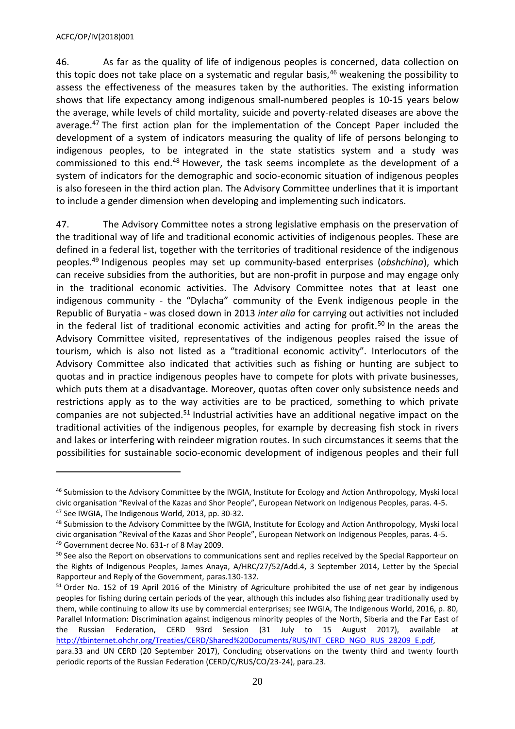46. As far as the quality of life of indigenous peoples is concerned, data collection on this topic does not take place on a systematic and regular basis,[46] weakening the possibility to assess the effectiveness of the measures taken by the authorities. The existing information shows that life expectancy among indigenous small-numbered peoples is 10-15 years below the average, while levels of child mortality, suicide and poverty-related diseases are above the average.[47] The first action plan for the implementation of the Concept Paper included the development of a system of indicators measuring the quality of life of persons belonging to indigenous peoples, to be integrated in the state statistics system and a study was commissioned to this end.[48] However, the task seems incomplete as the development of a system of indicators for the demographic and socio-economic situation of indigenous peoples is also foreseen in the third action plan. The Advisory Committee underlines that it is important to include a gender dimension when developing and implementing such indicators.

47. The Advisory Committee notes a strong legislative emphasis on the preservation of the traditional way of life and traditional economic activities of indigenous peoples. These are defined in a federal list, together with the territories of traditional residence of the indigenous peoples.[49] Indigenous peoples may set up community-based enterprises (*obshchina*), which can receive subsidies from the authorities, but are non-profit in purpose and may engage only in the traditional economic activities. The Advisory Committee notes that at least one indigenous community - the "Dylacha" community of the Evenk indigenous people in the Republic of Buryatia - was closed down in 2013 *inter alia* for carrying out activities not included in the federal list of traditional economic activities and acting for profit.[50] In the areas the Advisory Committee visited, representatives of the indigenous peoples raised the issue of tourism, which is also not listed as a "traditional economic activity". Interlocutors of the Advisory Committee also indicated that activities such as fishing or hunting are subject to quotas and in practice indigenous peoples have to compete for plots with private businesses, which puts them at a disadvantage. Moreover, quotas often cover only subsistence needs and restrictions apply as to the way activities are to be practiced, something to which private companies are not subjected.[51] Industrial activities have an additional negative impact on the traditional activities of the indigenous peoples, for example by decreasing fish stock in rivers and lakes or interfering with reindeer migration routes. In such circumstances it seems that the possibilities for sustainable socio-economic development of indigenous peoples and their full

---

[46] Submission to the Advisory Committee by the IWGIA, Institute for Ecology and Action Anthropology, Myski local civic organisation "Revival of the Kazas and Shor People", European Network on Indigenous Peoples, paras. 4-5.

[47] See IWGIA, The Indigenous World, 2013, pp. 30-32.

[48] Submission to the Advisory Committee by the IWGIA, Institute for Ecology and Action Anthropology, Myski local civic organisation "Revival of the Kazas and Shor People", European Network on Indigenous Peoples, paras. 4-5.

[49] Government decree No. 631-r of 8 May 2009.

[50] See also the Report on observations to communications sent and replies received by the Special Rapporteur on the Rights of Indigenous Peoples, James Anaya, A/HRC/27/52/Add.4, 3 September 2014, Letter by the Special Rapporteur and Reply of the Government, paras.130-132.

[51] Order No. 152 of 19 April 2016 of the Ministry of Agriculture prohibited the use of net gear by indigenous peoples for fishing during certain periods of the year, although this includes also fishing gear traditionally used by them, while continuing to allow its use by commercial enterprises; see IWGIA, The Indigenous World, 2016, p. 80, Parallel Information: Discrimination against indigenous minority peoples of the North, Siberia and the Far East of the Russian Federation, CERD 93rd Session (31 July to 15 August 2017), available at http://tbinternet.ohchr.org/Treaties/CERD/Shared%20Documents/RUS/INT_CERD_NGO_RUS_28209_E.pdf, para.33 and UN CERD (20 September 2017), Concluding observations on the twenty third and twenty fourth periodic reports of the Russian Federation (CERD/C/RUS/CO/23-24), para.23.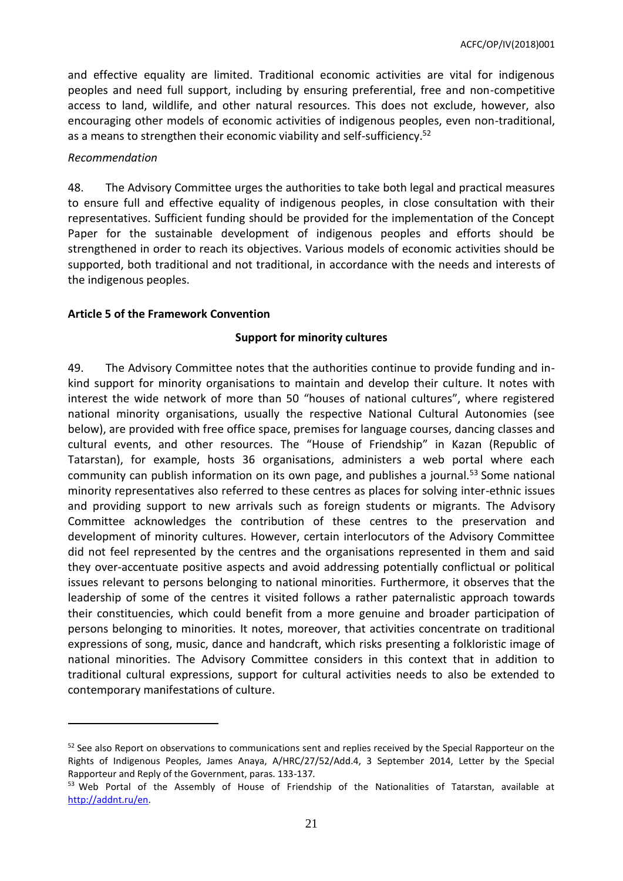and effective equality are limited. Traditional economic activities are vital for indigenous peoples and need full support, including by ensuring preferential, free and non-competitive access to land, wildlife, and other natural resources. This does not exclude, however, also encouraging other models of economic activities of indigenous peoples, even non-traditional, as a means to strengthen their economic viability and self-sufficiency.[52]

*Recommendation*

48. The Advisory Committee urges the authorities to take both legal and practical measures to ensure full and effective equality of indigenous peoples, in close consultation with their representatives. Sufficient funding should be provided for the implementation of the Concept Paper for the sustainable development of indigenous peoples and efforts should be strengthened in order to reach its objectives. Various models of economic activities should be supported, both traditional and not traditional, in accordance with the needs and interests of the indigenous peoples.

**Article 5 of the Framework Convention**

**Support for minority cultures**

49. The Advisory Committee notes that the authorities continue to provide funding and in-kind support for minority organisations to maintain and develop their culture. It notes with interest the wide network of more than 50 "houses of national cultures", where registered national minority organisations, usually the respective National Cultural Autonomies (see below), are provided with free office space, premises for language courses, dancing classes and cultural events, and other resources. The "House of Friendship" in Kazan (Republic of Tatarstan), for example, hosts 36 organisations, administers a web portal where each community can publish information on its own page, and publishes a journal.[53] Some national minority representatives also referred to these centres as places for solving inter-ethnic issues and providing support to new arrivals such as foreign students or migrants. The Advisory Committee acknowledges the contribution of these centres to the preservation and development of minority cultures. However, certain interlocutors of the Advisory Committee did not feel represented by the centres and the organisations represented in them and said they over-accentuate positive aspects and avoid addressing potentially conflictual or political issues relevant to persons belonging to national minorities. Furthermore, it observes that the leadership of some of the centres it visited follows a rather paternalistic approach towards their constituencies, which could benefit from a more genuine and broader participation of persons belonging to minorities. It notes, moreover, that activities concentrate on traditional expressions of song, music, dance and handcraft, which risks presenting a folkloristic image of national minorities. The Advisory Committee considers in this context that in addition to traditional cultural expressions, support for cultural activities needs to also be extended to contemporary manifestations of culture.

---

[52] See also Report on observations to communications sent and replies received by the Special Rapporteur on the Rights of Indigenous Peoples, James Anaya, A/HRC/27/52/Add.4, 3 September 2014, Letter by the Special Rapporteur and Reply of the Government, paras. 133-137.

[53] Web Portal of the Assembly of House of Friendship of the Nationalities of Tatarstan, available at http://addnt.ru/en.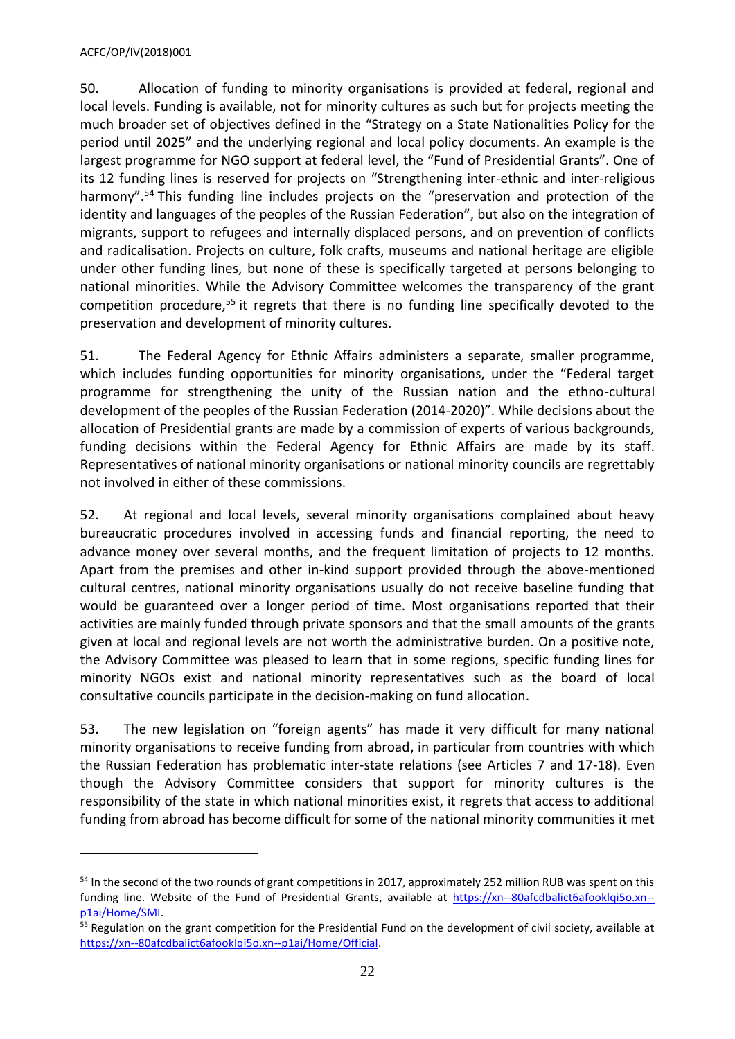50. Allocation of funding to minority organisations is provided at federal, regional and local levels. Funding is available, not for minority cultures as such but for projects meeting the much broader set of objectives defined in the "Strategy on a State Nationalities Policy for the period until 2025" and the underlying regional and local policy documents. An example is the largest programme for NGO support at federal level, the "Fund of Presidential Grants". One of its 12 funding lines is reserved for projects on "Strengthening inter-ethnic and inter-religious harmony".[54] This funding line includes projects on the "preservation and protection of the identity and languages of the peoples of the Russian Federation", but also on the integration of migrants, support to refugees and internally displaced persons, and on prevention of conflicts and radicalisation. Projects on culture, folk crafts, museums and national heritage are eligible under other funding lines, but none of these is specifically targeted at persons belonging to national minorities. While the Advisory Committee welcomes the transparency of the grant competition procedure,[55] it regrets that there is no funding line specifically devoted to the preservation and development of minority cultures.

51. The Federal Agency for Ethnic Affairs administers a separate, smaller programme, which includes funding opportunities for minority organisations, under the "Federal target programme for strengthening the unity of the Russian nation and the ethno-cultural development of the peoples of the Russian Federation (2014-2020)". While decisions about the allocation of Presidential grants are made by a commission of experts of various backgrounds, funding decisions within the Federal Agency for Ethnic Affairs are made by its staff. Representatives of national minority organisations or national minority councils are regrettably not involved in either of these commissions.

52. At regional and local levels, several minority organisations complained about heavy bureaucratic procedures involved in accessing funds and financial reporting, the need to advance money over several months, and the frequent limitation of projects to 12 months. Apart from the premises and other in-kind support provided through the above-mentioned cultural centres, national minority organisations usually do not receive baseline funding that would be guaranteed over a longer period of time. Most organisations reported that their activities are mainly funded through private sponsors and that the small amounts of the grants given at local and regional levels are not worth the administrative burden. On a positive note, the Advisory Committee was pleased to learn that in some regions, specific funding lines for minority NGOs exist and national minority representatives such as the board of local consultative councils participate in the decision-making on fund allocation.

53. The new legislation on "foreign agents" has made it very difficult for many national minority organisations to receive funding from abroad, in particular from countries with which the Russian Federation has problematic inter-state relations (see Articles 7 and 17-18). Even though the Advisory Committee considers that support for minority cultures is the responsibility of the state in which national minorities exist, it regrets that access to additional funding from abroad has become difficult for some of the national minority communities it met

---

[54] In the second of the two rounds of grant competitions in 2017, approximately 252 million RUB was spent on this funding line. Website of the Fund of Presidential Grants, available at https://xn--80afcdbalict6afooklqi5o.xn--p1ai/Home/SMI.

[55] Regulation on the grant competition for the Presidential Fund on the development of civil society, available at https://xn--80afcdbalict6afooklqi5o.xn--p1ai/Home/Official.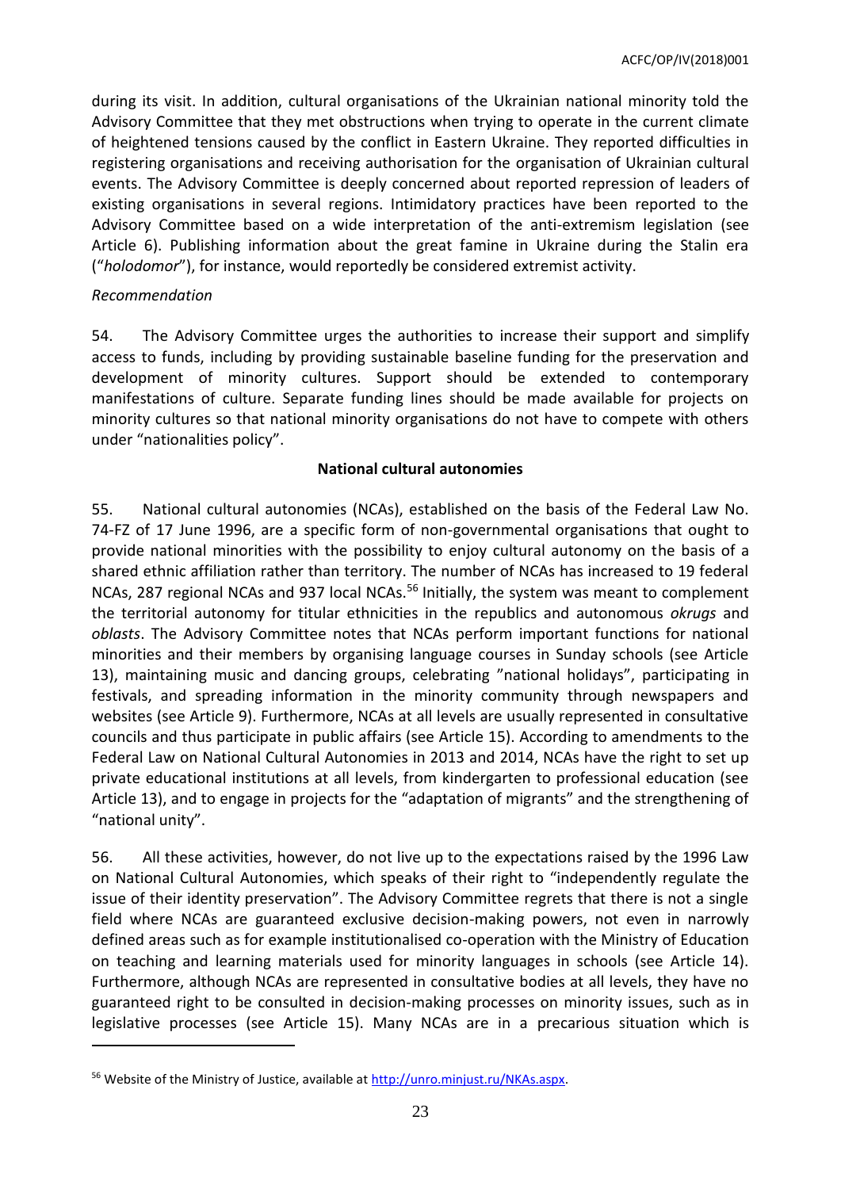during its visit. In addition, cultural organisations of the Ukrainian national minority told the Advisory Committee that they met obstructions when trying to operate in the current climate of heightened tensions caused by the conflict in Eastern Ukraine. They reported difficulties in registering organisations and receiving authorisation for the organisation of Ukrainian cultural events. The Advisory Committee is deeply concerned about reported repression of leaders of existing organisations in several regions. Intimidatory practices have been reported to the Advisory Committee based on a wide interpretation of the anti-extremism legislation (see Article 6). Publishing information about the great famine in Ukraine during the Stalin era ("*holodomor*"), for instance, would reportedly be considered extremist activity.

*Recommendation*

54. The Advisory Committee urges the authorities to increase their support and simplify access to funds, including by providing sustainable baseline funding for the preservation and development of minority cultures. Support should be extended to contemporary manifestations of culture. Separate funding lines should be made available for projects on minority cultures so that national minority organisations do not have to compete with others under "nationalities policy".

**National cultural autonomies**

55. National cultural autonomies (NCAs), established on the basis of the Federal Law No. 74-FZ of 17 June 1996, are a specific form of non-governmental organisations that ought to provide national minorities with the possibility to enjoy cultural autonomy on the basis of a shared ethnic affiliation rather than territory. The number of NCAs has increased to 19 federal NCAs, 287 regional NCAs and 937 local NCAs.[56] Initially, the system was meant to complement the territorial autonomy for titular ethnicities in the republics and autonomous *okrugs* and *oblasts*. The Advisory Committee notes that NCAs perform important functions for national minorities and their members by organising language courses in Sunday schools (see Article 13), maintaining music and dancing groups, celebrating "national holidays", participating in festivals, and spreading information in the minority community through newspapers and websites (see Article 9). Furthermore, NCAs at all levels are usually represented in consultative councils and thus participate in public affairs (see Article 15). According to amendments to the Federal Law on National Cultural Autonomies in 2013 and 2014, NCAs have the right to set up private educational institutions at all levels, from kindergarten to professional education (see Article 13), and to engage in projects for the "adaptation of migrants" and the strengthening of "national unity".

56. All these activities, however, do not live up to the expectations raised by the 1996 Law on National Cultural Autonomies, which speaks of their right to "independently regulate the issue of their identity preservation". The Advisory Committee regrets that there is not a single field where NCAs are guaranteed exclusive decision-making powers, not even in narrowly defined areas such as for example institutionalised co-operation with the Ministry of Education on teaching and learning materials used for minority languages in schools (see Article 14). Furthermore, although NCAs are represented in consultative bodies at all levels, they have no guaranteed right to be consulted in decision-making processes on minority issues, such as in legislative processes (see Article 15). Many NCAs are in a precarious situation which is

---

[56] Website of the Ministry of Justice, available at http://unro.minjust.ru/NKAs.aspx.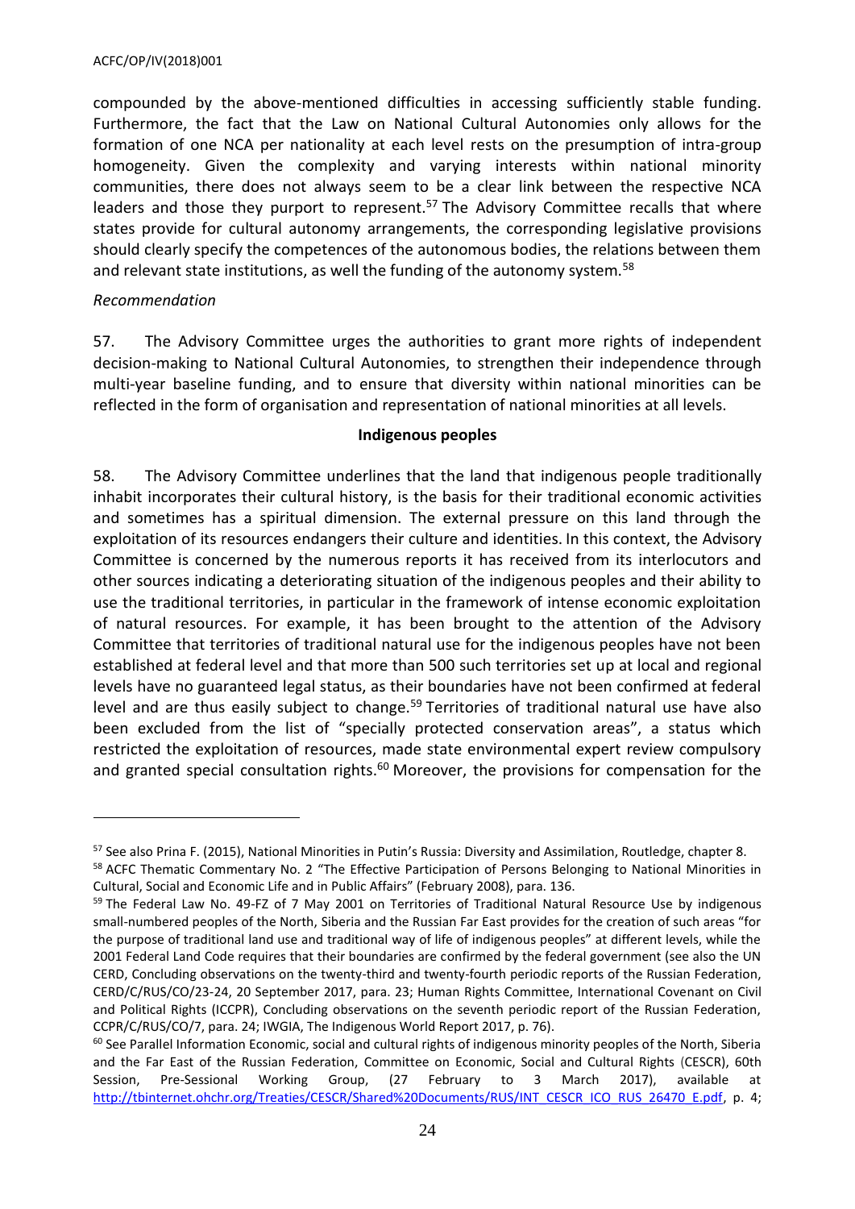compounded by the above-mentioned difficulties in accessing sufficiently stable funding. Furthermore, the fact that the Law on National Cultural Autonomies only allows for the formation of one NCA per nationality at each level rests on the presumption of intra-group homogeneity. Given the complexity and varying interests within national minority communities, there does not always seem to be a clear link between the respective NCA leaders and those they purport to represent.[57] The Advisory Committee recalls that where states provide for cultural autonomy arrangements, the corresponding legislative provisions should clearly specify the competences of the autonomous bodies, the relations between them and relevant state institutions, as well the funding of the autonomy system.[58]

*Recommendation*

57. The Advisory Committee urges the authorities to grant more rights of independent decision-making to National Cultural Autonomies, to strengthen their independence through multi-year baseline funding, and to ensure that diversity within national minorities can be reflected in the form of organisation and representation of national minorities at all levels.

**Indigenous peoples**

58. The Advisory Committee underlines that the land that indigenous people traditionally inhabit incorporates their cultural history, is the basis for their traditional economic activities and sometimes has a spiritual dimension. The external pressure on this land through the exploitation of its resources endangers their culture and identities. In this context, the Advisory Committee is concerned by the numerous reports it has received from its interlocutors and other sources indicating a deteriorating situation of the indigenous peoples and their ability to use the traditional territories, in particular in the framework of intense economic exploitation of natural resources. For example, it has been brought to the attention of the Advisory Committee that territories of traditional natural use for the indigenous peoples have not been established at federal level and that more than 500 such territories set up at local and regional levels have no guaranteed legal status, as their boundaries have not been confirmed at federal level and are thus easily subject to change.[59] Territories of traditional natural use have also been excluded from the list of "specially protected conservation areas", a status which restricted the exploitation of resources, made state environmental expert review compulsory and granted special consultation rights.[60] Moreover, the provisions for compensation for the

---

[57] See also Prina F. (2015), National Minorities in Putin's Russia: Diversity and Assimilation, Routledge, chapter 8.

[58] ACFC Thematic Commentary No. 2 "The Effective Participation of Persons Belonging to National Minorities in Cultural, Social and Economic Life and in Public Affairs" (February 2008), para. 136.

[59] The Federal Law No. 49-FZ of 7 May 2001 on Territories of Traditional Natural Resource Use by indigenous small-numbered peoples of the North, Siberia and the Russian Far East provides for the creation of such areas "for the purpose of traditional land use and traditional way of life of indigenous peoples" at different levels, while the 2001 Federal Land Code requires that their boundaries are confirmed by the federal government (see also the UN CERD, Concluding observations on the twenty-third and twenty-fourth periodic reports of the Russian Federation, CERD/C/RUS/CO/23-24, 20 September 2017, para. 23; Human Rights Committee, International Covenant on Civil and Political Rights (ICCPR), Concluding observations on the seventh periodic report of the Russian Federation, CCPR/C/RUS/CO/7, para. 24; IWGIA, The Indigenous World Report 2017, p. 76).

[60] See Parallel Information Economic, social and cultural rights of indigenous minority peoples of the North, Siberia and the Far East of the Russian Federation, Committee on Economic, Social and Cultural Rights (CESCR), 60th Session, Pre-Sessional Working Group, (27 February to 3 March 2017), available at http://tbinternet.ohchr.org/Treaties/CESCR/Shared%20Documents/RUS/INT_CESCR_ICO_RUS_26470_E.pdf, p. 4;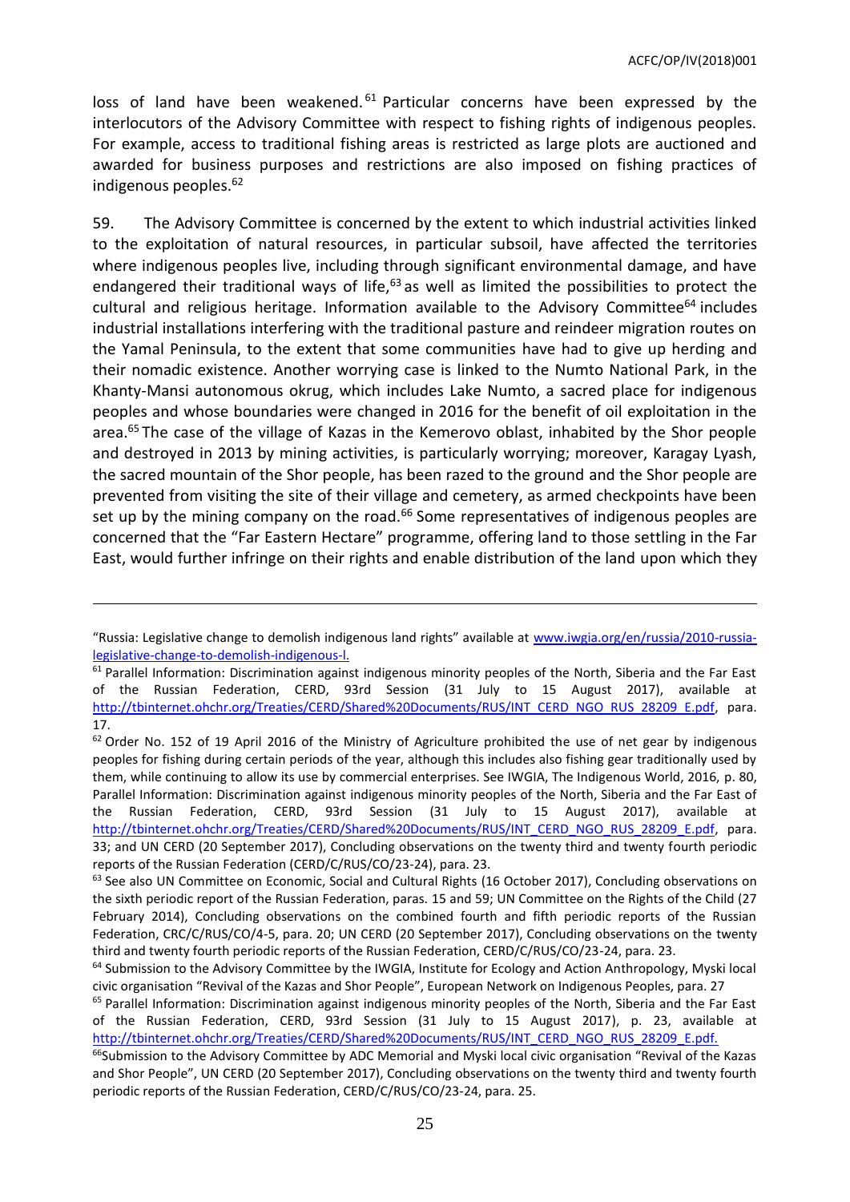loss of land have been weakened.[61] Particular concerns have been expressed by the interlocutors of the Advisory Committee with respect to fishing rights of indigenous peoples. For example, access to traditional fishing areas is restricted as large plots are auctioned and awarded for business purposes and restrictions are also imposed on fishing practices of indigenous peoples.[62]

59. The Advisory Committee is concerned by the extent to which industrial activities linked to the exploitation of natural resources, in particular subsoil, have affected the territories where indigenous peoples live, including through significant environmental damage, and have endangered their traditional ways of life,[63] as well as limited the possibilities to protect the cultural and religious heritage. Information available to the Advisory Committee[64] includes industrial installations interfering with the traditional pasture and reindeer migration routes on the Yamal Peninsula, to the extent that some communities have had to give up herding and their nomadic existence. Another worrying case is linked to the Numto National Park, in the Khanty-Mansi autonomous okrug, which includes Lake Numto, a sacred place for indigenous peoples and whose boundaries were changed in 2016 for the benefit of oil exploitation in the area.[65] The case of the village of Kazas in the Kemerovo oblast, inhabited by the Shor people and destroyed in 2013 by mining activities, is particularly worrying; moreover, Karagay Lyash, the sacred mountain of the Shor people, has been razed to the ground and the Shor people are prevented from visiting the site of their village and cemetery, as armed checkpoints have been set up by the mining company on the road.[66] Some representatives of indigenous peoples are concerned that the "Far Eastern Hectare" programme, offering land to those settling in the Far East, would further infringe on their rights and enable distribution of the land upon which they

---

"Russia: Legislative change to demolish indigenous land rights" available at www.iwgia.org/en/russia/2010-russia-legislative-change-to-demolish-indigenous-l.

[61] Parallel Information: Discrimination against indigenous minority peoples of the North, Siberia and the Far East of the Russian Federation, CERD, 93rd Session (31 July to 15 August 2017), available at http://tbinternet.ohchr.org/Treaties/CERD/Shared%20Documents/RUS/INT_CERD_NGO_RUS_28209_E.pdf, para. 17.

[62] Order No. 152 of 19 April 2016 of the Ministry of Agriculture prohibited the use of net gear by indigenous peoples for fishing during certain periods of the year, although this includes also fishing gear traditionally used by them, while continuing to allow its use by commercial enterprises. See IWGIA, The Indigenous World, 2016, p. 80, Parallel Information: Discrimination against indigenous minority peoples of the North, Siberia and the Far East of the Russian Federation, CERD, 93rd Session (31 July to 15 August 2017), available at http://tbinternet.ohchr.org/Treaties/CERD/Shared%20Documents/RUS/INT_CERD_NGO_RUS_28209_E.pdf, para. 33; and UN CERD (20 September 2017), Concluding observations on the twenty third and twenty fourth periodic reports of the Russian Federation (CERD/C/RUS/CO/23-24), para. 23.

[63] See also UN Committee on Economic, Social and Cultural Rights (16 October 2017), Concluding observations on the sixth periodic report of the Russian Federation, paras. 15 and 59; UN Committee on the Rights of the Child (27 February 2014), Concluding observations on the combined fourth and fifth periodic reports of the Russian Federation, CRC/C/RUS/CO/4-5, para. 20; UN CERD (20 September 2017), Concluding observations on the twenty third and twenty fourth periodic reports of the Russian Federation, CERD/C/RUS/CO/23-24, para. 23.

[64] Submission to the Advisory Committee by the IWGIA, Institute for Ecology and Action Anthropology, Myski local civic organisation "Revival of the Kazas and Shor People", European Network on Indigenous Peoples, para. 27

[65] Parallel Information: Discrimination against indigenous minority peoples of the North, Siberia and the Far East of the Russian Federation, CERD, 93rd Session (31 July to 15 August 2017), p. 23, available at http://tbinternet.ohchr.org/Treaties/CERD/Shared%20Documents/RUS/INT_CERD_NGO_RUS_28209_E.pdf.

[66] Submission to the Advisory Committee by ADC Memorial and Myski local civic organisation "Revival of the Kazas and Shor People", UN CERD (20 September 2017), Concluding observations on the twenty third and twenty fourth periodic reports of the Russian Federation, CERD/C/RUS/CO/23-24, para. 25.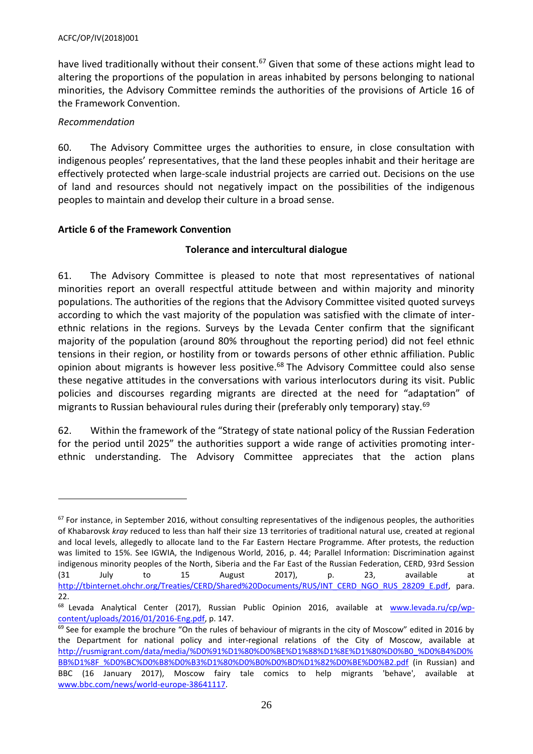have lived traditionally without their consent.[67] Given that some of these actions might lead to altering the proportions of the population in areas inhabited by persons belonging to national minorities, the Advisory Committee reminds the authorities of the provisions of Article 16 of the Framework Convention.

*Recommendation*

60. The Advisory Committee urges the authorities to ensure, in close consultation with indigenous peoples' representatives, that the land these peoples inhabit and their heritage are effectively protected when large-scale industrial projects are carried out. Decisions on the use of land and resources should not negatively impact on the possibilities of the indigenous peoples to maintain and develop their culture in a broad sense.

**Article 6 of the Framework Convention**

**Tolerance and intercultural dialogue**

61. The Advisory Committee is pleased to note that most representatives of national minorities report an overall respectful attitude between and within majority and minority populations. The authorities of the regions that the Advisory Committee visited quoted surveys according to which the vast majority of the population was satisfied with the climate of inter-ethnic relations in the regions. Surveys by the Levada Center confirm that the significant majority of the population (around 80% throughout the reporting period) did not feel ethnic tensions in their region, or hostility from or towards persons of other ethnic affiliation. Public opinion about migrants is however less positive.[68] The Advisory Committee could also sense these negative attitudes in the conversations with various interlocutors during its visit. Public policies and discourses regarding migrants are directed at the need for "adaptation" of migrants to Russian behavioural rules during their (preferably only temporary) stay.[69]

62. Within the framework of the "Strategy of state national policy of the Russian Federation for the period until 2025" the authorities support a wide range of activities promoting inter-ethnic understanding. The Advisory Committee appreciates that the action plans

---

[67] For instance, in September 2016, without consulting representatives of the indigenous peoples, the authorities of Khabarovsk *kray* reduced to less than half their size 13 territories of traditional natural use, created at regional and local levels, allegedly to allocate land to the Far Eastern Hectare Programme. After protests, the reduction was limited to 15%. See IGWIA, the Indigenous World, 2016, p. 44; Parallel Information: Discrimination against indigenous minority peoples of the North, Siberia and the Far East of the Russian Federation, CERD, 93rd Session (31 July to 15 August 2017), p. 23, available at http://tbinternet.ohchr.org/Treaties/CERD/Shared%20Documents/RUS/INT_CERD_NGO_RUS_28209_E.pdf, para. 22.

[68] Levada Analytical Center (2017), Russian Public Opinion 2016, available at www.levada.ru/cp/wp-content/uploads/2016/01/2016-Eng.pdf, p. 147.

[69] See for example the brochure "On the rules of behaviour of migrants in the city of Moscow" edited in 2016 by the Department for national policy and inter-regional relations of the City of Moscow, available at http://rusmigrant.com/data/media/%D0%91%D1%80%D0%BE%D1%88%D1%8E%D1%80%D0%B0_%D0%B4%D0%BB%D1%8F_%D0%BC%D0%B8%D0%B3%D1%80%D0%B0%D0%BD%D1%82%D0%BE%D0%B2.pdf (in Russian) and BBC (16 January 2017), Moscow fairy tale comics to help migrants 'behave', available at www.bbc.com/news/world-europe-38641117.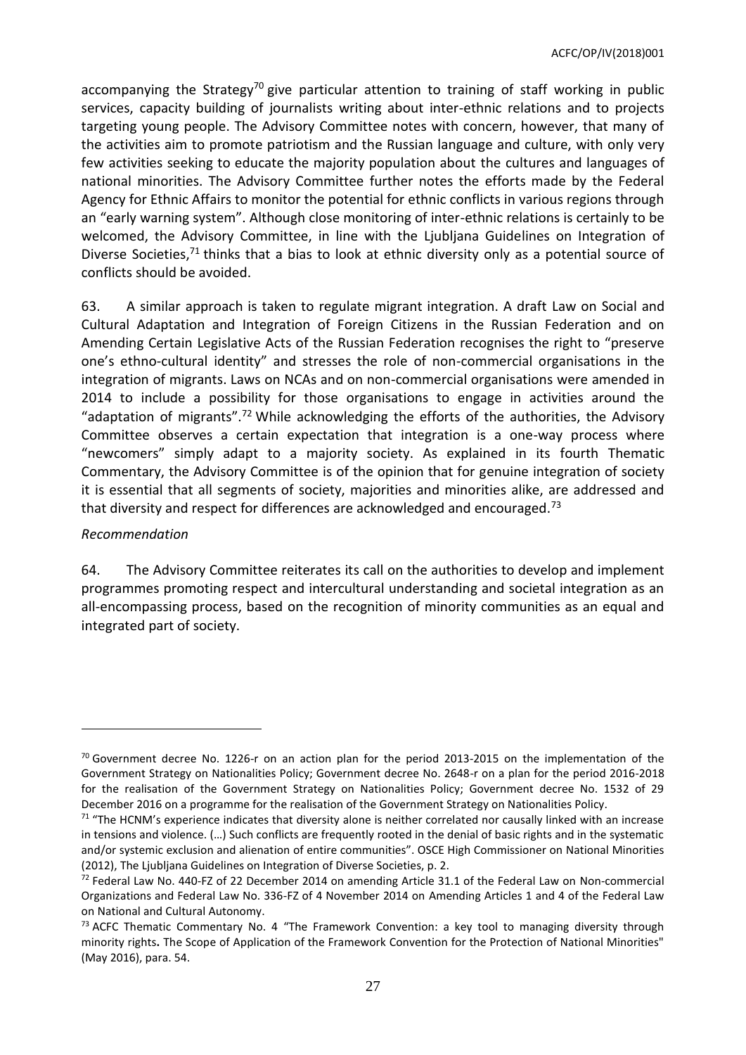accompanying the Strategy[70] give particular attention to training of staff working in public services, capacity building of journalists writing about inter-ethnic relations and to projects targeting young people. The Advisory Committee notes with concern, however, that many of the activities aim to promote patriotism and the Russian language and culture, with only very few activities seeking to educate the majority population about the cultures and languages of national minorities. The Advisory Committee further notes the efforts made by the Federal Agency for Ethnic Affairs to monitor the potential for ethnic conflicts in various regions through an "early warning system". Although close monitoring of inter-ethnic relations is certainly to be welcomed, the Advisory Committee, in line with the Ljubljana Guidelines on Integration of Diverse Societies,[71] thinks that a bias to look at ethnic diversity only as a potential source of conflicts should be avoided.

63. A similar approach is taken to regulate migrant integration. A draft Law on Social and Cultural Adaptation and Integration of Foreign Citizens in the Russian Federation and on Amending Certain Legislative Acts of the Russian Federation recognises the right to "preserve one's ethno-cultural identity" and stresses the role of non-commercial organisations in the integration of migrants. Laws on NCAs and on non-commercial organisations were amended in 2014 to include a possibility for those organisations to engage in activities around the "adaptation of migrants".[72] While acknowledging the efforts of the authorities, the Advisory Committee observes a certain expectation that integration is a one-way process where "newcomers" simply adapt to a majority society. As explained in its fourth Thematic Commentary, the Advisory Committee is of the opinion that for genuine integration of society it is essential that all segments of society, majorities and minorities alike, are addressed and that diversity and respect for differences are acknowledged and encouraged.[73]

*Recommendation*

64. The Advisory Committee reiterates its call on the authorities to develop and implement programmes promoting respect and intercultural understanding and societal integration as an all-encompassing process, based on the recognition of minority communities as an equal and integrated part of society.

---

[70] Government decree No. 1226-r on an action plan for the period 2013-2015 on the implementation of the Government Strategy on Nationalities Policy; Government decree No. 2648-r on a plan for the period 2016-2018 for the realisation of the Government Strategy on Nationalities Policy; Government decree No. 1532 of 29 December 2016 on a programme for the realisation of the Government Strategy on Nationalities Policy.

[71] "The HCNM's experience indicates that diversity alone is neither correlated nor causally linked with an increase in tensions and violence. (…) Such conflicts are frequently rooted in the denial of basic rights and in the systematic and/or systemic exclusion and alienation of entire communities". OSCE High Commissioner on National Minorities (2012), The Ljubljana Guidelines on Integration of Diverse Societies, p. 2.

[72] Federal Law No. 440-FZ of 22 December 2014 on amending Article 31.1 of the Federal Law on Non-commercial Organizations and Federal Law No. 336-FZ of 4 November 2014 on Amending Articles 1 and 4 of the Federal Law on National and Cultural Autonomy.

[73] ACFC Thematic Commentary No. 4 "The Framework Convention: a key tool to managing diversity through minority rights**.** The Scope of Application of the Framework Convention for the Protection of National Minorities" (May 2016), para. 54.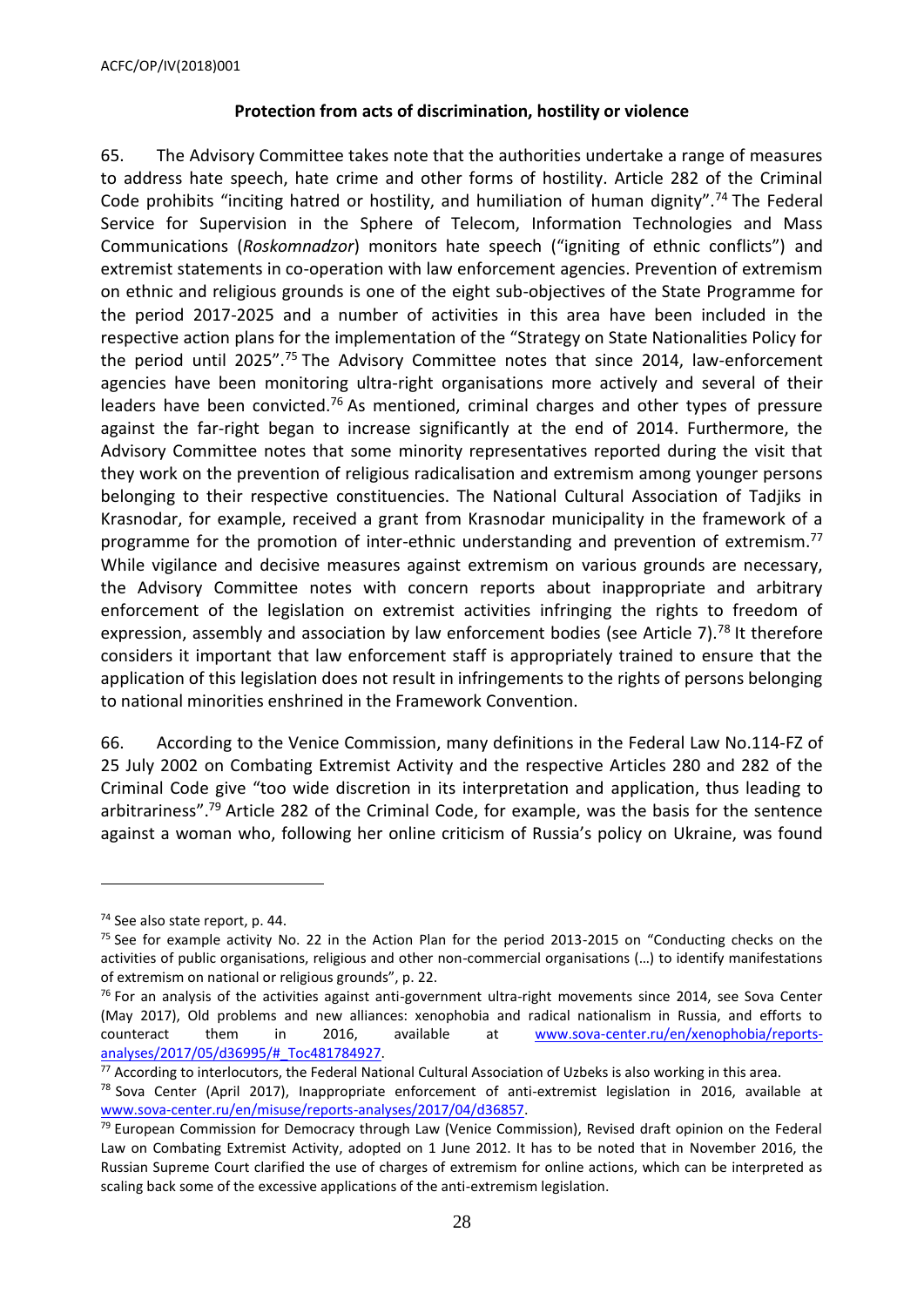**Protection from acts of discrimination, hostility or violence**

65. The Advisory Committee takes note that the authorities undertake a range of measures to address hate speech, hate crime and other forms of hostility. Article 282 of the Criminal Code prohibits "inciting hatred or hostility, and humiliation of human dignity".[74] The Federal Service for Supervision in the Sphere of Telecom, Information Technologies and Mass Communications (*Roskomnadzor*) monitors hate speech ("igniting of ethnic conflicts") and extremist statements in co-operation with law enforcement agencies. Prevention of extremism on ethnic and religious grounds is one of the eight sub-objectives of the State Programme for the period 2017-2025 and a number of activities in this area have been included in the respective action plans for the implementation of the "Strategy on State Nationalities Policy for the period until 2025".[75] The Advisory Committee notes that since 2014, law-enforcement agencies have been monitoring ultra-right organisations more actively and several of their leaders have been convicted.[76] As mentioned, criminal charges and other types of pressure against the far-right began to increase significantly at the end of 2014. Furthermore, the Advisory Committee notes that some minority representatives reported during the visit that they work on the prevention of religious radicalisation and extremism among younger persons belonging to their respective constituencies. The National Cultural Association of Tadjiks in Krasnodar, for example, received a grant from Krasnodar municipality in the framework of a programme for the promotion of inter-ethnic understanding and prevention of extremism.[77] While vigilance and decisive measures against extremism on various grounds are necessary, the Advisory Committee notes with concern reports about inappropriate and arbitrary enforcement of the legislation on extremist activities infringing the rights to freedom of expression, assembly and association by law enforcement bodies (see Article 7).[78] It therefore considers it important that law enforcement staff is appropriately trained to ensure that the application of this legislation does not result in infringements to the rights of persons belonging to national minorities enshrined in the Framework Convention.

66. According to the Venice Commission, many definitions in the Federal Law No.114-FZ of 25 July 2002 on Combating Extremist Activity and the respective Articles 280 and 282 of the Criminal Code give "too wide discretion in its interpretation and application, thus leading to arbitrariness".[79] Article 282 of the Criminal Code, for example, was the basis for the sentence against a woman who, following her online criticism of Russia's policy on Ukraine, was found

---

[74] See also state report, p. 44.

[75] See for example activity No. 22 in the Action Plan for the period 2013-2015 on "Conducting checks on the activities of public organisations, religious and other non-commercial organisations (…) to identify manifestations of extremism on national or religious grounds", p. 22.

[76] For an analysis of the activities against anti-government ultra-right movements since 2014, see Sova Center (May 2017), Old problems and new alliances: xenophobia and radical nationalism in Russia, and efforts to counteract them in 2016, available at www.sova-center.ru/en/xenophobia/reports-analyses/2017/05/d36995/#_Toc481784927.

[77] According to interlocutors, the Federal National Cultural Association of Uzbeks is also working in this area.

[78] Sova Center (April 2017), Inappropriate enforcement of anti-extremist legislation in 2016, available at www.sova-center.ru/en/misuse/reports-analyses/2017/04/d36857.

[79] European Commission for Democracy through Law (Venice Commission), Revised draft opinion on the Federal Law on Combating Extremist Activity, adopted on 1 June 2012. It has to be noted that in November 2016, the Russian Supreme Court clarified the use of charges of extremism for online actions, which can be interpreted as scaling back some of the excessive applications of the anti-extremism legislation.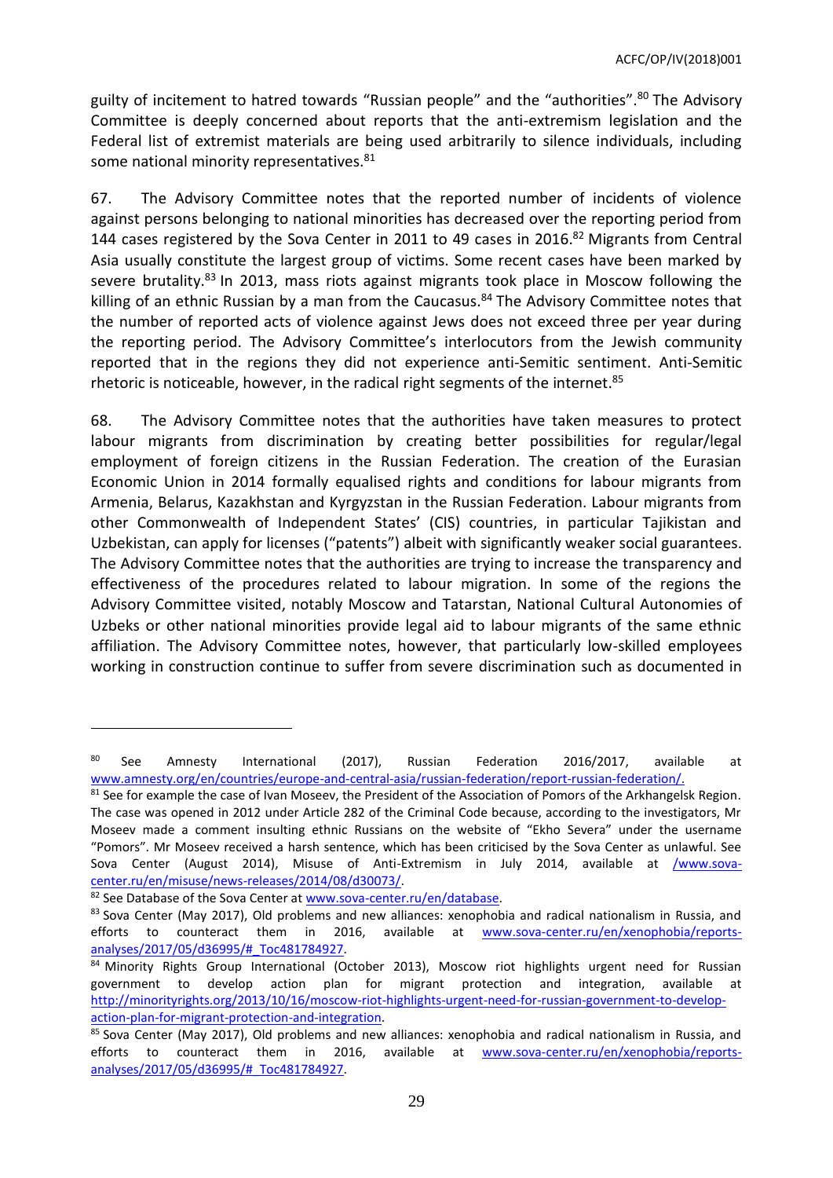guilty of incitement to hatred towards "Russian people" and the "authorities".[80] The Advisory Committee is deeply concerned about reports that the anti-extremism legislation and the Federal list of extremist materials are being used arbitrarily to silence individuals, including some national minority representatives.[81]

67. The Advisory Committee notes that the reported number of incidents of violence against persons belonging to national minorities has decreased over the reporting period from 144 cases registered by the Sova Center in 2011 to 49 cases in 2016.[82] Migrants from Central Asia usually constitute the largest group of victims. Some recent cases have been marked by severe brutality.[83] In 2013, mass riots against migrants took place in Moscow following the killing of an ethnic Russian by a man from the Caucasus.[84] The Advisory Committee notes that the number of reported acts of violence against Jews does not exceed three per year during the reporting period. The Advisory Committee's interlocutors from the Jewish community reported that in the regions they did not experience anti-Semitic sentiment. Anti-Semitic rhetoric is noticeable, however, in the radical right segments of the internet.[85]

68. The Advisory Committee notes that the authorities have taken measures to protect labour migrants from discrimination by creating better possibilities for regular/legal employment of foreign citizens in the Russian Federation. The creation of the Eurasian Economic Union in 2014 formally equalised rights and conditions for labour migrants from Armenia, Belarus, Kazakhstan and Kyrgyzstan in the Russian Federation. Labour migrants from other Commonwealth of Independent States' (CIS) countries, in particular Tajikistan and Uzbekistan, can apply for licenses ("patents") albeit with significantly weaker social guarantees. The Advisory Committee notes that the authorities are trying to increase the transparency and effectiveness of the procedures related to labour migration. In some of the regions the Advisory Committee visited, notably Moscow and Tatarstan, National Cultural Autonomies of Uzbeks or other national minorities provide legal aid to labour migrants of the same ethnic affiliation. The Advisory Committee notes, however, that particularly low-skilled employees working in construction continue to suffer from severe discrimination such as documented in

---

[80] See Amnesty International (2017), Russian Federation 2016/2017, available at www.amnesty.org/en/countries/europe-and-central-asia/russian-federation/report-russian-federation/.

[81] See for example the case of Ivan Moseev, the President of the Association of Pomors of the Arkhangelsk Region. The case was opened in 2012 under Article 282 of the Criminal Code because, according to the investigators, Mr Moseev made a comment insulting ethnic Russians on the website of "Ekho Severa" under the username "Pomors". Mr Moseev received a harsh sentence, which has been criticised by the Sova Center as unlawful. See Sova Center (August 2014), Misuse of Anti-Extremism in July 2014, available at /www.sova-center.ru/en/misuse/news-releases/2014/08/d30073/.

[82] See Database of the Sova Center at www.sova-center.ru/en/database.

[83] Sova Center (May 2017), Old problems and new alliances: xenophobia and radical nationalism in Russia, and efforts to counteract them in 2016, available at www.sova-center.ru/en/xenophobia/reports-analyses/2017/05/d36995/#_Toc481784927.

[84] Minority Rights Group International (October 2013), Moscow riot highlights urgent need for Russian government to develop action plan for migrant protection and integration, available at http://minorityrights.org/2013/10/16/moscow-riot-highlights-urgent-need-for-russian-government-to-develop-action-plan-for-migrant-protection-and-integration.

[85] Sova Center (May 2017), Old problems and new alliances: xenophobia and radical nationalism in Russia, and efforts to counteract them in 2016, available at www.sova-center.ru/en/xenophobia/reports-analyses/2017/05/d36995/#_Toc481784927.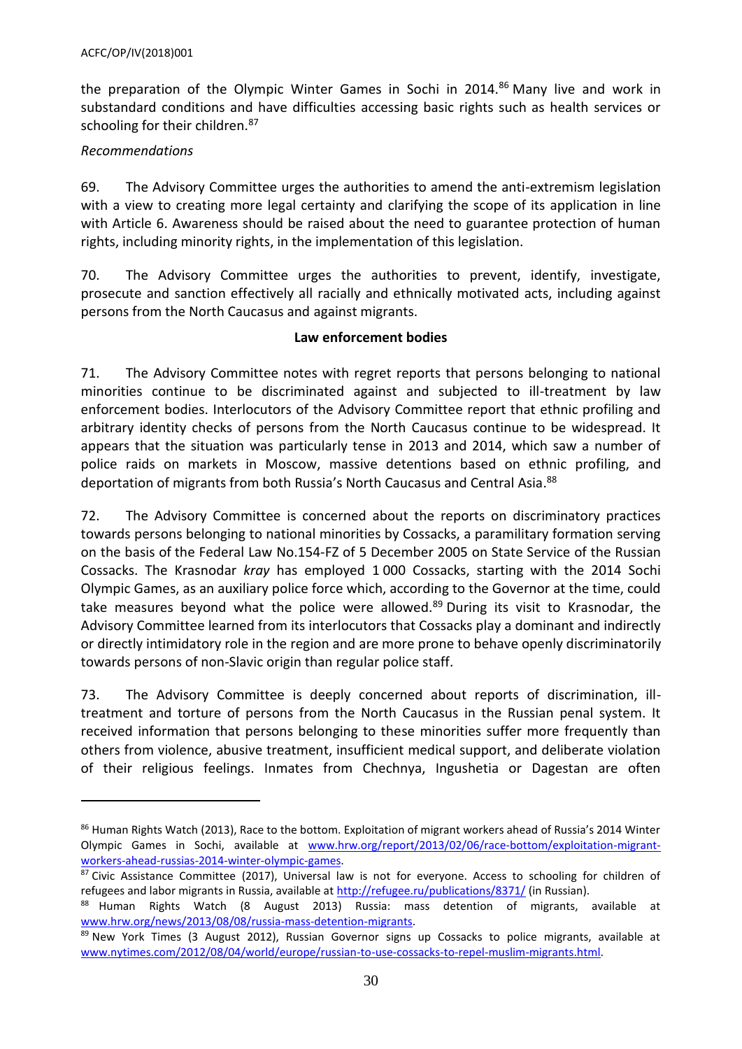the preparation of the Olympic Winter Games in Sochi in 2014.[86] Many live and work in substandard conditions and have difficulties accessing basic rights such as health services or schooling for their children.[87]

*Recommendations*

69. The Advisory Committee urges the authorities to amend the anti-extremism legislation with a view to creating more legal certainty and clarifying the scope of its application in line with Article 6. Awareness should be raised about the need to guarantee protection of human rights, including minority rights, in the implementation of this legislation.

70. The Advisory Committee urges the authorities to prevent, identify, investigate, prosecute and sanction effectively all racially and ethnically motivated acts, including against persons from the North Caucasus and against migrants.

**Law enforcement bodies**

71. The Advisory Committee notes with regret reports that persons belonging to national minorities continue to be discriminated against and subjected to ill-treatment by law enforcement bodies. Interlocutors of the Advisory Committee report that ethnic profiling and arbitrary identity checks of persons from the North Caucasus continue to be widespread. It appears that the situation was particularly tense in 2013 and 2014, which saw a number of police raids on markets in Moscow, massive detentions based on ethnic profiling, and deportation of migrants from both Russia's North Caucasus and Central Asia.[88]

72. The Advisory Committee is concerned about the reports on discriminatory practices towards persons belonging to national minorities by Cossacks, a paramilitary formation serving on the basis of the Federal Law No.154-FZ of 5 December 2005 on State Service of the Russian Cossacks. The Krasnodar *kray* has employed 1 000 Cossacks, starting with the 2014 Sochi Olympic Games, as an auxiliary police force which, according to the Governor at the time, could take measures beyond what the police were allowed.[89] During its visit to Krasnodar, the Advisory Committee learned from its interlocutors that Cossacks play a dominant and indirectly or directly intimidatory role in the region and are more prone to behave openly discriminatorily towards persons of non-Slavic origin than regular police staff.

73. The Advisory Committee is deeply concerned about reports of discrimination, ill-treatment and torture of persons from the North Caucasus in the Russian penal system. It received information that persons belonging to these minorities suffer more frequently than others from violence, abusive treatment, insufficient medical support, and deliberate violation of their religious feelings. Inmates from Chechnya, Ingushetia or Dagestan are often

---

[86] Human Rights Watch (2013), Race to the bottom. Exploitation of migrant workers ahead of Russia's 2014 Winter Olympic Games in Sochi, available at www.hrw.org/report/2013/02/06/race-bottom/exploitation-migrant-workers-ahead-russias-2014-winter-olympic-games.

[87] Civic Assistance Committee (2017), Universal law is not for everyone. Access to schooling for children of refugees and labor migrants in Russia, available at http://refugee.ru/publications/8371/ (in Russian).

[88] Human Rights Watch (8 August 2013) Russia: mass detention of migrants, available at www.hrw.org/news/2013/08/08/russia-mass-detention-migrants.

[89] New York Times (3 August 2012), Russian Governor signs up Cossacks to police migrants, available at www.nytimes.com/2012/08/04/world/europe/russian-to-use-cossacks-to-repel-muslim-migrants.html.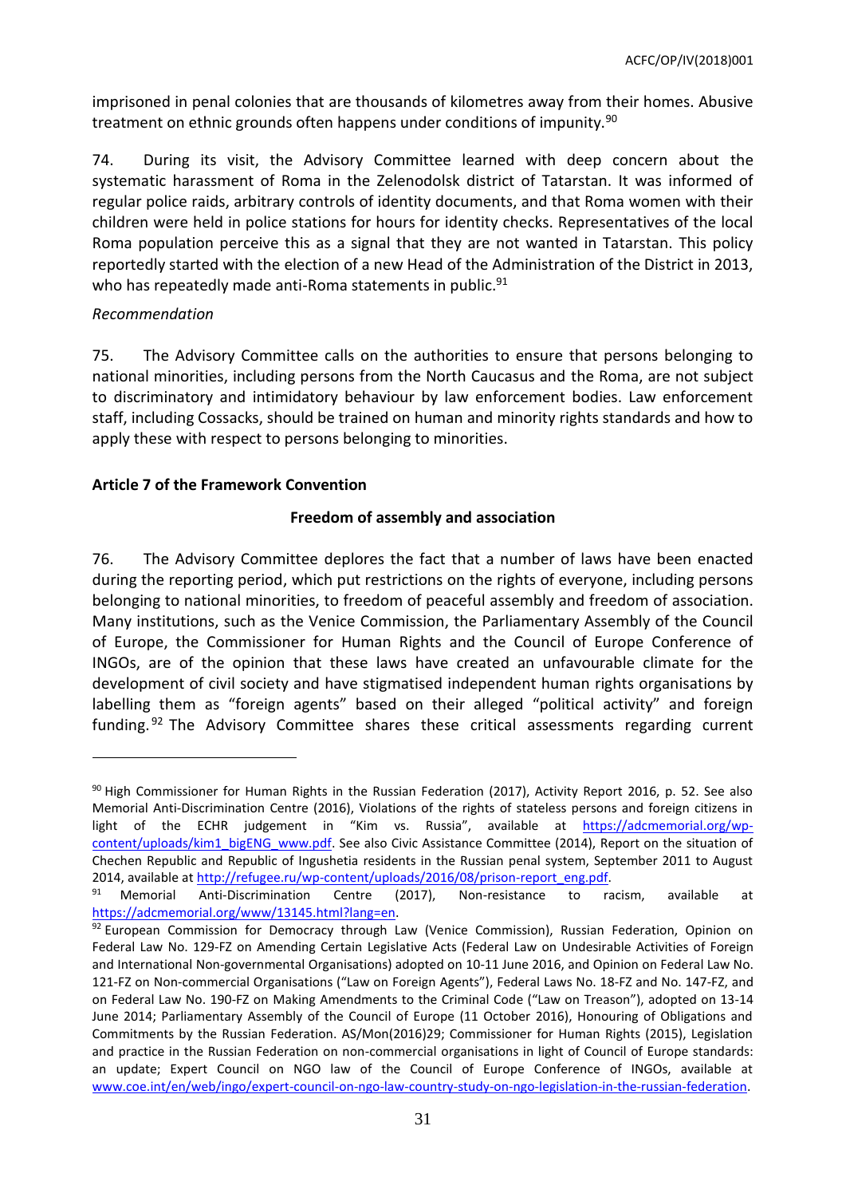imprisoned in penal colonies that are thousands of kilometres away from their homes. Abusive treatment on ethnic grounds often happens under conditions of impunity.[90]

74. During its visit, the Advisory Committee learned with deep concern about the systematic harassment of Roma in the Zelenodolsk district of Tatarstan. It was informed of regular police raids, arbitrary controls of identity documents, and that Roma women with their children were held in police stations for hours for identity checks. Representatives of the local Roma population perceive this as a signal that they are not wanted in Tatarstan. This policy reportedly started with the election of a new Head of the Administration of the District in 2013, who has repeatedly made anti-Roma statements in public.[91]

*Recommendation*

75. The Advisory Committee calls on the authorities to ensure that persons belonging to national minorities, including persons from the North Caucasus and the Roma, are not subject to discriminatory and intimidatory behaviour by law enforcement bodies. Law enforcement staff, including Cossacks, should be trained on human and minority rights standards and how to apply these with respect to persons belonging to minorities.

**Article 7 of the Framework Convention**

**Freedom of assembly and association**

76. The Advisory Committee deplores the fact that a number of laws have been enacted during the reporting period, which put restrictions on the rights of everyone, including persons belonging to national minorities, to freedom of peaceful assembly and freedom of association. Many institutions, such as the Venice Commission, the Parliamentary Assembly of the Council of Europe, the Commissioner for Human Rights and the Council of Europe Conference of INGOs, are of the opinion that these laws have created an unfavourable climate for the development of civil society and have stigmatised independent human rights organisations by labelling them as "foreign agents" based on their alleged "political activity" and foreign funding.[92] The Advisory Committee shares these critical assessments regarding current

---

[90] High Commissioner for Human Rights in the Russian Federation (2017), Activity Report 2016, p. 52. See also Memorial Anti-Discrimination Centre (2016), Violations of the rights of stateless persons and foreign citizens in light of the ECHR judgement in "Kim vs. Russia", available at https://adcmemorial.org/wp-content/uploads/kim1_bigENG_www.pdf. See also Civic Assistance Committee (2014), Report on the situation of Chechen Republic and Republic of Ingushetia residents in the Russian penal system, September 2011 to August 2014, available at http://refugee.ru/wp-content/uploads/2016/08/prison-report_eng.pdf.

[91] Memorial Anti-Discrimination Centre (2017), Non-resistance to racism, available at https://adcmemorial.org/www/13145.html?lang=en.

[92] European Commission for Democracy through Law (Venice Commission), Russian Federation, Opinion on Federal Law No. 129-FZ on Amending Certain Legislative Acts (Federal Law on Undesirable Activities of Foreign and International Non-governmental Organisations) adopted on 10-11 June 2016, and Opinion on Federal Law No. 121-FZ on Non-commercial Organisations ("Law on Foreign Agents"), Federal Laws No. 18-FZ and No. 147-FZ, and on Federal Law No. 190-FZ on Making Amendments to the Criminal Code ("Law on Treason"), adopted on 13-14 June 2014; Parliamentary Assembly of the Council of Europe (11 October 2016), Honouring of Obligations and Commitments by the Russian Federation. AS/Mon(2016)29; Commissioner for Human Rights (2015), Legislation and practice in the Russian Federation on non-commercial organisations in light of Council of Europe standards: an update; Expert Council on NGO law of the Council of Europe Conference of INGOs, available at www.coe.int/en/web/ingo/expert-council-on-ngo-law-country-study-on-ngo-legislation-in-the-russian-federation.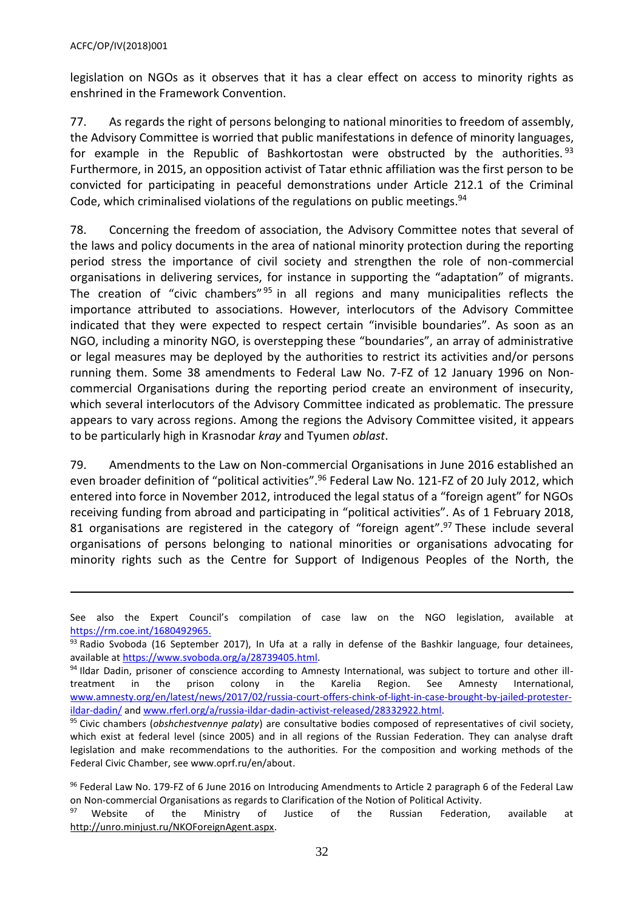legislation on NGOs as it observes that it has a clear effect on access to minority rights as enshrined in the Framework Convention.

77. As regards the right of persons belonging to national minorities to freedom of assembly, the Advisory Committee is worried that public manifestations in defence of minority languages, for example in the Republic of Bashkortostan were obstructed by the authorities.[93] Furthermore, in 2015, an opposition activist of Tatar ethnic affiliation was the first person to be convicted for participating in peaceful demonstrations under Article 212.1 of the Criminal Code, which criminalised violations of the regulations on public meetings.[94]

78. Concerning the freedom of association, the Advisory Committee notes that several of the laws and policy documents in the area of national minority protection during the reporting period stress the importance of civil society and strengthen the role of non-commercial organisations in delivering services, for instance in supporting the "adaptation" of migrants. The creation of "civic chambers"[95] in all regions and many municipalities reflects the importance attributed to associations. However, interlocutors of the Advisory Committee indicated that they were expected to respect certain "invisible boundaries". As soon as an NGO, including a minority NGO, is overstepping these "boundaries", an array of administrative or legal measures may be deployed by the authorities to restrict its activities and/or persons running them. Some 38 amendments to Federal Law No. 7-FZ of 12 January 1996 on Non-commercial Organisations during the reporting period create an environment of insecurity, which several interlocutors of the Advisory Committee indicated as problematic. The pressure appears to vary across regions. Among the regions the Advisory Committee visited, it appears to be particularly high in Krasnodar *kray* and Tyumen *oblast*.

79. Amendments to the Law on Non-commercial Organisations in June 2016 established an even broader definition of "political activities".[96] Federal Law No. 121-FZ of 20 July 2012, which entered into force in November 2012, introduced the legal status of a "foreign agent" for NGOs receiving funding from abroad and participating in "political activities". As of 1 February 2018, 81 organisations are registered in the category of "foreign agent".[97] These include several organisations of persons belonging to national minorities or organisations advocating for minority rights such as the Centre for Support of Indigenous Peoples of the North, the

---

See also the Expert Council's compilation of case law on the NGO legislation, available at https://rm.coe.int/1680492965.

[93] Radio Svoboda (16 September 2017), In Ufa at a rally in defense of the Bashkir language, four detainees, available at https://www.svoboda.org/a/28739405.html.

[94] Ildar Dadin, prisoner of conscience according to Amnesty International, was subject to torture and other ill-treatment in the prison colony in the Karelia Region. See Amnesty International, www.amnesty.org/en/latest/news/2017/02/russia-court-offers-chink-of-light-in-case-brought-by-jailed-protester-ildar-dadin/ and www.rferl.org/a/russia-ildar-dadin-activist-released/28332922.html.

[95] Civic chambers (*obshchestvennye palaty*) are consultative bodies composed of representatives of civil society, which exist at federal level (since 2005) and in all regions of the Russian Federation. They can analyse draft legislation and make recommendations to the authorities. For the composition and working methods of the Federal Civic Chamber, see www.oprf.ru/en/about.

[96] Federal Law No. 179-FZ of 6 June 2016 on Introducing Amendments to Article 2 paragraph 6 of the Federal Law on Non-commercial Organisations as regards to Clarification of the Notion of Political Activity.

[97] Website of the Ministry of Justice of the Russian Federation, available at http://unro.minjust.ru/NKOForeignAgent.aspx.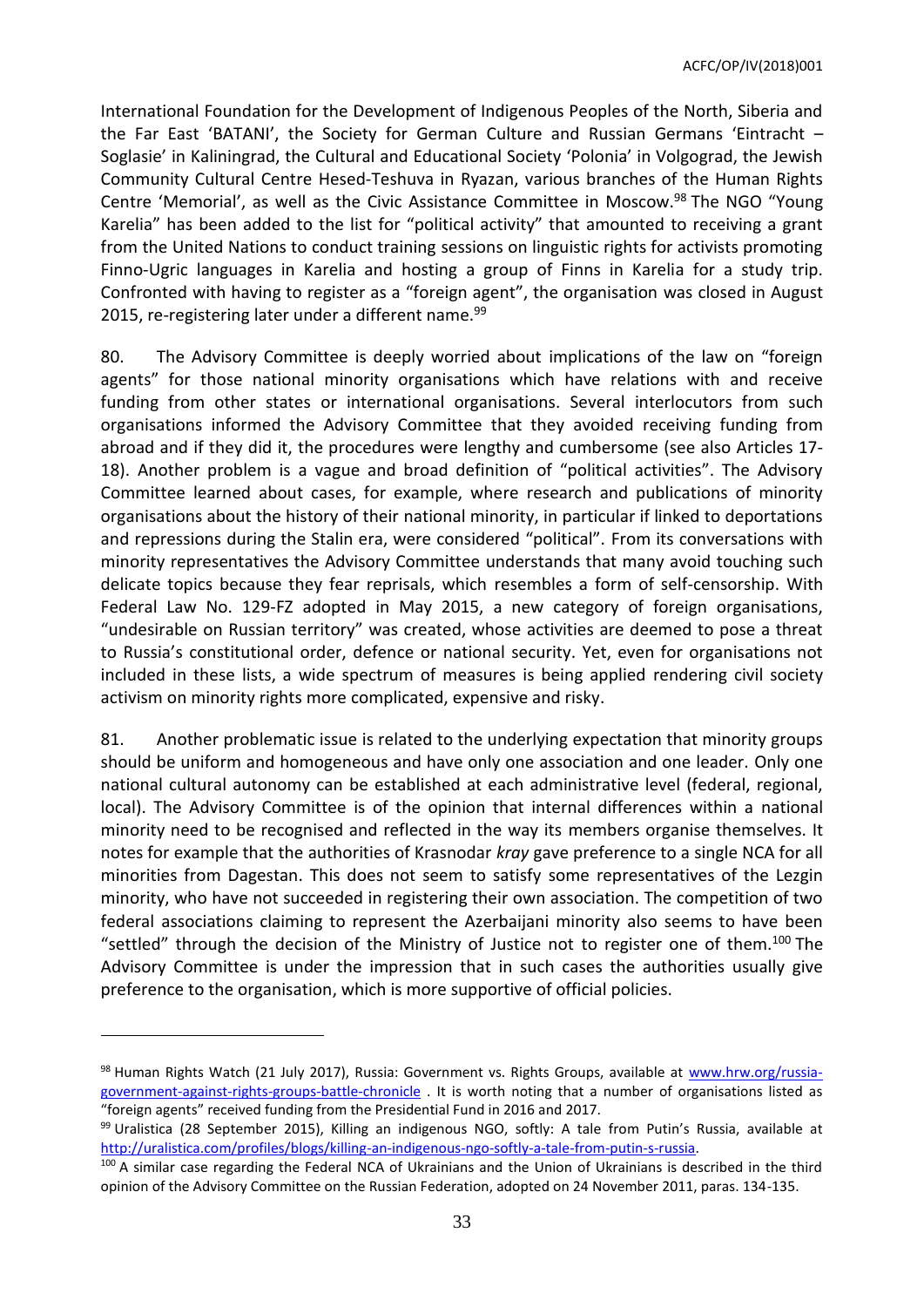International Foundation for the Development of Indigenous Peoples of the North, Siberia and the Far East 'BATANI', the Society for German Culture and Russian Germans 'Eintracht – Soglasie' in Kaliningrad, the Cultural and Educational Society 'Polonia' in Volgograd, the Jewish Community Cultural Centre Hesed-Teshuva in Ryazan, various branches of the Human Rights Centre 'Memorial', as well as the Civic Assistance Committee in Moscow.[98] The NGO "Young Karelia" has been added to the list for "political activity" that amounted to receiving a grant from the United Nations to conduct training sessions on linguistic rights for activists promoting Finno-Ugric languages in Karelia and hosting a group of Finns in Karelia for a study trip. Confronted with having to register as a "foreign agent", the organisation was closed in August 2015, re-registering later under a different name.[99]

80. The Advisory Committee is deeply worried about implications of the law on "foreign agents" for those national minority organisations which have relations with and receive funding from other states or international organisations. Several interlocutors from such organisations informed the Advisory Committee that they avoided receiving funding from abroad and if they did it, the procedures were lengthy and cumbersome (see also Articles 17-18). Another problem is a vague and broad definition of "political activities". The Advisory Committee learned about cases, for example, where research and publications of minority organisations about the history of their national minority, in particular if linked to deportations and repressions during the Stalin era, were considered "political". From its conversations with minority representatives the Advisory Committee understands that many avoid touching such delicate topics because they fear reprisals, which resembles a form of self-censorship. With Federal Law No. 129-FZ adopted in May 2015, a new category of foreign organisations, "undesirable on Russian territory" was created, whose activities are deemed to pose a threat to Russia's constitutional order, defence or national security. Yet, even for organisations not included in these lists, a wide spectrum of measures is being applied rendering civil society activism on minority rights more complicated, expensive and risky.

81. Another problematic issue is related to the underlying expectation that minority groups should be uniform and homogeneous and have only one association and one leader. Only one national cultural autonomy can be established at each administrative level (federal, regional, local). The Advisory Committee is of the opinion that internal differences within a national minority need to be recognised and reflected in the way its members organise themselves. It notes for example that the authorities of Krasnodar *kray* gave preference to a single NCA for all minorities from Dagestan. This does not seem to satisfy some representatives of the Lezgin minority, who have not succeeded in registering their own association. The competition of two federal associations claiming to represent the Azerbaijani minority also seems to have been "settled" through the decision of the Ministry of Justice not to register one of them.[100] The Advisory Committee is under the impression that in such cases the authorities usually give preference to the organisation, which is more supportive of official policies.

---

[98] Human Rights Watch (21 July 2017), Russia: Government vs. Rights Groups, available at www.hrw.org/russia-government-against-rights-groups-battle-chronicle . It is worth noting that a number of organisations listed as "foreign agents" received funding from the Presidential Fund in 2016 and 2017.

[99] Uralistica (28 September 2015), Killing an indigenous NGO, softly: A tale from Putin's Russia, available at http://uralistica.com/profiles/blogs/killing-an-indigenous-ngo-softly-a-tale-from-putin-s-russia.

[100] A similar case regarding the Federal NCA of Ukrainians and the Union of Ukrainians is described in the third opinion of the Advisory Committee on the Russian Federation, adopted on 24 November 2011, paras. 134-135.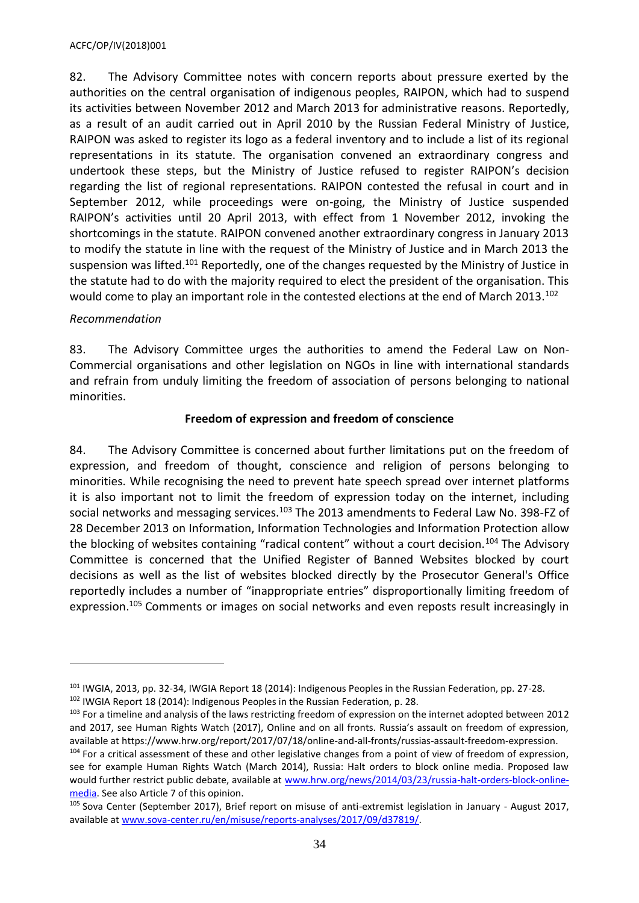82. The Advisory Committee notes with concern reports about pressure exerted by the authorities on the central organisation of indigenous peoples, RAIPON, which had to suspend its activities between November 2012 and March 2013 for administrative reasons. Reportedly, as a result of an audit carried out in April 2010 by the Russian Federal Ministry of Justice, RAIPON was asked to register its logo as a federal inventory and to include a list of its regional representations in its statute. The organisation convened an extraordinary congress and undertook these steps, but the Ministry of Justice refused to register RAIPON's decision regarding the list of regional representations. RAIPON contested the refusal in court and in September 2012, while proceedings were on-going, the Ministry of Justice suspended RAIPON's activities until 20 April 2013, with effect from 1 November 2012, invoking the shortcomings in the statute. RAIPON convened another extraordinary congress in January 2013 to modify the statute in line with the request of the Ministry of Justice and in March 2013 the suspension was lifted.[101] Reportedly, one of the changes requested by the Ministry of Justice in the statute had to do with the majority required to elect the president of the organisation. This would come to play an important role in the contested elections at the end of March 2013.[102]

*Recommendation*

83. The Advisory Committee urges the authorities to amend the Federal Law on Non-Commercial organisations and other legislation on NGOs in line with international standards and refrain from unduly limiting the freedom of association of persons belonging to national minorities.

**Freedom of expression and freedom of conscience**

84. The Advisory Committee is concerned about further limitations put on the freedom of expression, and freedom of thought, conscience and religion of persons belonging to minorities. While recognising the need to prevent hate speech spread over internet platforms it is also important not to limit the freedom of expression today on the internet, including social networks and messaging services.[103] The 2013 amendments to Federal Law No. 398-FZ of 28 December 2013 on Information, Information Technologies and Information Protection allow the blocking of websites containing "radical content" without a court decision.[104] The Advisory Committee is concerned that the Unified Register of Banned Websites blocked by court decisions as well as the list of websites blocked directly by the Prosecutor General's Office reportedly includes a number of "inappropriate entries" disproportionally limiting freedom of expression.[105] Comments or images on social networks and even reposts result increasingly in

---

[101] IWGIA, 2013, pp. 32-34, IWGIA Report 18 (2014): Indigenous Peoples in the Russian Federation, pp. 27-28.

[102] IWGIA Report 18 (2014): Indigenous Peoples in the Russian Federation, p. 28.

[103] For a timeline and analysis of the laws restricting freedom of expression on the internet adopted between 2012 and 2017, see Human Rights Watch (2017), Online and on all fronts. Russia's assault on freedom of expression, available at https://www.hrw.org/report/2017/07/18/online-and-all-fronts/russias-assault-freedom-expression.

[104] For a critical assessment of these and other legislative changes from a point of view of freedom of expression, see for example Human Rights Watch (March 2014), Russia: Halt orders to block online media. Proposed law would further restrict public debate, available at www.hrw.org/news/2014/03/23/russia-halt-orders-block-online-media. See also Article 7 of this opinion.

[105] Sova Center (September 2017), Brief report on misuse of anti-extremist legislation in January - August 2017, available at www.sova-center.ru/en/misuse/reports-analyses/2017/09/d37819/.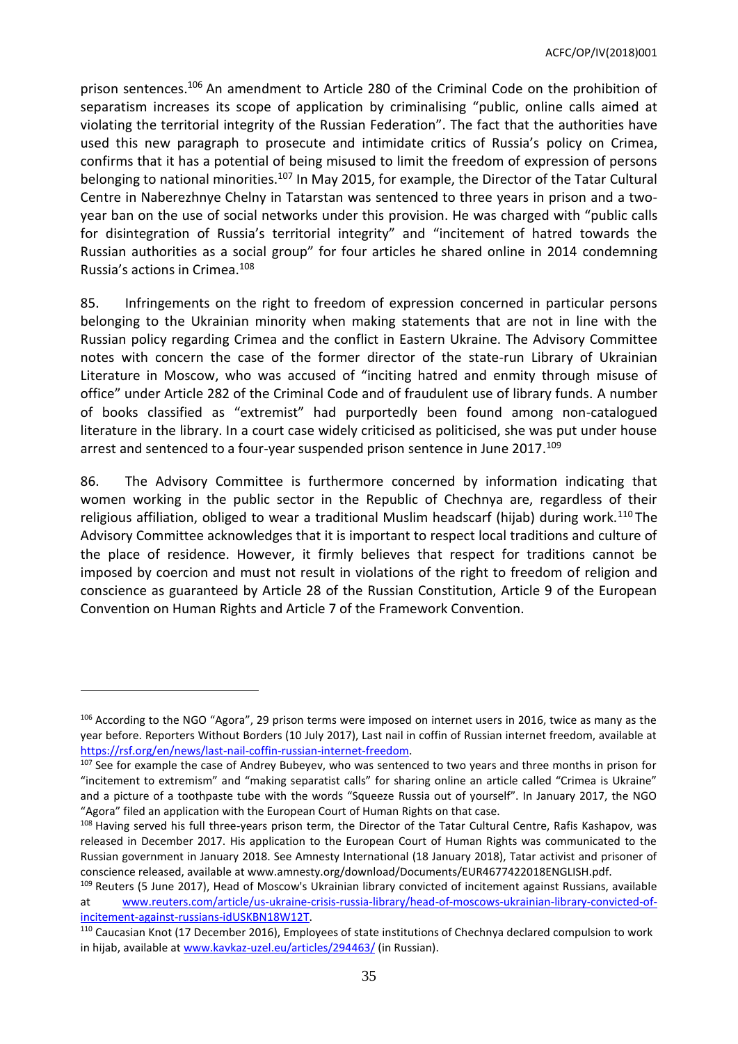prison sentences.[106] An amendment to Article 280 of the Criminal Code on the prohibition of separatism increases its scope of application by criminalising "public, online calls aimed at violating the territorial integrity of the Russian Federation". The fact that the authorities have used this new paragraph to prosecute and intimidate critics of Russia's policy on Crimea, confirms that it has a potential of being misused to limit the freedom of expression of persons belonging to national minorities.[107] In May 2015, for example, the Director of the Tatar Cultural Centre in Naberezhnye Chelny in Tatarstan was sentenced to three years in prison and a two-year ban on the use of social networks under this provision. He was charged with "public calls for disintegration of Russia's territorial integrity" and "incitement of hatred towards the Russian authorities as a social group" for four articles he shared online in 2014 condemning Russia's actions in Crimea.[108]

85. Infringements on the right to freedom of expression concerned in particular persons belonging to the Ukrainian minority when making statements that are not in line with the Russian policy regarding Crimea and the conflict in Eastern Ukraine. The Advisory Committee notes with concern the case of the former director of the state-run Library of Ukrainian Literature in Moscow, who was accused of "inciting hatred and enmity through misuse of office" under Article 282 of the Criminal Code and of fraudulent use of library funds. A number of books classified as "extremist" had purportedly been found among non-catalogued literature in the library. In a court case widely criticised as politicised, she was put under house arrest and sentenced to a four-year suspended prison sentence in June 2017.[109]

86. The Advisory Committee is furthermore concerned by information indicating that women working in the public sector in the Republic of Chechnya are, regardless of their religious affiliation, obliged to wear a traditional Muslim headscarf (hijab) during work.[110] The Advisory Committee acknowledges that it is important to respect local traditions and culture of the place of residence. However, it firmly believes that respect for traditions cannot be imposed by coercion and must not result in violations of the right to freedom of religion and conscience as guaranteed by Article 28 of the Russian Constitution, Article 9 of the European Convention on Human Rights and Article 7 of the Framework Convention.

---

[106] According to the NGO "Agora", 29 prison terms were imposed on internet users in 2016, twice as many as the year before. Reporters Without Borders (10 July 2017), Last nail in coffin of Russian internet freedom, available at https://rsf.org/en/news/last-nail-coffin-russian-internet-freedom.

[107] See for example the case of Andrey Bubeyev, who was sentenced to two years and three months in prison for "incitement to extremism" and "making separatist calls" for sharing online an article called "Crimea is Ukraine" and a picture of a toothpaste tube with the words "Squeeze Russia out of yourself". In January 2017, the NGO "Agora" filed an application with the European Court of Human Rights on that case.

[108] Having served his full three-years prison term, the Director of the Tatar Cultural Centre, Rafis Kashapov, was released in December 2017. His application to the European Court of Human Rights was communicated to the Russian government in January 2018. See Amnesty International (18 January 2018), Tatar activist and prisoner of conscience released, available at www.amnesty.org/download/Documents/EUR4677422018ENGLISH.pdf.

[109] Reuters (5 June 2017), Head of Moscow's Ukrainian library convicted of incitement against Russians, available at www.reuters.com/article/us-ukraine-crisis-russia-library/head-of-moscows-ukrainian-library-convicted-of-incitement-against-russians-idUSKBN18W12T.

[110] Caucasian Knot (17 December 2016), Employees of state institutions of Chechnya declared compulsion to work in hijab, available at www.kavkaz-uzel.eu/articles/294463/ (in Russian).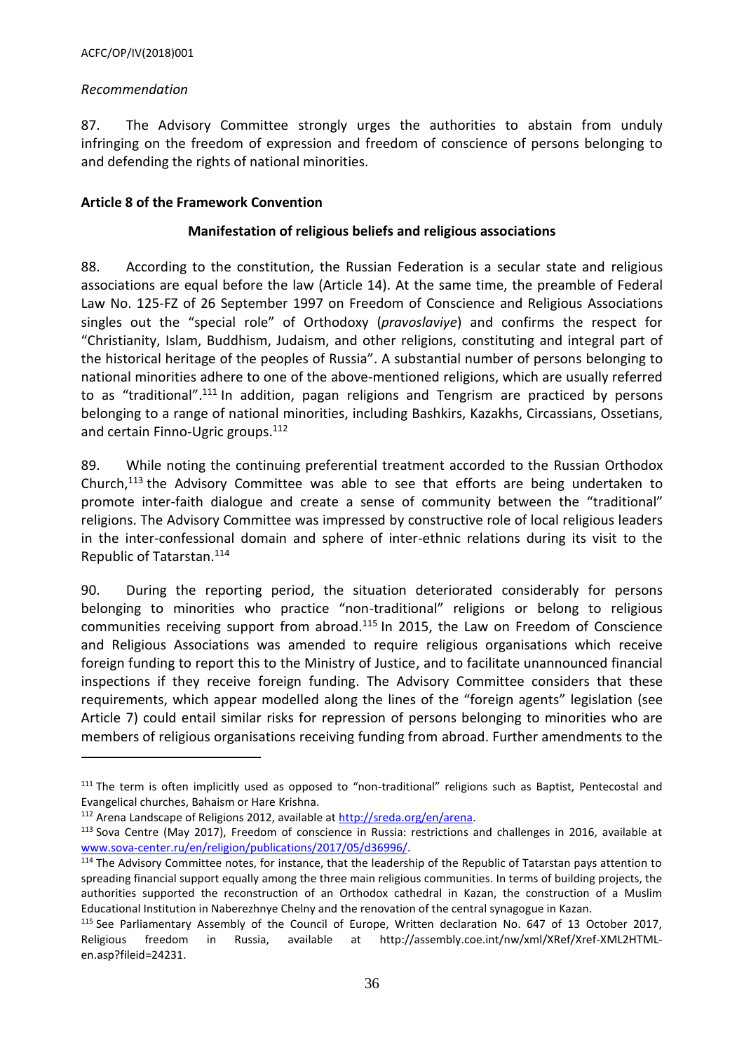*Recommendation*

87. The Advisory Committee strongly urges the authorities to abstain from unduly infringing on the freedom of expression and freedom of conscience of persons belonging to and defending the rights of national minorities.

**Article 8 of the Framework Convention**

**Manifestation of religious beliefs and religious associations**

88. According to the constitution, the Russian Federation is a secular state and religious associations are equal before the law (Article 14). At the same time, the preamble of Federal Law No. 125-FZ of 26 September 1997 on Freedom of Conscience and Religious Associations singles out the "special role" of Orthodoxy (*pravoslaviye*) and confirms the respect for "Christianity, Islam, Buddhism, Judaism, and other religions, constituting and integral part of the historical heritage of the peoples of Russia". A substantial number of persons belonging to national minorities adhere to one of the above-mentioned religions, which are usually referred to as "traditional".[111] In addition, pagan religions and Tengrism are practiced by persons belonging to a range of national minorities, including Bashkirs, Kazakhs, Circassians, Ossetians, and certain Finno-Ugric groups.[112]

89. While noting the continuing preferential treatment accorded to the Russian Orthodox Church,[113] the Advisory Committee was able to see that efforts are being undertaken to promote inter-faith dialogue and create a sense of community between the "traditional" religions. The Advisory Committee was impressed by constructive role of local religious leaders in the inter-confessional domain and sphere of inter-ethnic relations during its visit to the Republic of Tatarstan.[114]

90. During the reporting period, the situation deteriorated considerably for persons belonging to minorities who practice "non-traditional" religions or belong to religious communities receiving support from abroad.[115] In 2015, the Law on Freedom of Conscience and Religious Associations was amended to require religious organisations which receive foreign funding to report this to the Ministry of Justice, and to facilitate unannounced financial inspections if they receive foreign funding. The Advisory Committee considers that these requirements, which appear modelled along the lines of the "foreign agents" legislation (see Article 7) could entail similar risks for repression of persons belonging to minorities who are members of religious organisations receiving funding from abroad. Further amendments to the

---

[111] The term is often implicitly used as opposed to "non-traditional" religions such as Baptist, Pentecostal and Evangelical churches, Bahaism or Hare Krishna.

[112] Arena Landscape of Religions 2012, available at http://sreda.org/en/arena.

[113] Sova Centre (May 2017), Freedom of conscience in Russia: restrictions and challenges in 2016, available at www.sova-center.ru/en/religion/publications/2017/05/d36996/.

[114] The Advisory Committee notes, for instance, that the leadership of the Republic of Tatarstan pays attention to spreading financial support equally among the three main religious communities. In terms of building projects, the authorities supported the reconstruction of an Orthodox cathedral in Kazan, the construction of a Muslim Educational Institution in Naberezhnye Chelny and the renovation of the central synagogue in Kazan.

[115] See Parliamentary Assembly of the Council of Europe, Written declaration No. 647 of 13 October 2017, Religious freedom in Russia, available at http://assembly.coe.int/nw/xml/XRef/Xref-XML2HTML-en.asp?fileid=24231.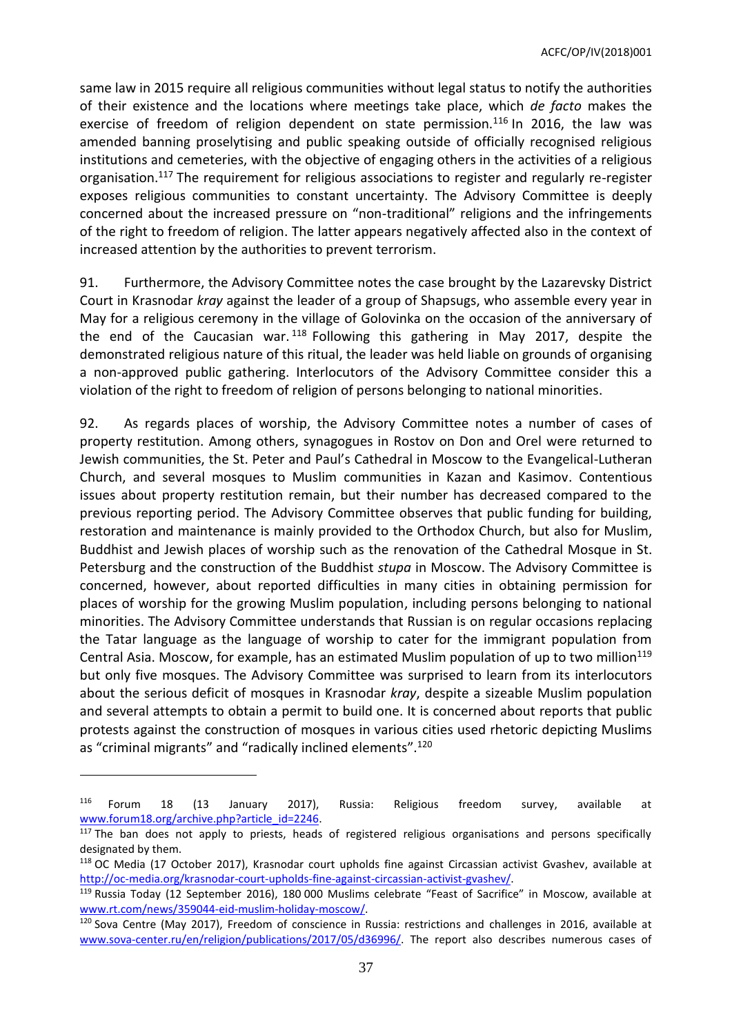same law in 2015 require all religious communities without legal status to notify the authorities of their existence and the locations where meetings take place, which *de facto* makes the exercise of freedom of religion dependent on state permission.[116] In 2016, the law was amended banning proselytising and public speaking outside of officially recognised religious institutions and cemeteries, with the objective of engaging others in the activities of a religious organisation.[117] The requirement for religious associations to register and regularly re-register exposes religious communities to constant uncertainty. The Advisory Committee is deeply concerned about the increased pressure on "non-traditional" religions and the infringements of the right to freedom of religion. The latter appears negatively affected also in the context of increased attention by the authorities to prevent terrorism.

91. Furthermore, the Advisory Committee notes the case brought by the Lazarevsky District Court in Krasnodar *kray* against the leader of a group of Shapsugs, who assemble every year in May for a religious ceremony in the village of Golovinka on the occasion of the anniversary of the end of the Caucasian war.[118] Following this gathering in May 2017, despite the demonstrated religious nature of this ritual, the leader was held liable on grounds of organising a non-approved public gathering. Interlocutors of the Advisory Committee consider this a violation of the right to freedom of religion of persons belonging to national minorities.

92. As regards places of worship, the Advisory Committee notes a number of cases of property restitution. Among others, synagogues in Rostov on Don and Orel were returned to Jewish communities, the St. Peter and Paul's Cathedral in Moscow to the Evangelical-Lutheran Church, and several mosques to Muslim communities in Kazan and Kasimov. Contentious issues about property restitution remain, but their number has decreased compared to the previous reporting period. The Advisory Committee observes that public funding for building, restoration and maintenance is mainly provided to the Orthodox Church, but also for Muslim, Buddhist and Jewish places of worship such as the renovation of the Cathedral Mosque in St. Petersburg and the construction of the Buddhist *stupa* in Moscow. The Advisory Committee is concerned, however, about reported difficulties in many cities in obtaining permission for places of worship for the growing Muslim population, including persons belonging to national minorities. The Advisory Committee understands that Russian is on regular occasions replacing the Tatar language as the language of worship to cater for the immigrant population from Central Asia. Moscow, for example, has an estimated Muslim population of up to two million[119] but only five mosques. The Advisory Committee was surprised to learn from its interlocutors about the serious deficit of mosques in Krasnodar *kray*, despite a sizeable Muslim population and several attempts to obtain a permit to build one. It is concerned about reports that public protests against the construction of mosques in various cities used rhetoric depicting Muslims as "criminal migrants" and "radically inclined elements".[120]

---

[116] Forum 18 (13 January 2017), Russia: Religious freedom survey, available at www.forum18.org/archive.php?article_id=2246.

[117] The ban does not apply to priests, heads of registered religious organisations and persons specifically designated by them.

[118] OC Media (17 October 2017), Krasnodar court upholds fine against Circassian activist Gvashev, available at http://oc-media.org/krasnodar-court-upholds-fine-against-circassian-activist-gvashev/.

[119] Russia Today (12 September 2016), 180 000 Muslims celebrate "Feast of Sacrifice" in Moscow, available at www.rt.com/news/359044-eid-muslim-holiday-moscow/.

[120] Sova Centre (May 2017), Freedom of conscience in Russia: restrictions and challenges in 2016, available at www.sova-center.ru/en/religion/publications/2017/05/d36996/. The report also describes numerous cases of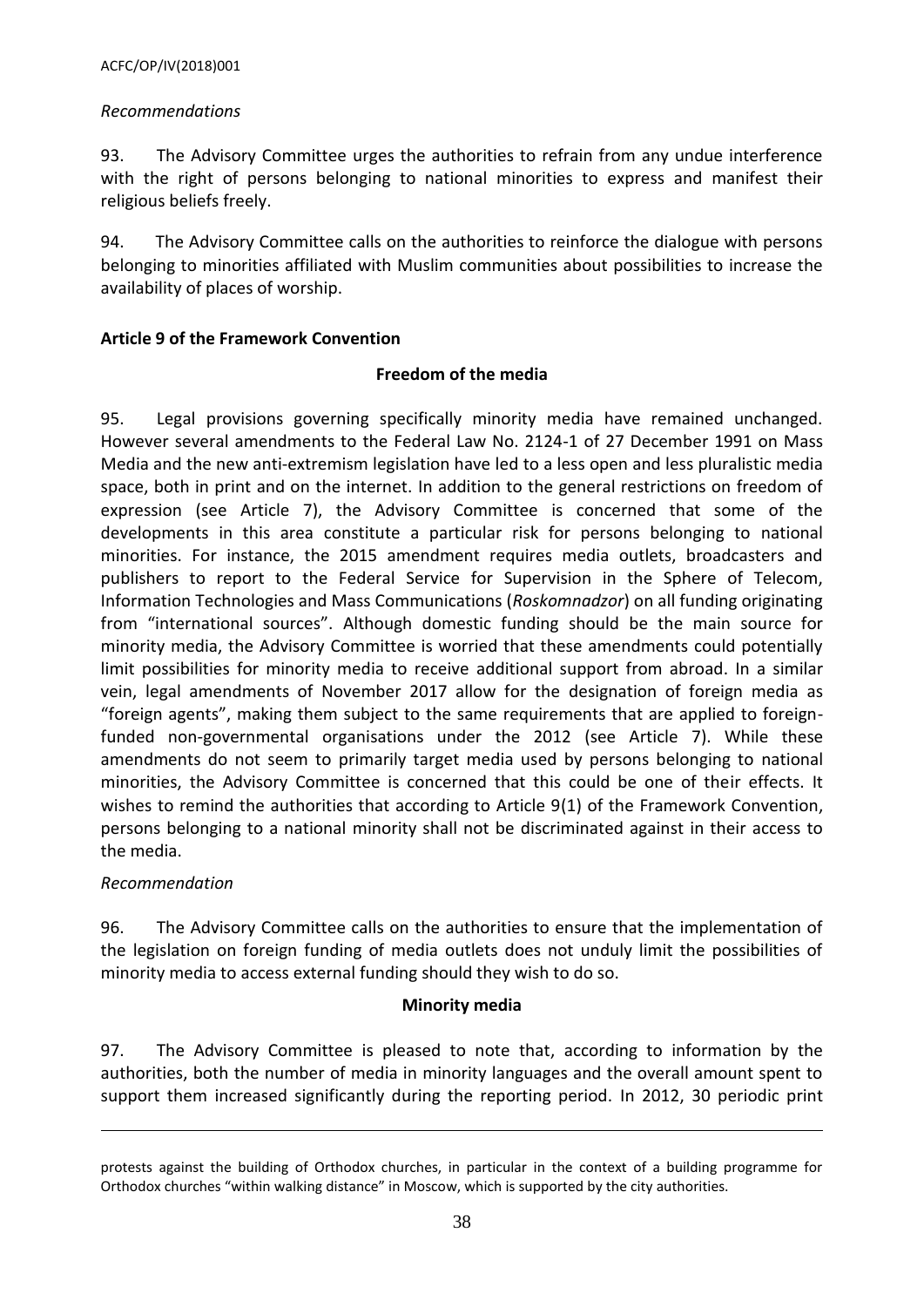*Recommendations*

93. The Advisory Committee urges the authorities to refrain from any undue interference with the right of persons belonging to national minorities to express and manifest their religious beliefs freely.

94. The Advisory Committee calls on the authorities to reinforce the dialogue with persons belonging to minorities affiliated with Muslim communities about possibilities to increase the availability of places of worship.

## Article 9 of the Framework Convention

### Freedom of the media

95. Legal provisions governing specifically minority media have remained unchanged. However several amendments to the Federal Law No. 2124-1 of 27 December 1991 on Mass Media and the new anti-extremism legislation have led to a less open and less pluralistic media space, both in print and on the internet. In addition to the general restrictions on freedom of expression (see Article 7), the Advisory Committee is concerned that some of the developments in this area constitute a particular risk for persons belonging to national minorities. For instance, the 2015 amendment requires media outlets, broadcasters and publishers to report to the Federal Service for Supervision in the Sphere of Telecom, Information Technologies and Mass Communications (*Roskomnadzor*) on all funding originating from "international sources". Although domestic funding should be the main source for minority media, the Advisory Committee is worried that these amendments could potentially limit possibilities for minority media to receive additional support from abroad. In a similar vein, legal amendments of November 2017 allow for the designation of foreign media as "foreign agents", making them subject to the same requirements that are applied to foreign-funded non-governmental organisations under the 2012 (see Article 7). While these amendments do not seem to primarily target media used by persons belonging to national minorities, the Advisory Committee is concerned that this could be one of their effects. It wishes to remind the authorities that according to Article 9(1) of the Framework Convention, persons belonging to a national minority shall not be discriminated against in their access to the media.

*Recommendation*

96. The Advisory Committee calls on the authorities to ensure that the implementation of the legislation on foreign funding of media outlets does not unduly limit the possibilities of minority media to access external funding should they wish to do so.

### Minority media

97. The Advisory Committee is pleased to note that, according to information by the authorities, both the number of media in minority languages and the overall amount spent to support them increased significantly during the reporting period. In 2012, 30 periodic print

---

protests against the building of Orthodox churches, in particular in the context of a building programme for Orthodox churches "within walking distance" in Moscow, which is supported by the city authorities.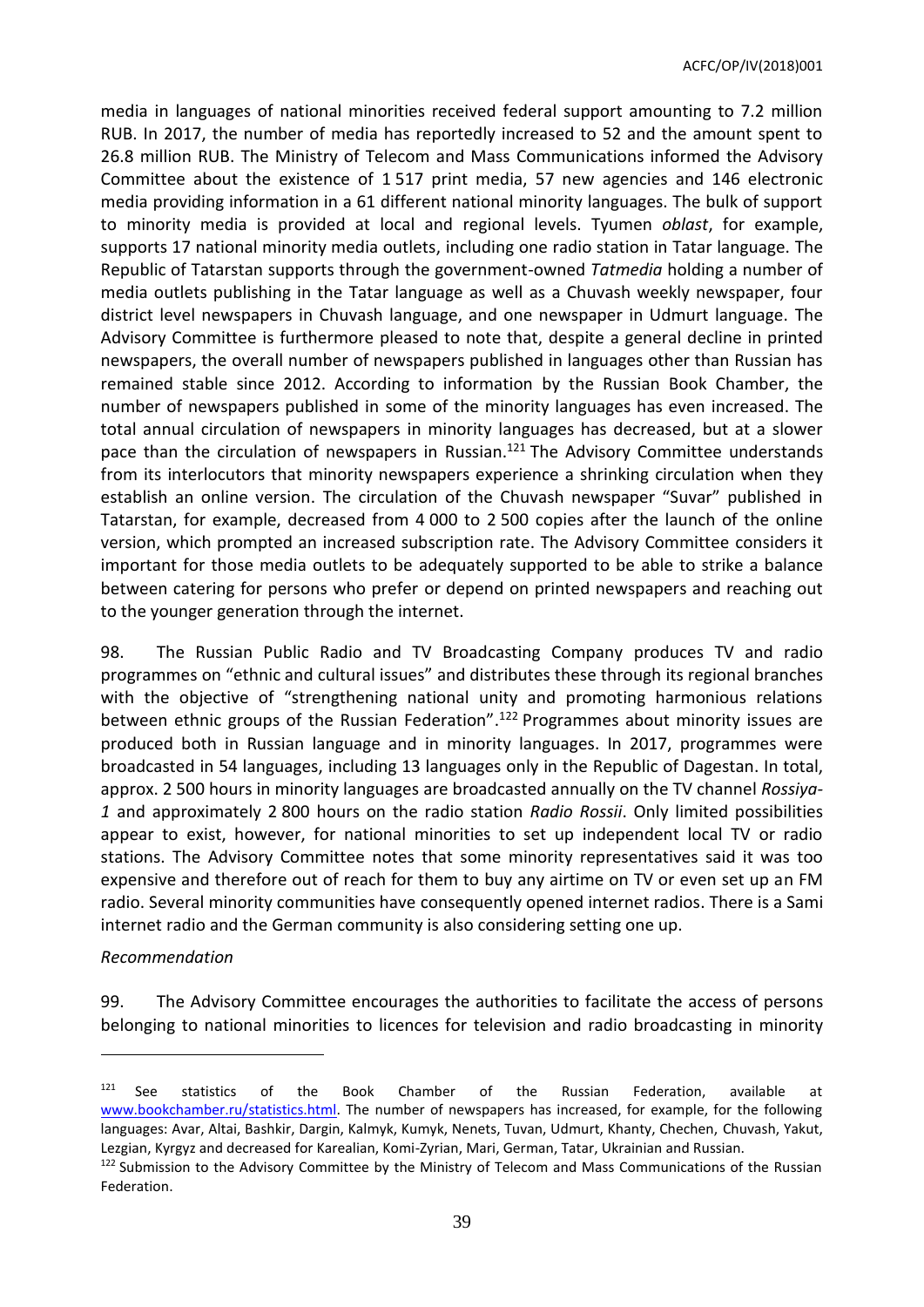media in languages of national minorities received federal support amounting to 7.2 million RUB. In 2017, the number of media has reportedly increased to 52 and the amount spent to 26.8 million RUB. The Ministry of Telecom and Mass Communications informed the Advisory Committee about the existence of 1 517 print media, 57 new agencies and 146 electronic media providing information in a 61 different national minority languages. The bulk of support to minority media is provided at local and regional levels. Tyumen *oblast*, for example, supports 17 national minority media outlets, including one radio station in Tatar language. The Republic of Tatarstan supports through the government-owned *Tatmedia* holding a number of media outlets publishing in the Tatar language as well as a Chuvash weekly newspaper, four district level newspapers in Chuvash language, and one newspaper in Udmurt language. The Advisory Committee is furthermore pleased to note that, despite a general decline in printed newspapers, the overall number of newspapers published in languages other than Russian has remained stable since 2012. According to information by the Russian Book Chamber, the number of newspapers published in some of the minority languages has even increased. The total annual circulation of newspapers in minority languages has decreased, but at a slower pace than the circulation of newspapers in Russian.[121] The Advisory Committee understands from its interlocutors that minority newspapers experience a shrinking circulation when they establish an online version. The circulation of the Chuvash newspaper "Suvar" published in Tatarstan, for example, decreased from 4 000 to 2 500 copies after the launch of the online version, which prompted an increased subscription rate. The Advisory Committee considers it important for those media outlets to be adequately supported to be able to strike a balance between catering for persons who prefer or depend on printed newspapers and reaching out to the younger generation through the internet.

98. The Russian Public Radio and TV Broadcasting Company produces TV and radio programmes on "ethnic and cultural issues" and distributes these through its regional branches with the objective of "strengthening national unity and promoting harmonious relations between ethnic groups of the Russian Federation".[122] Programmes about minority issues are produced both in Russian language and in minority languages. In 2017, programmes were broadcasted in 54 languages, including 13 languages only in the Republic of Dagestan. In total, approx. 2 500 hours in minority languages are broadcasted annually on the TV channel *Rossiya-1* and approximately 2 800 hours on the radio station *Radio Rossii*. Only limited possibilities appear to exist, however, for national minorities to set up independent local TV or radio stations. The Advisory Committee notes that some minority representatives said it was too expensive and therefore out of reach for them to buy any airtime on TV or even set up an FM radio. Several minority communities have consequently opened internet radios. There is a Sami internet radio and the German community is also considering setting one up.

*Recommendation*

99. The Advisory Committee encourages the authorities to facilitate the access of persons belonging to national minorities to licences for television and radio broadcasting in minority

---

[121] See statistics of the Book Chamber of the Russian Federation, available at www.bookchamber.ru/statistics.html. The number of newspapers has increased, for example, for the following languages: Avar, Altai, Bashkir, Dargin, Kalmyk, Kumyk, Nenets, Tuvan, Udmurt, Khanty, Chechen, Chuvash, Yakut, Lezgian, Kyrgyz and decreased for Karealian, Komi-Zyrian, Mari, German, Tatar, Ukrainian and Russian.

[122] Submission to the Advisory Committee by the Ministry of Telecom and Mass Communications of the Russian Federation.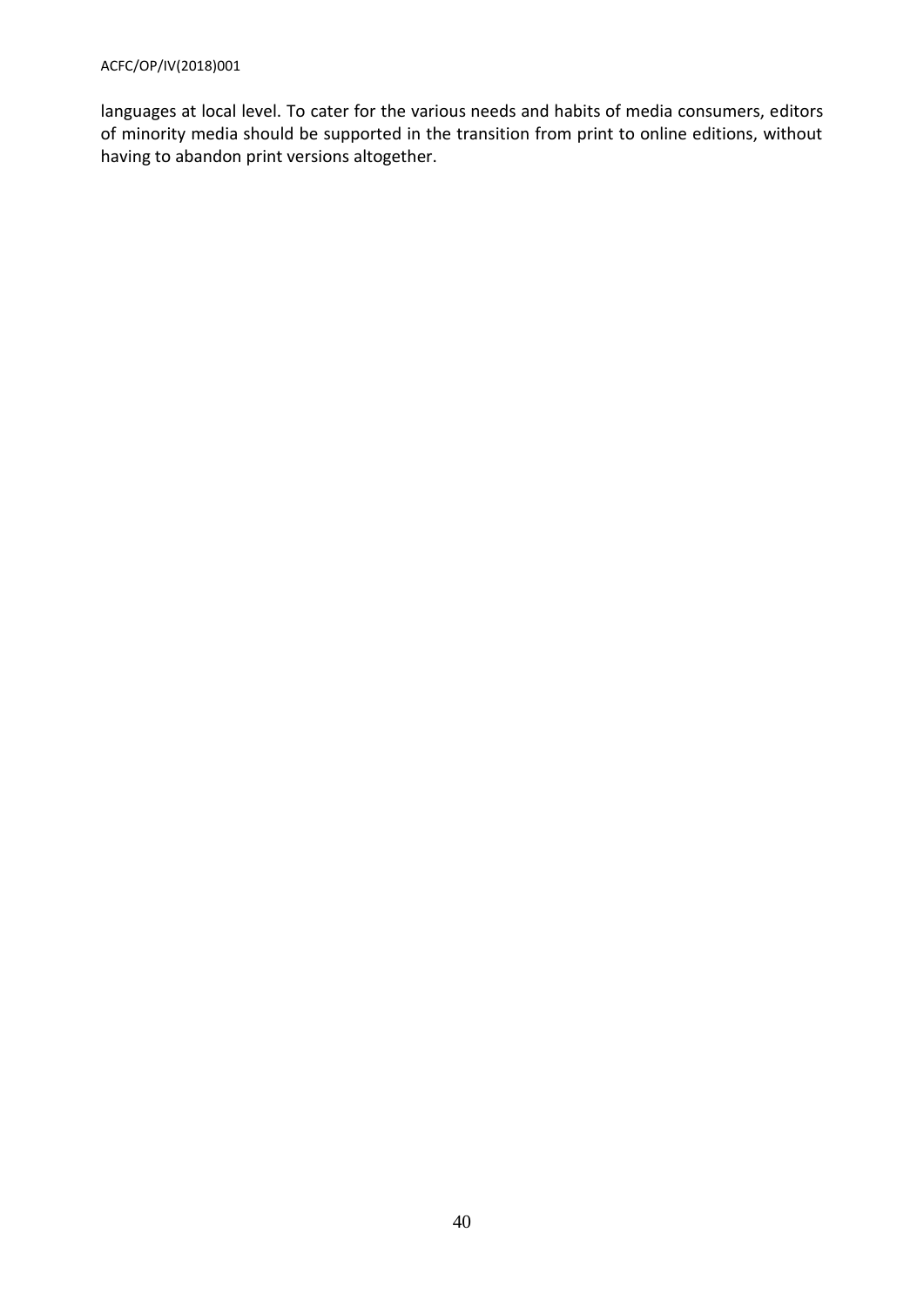languages at local level. To cater for the various needs and habits of media consumers, editors of minority media should be supported in the transition from print to online editions, without having to abandon print versions altogether.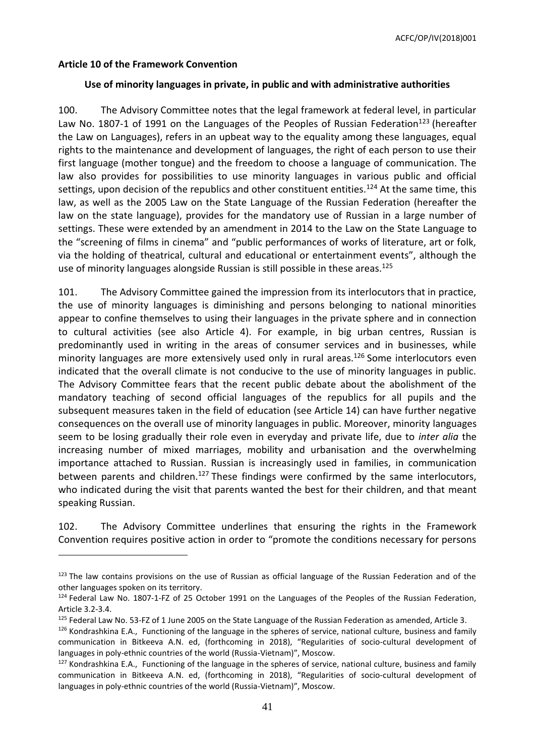**Article 10 of the Framework Convention**

**Use of minority languages in private, in public and with administrative authorities**

100. The Advisory Committee notes that the legal framework at federal level, in particular Law No. 1807-1 of 1991 on the Languages of the Peoples of Russian Federation[123] (hereafter the Law on Languages), refers in an upbeat way to the equality among these languages, equal rights to the maintenance and development of languages, the right of each person to use their first language (mother tongue) and the freedom to choose a language of communication. The law also provides for possibilities to use minority languages in various public and official settings, upon decision of the republics and other constituent entities.[124] At the same time, this law, as well as the 2005 Law on the State Language of the Russian Federation (hereafter the law on the state language), provides for the mandatory use of Russian in a large number of settings. These were extended by an amendment in 2014 to the Law on the State Language to the "screening of films in cinema" and "public performances of works of literature, art or folk, via the holding of theatrical, cultural and educational or entertainment events", although the use of minority languages alongside Russian is still possible in these areas.[125]

101. The Advisory Committee gained the impression from its interlocutors that in practice, the use of minority languages is diminishing and persons belonging to national minorities appear to confine themselves to using their languages in the private sphere and in connection to cultural activities (see also Article 4). For example, in big urban centres, Russian is predominantly used in writing in the areas of consumer services and in businesses, while minority languages are more extensively used only in rural areas.[126] Some interlocutors even indicated that the overall climate is not conducive to the use of minority languages in public. The Advisory Committee fears that the recent public debate about the abolishment of the mandatory teaching of second official languages of the republics for all pupils and the subsequent measures taken in the field of education (see Article 14) can have further negative consequences on the overall use of minority languages in public. Moreover, minority languages seem to be losing gradually their role even in everyday and private life, due to *inter alia* the increasing number of mixed marriages, mobility and urbanisation and the overwhelming importance attached to Russian. Russian is increasingly used in families, in communication between parents and children.[127] These findings were confirmed by the same interlocutors, who indicated during the visit that parents wanted the best for their children, and that meant speaking Russian.

102. The Advisory Committee underlines that ensuring the rights in the Framework Convention requires positive action in order to "promote the conditions necessary for persons

---

[123] The law contains provisions on the use of Russian as official language of the Russian Federation and of the other languages spoken on its territory.

[124] Federal Law No. 1807-1-FZ of 25 October 1991 on the Languages of the Peoples of the Russian Federation, Article 3.2-3.4.

[125] Federal Law No. 53-FZ of 1 June 2005 on the State Language of the Russian Federation as amended, Article 3.

[126] Kondrashkina E.A., Functioning of the language in the spheres of service, national culture, business and family communication in Bitkeeva A.N. ed, (forthcoming in 2018), "Regularities of socio-cultural development of languages in poly-ethnic countries of the world (Russia-Vietnam)", Moscow.

[127] Kondrashkina E.A., Functioning of the language in the spheres of service, national culture, business and family communication in Bitkeeva A.N. ed, (forthcoming in 2018), "Regularities of socio-cultural development of languages in poly-ethnic countries of the world (Russia-Vietnam)", Moscow.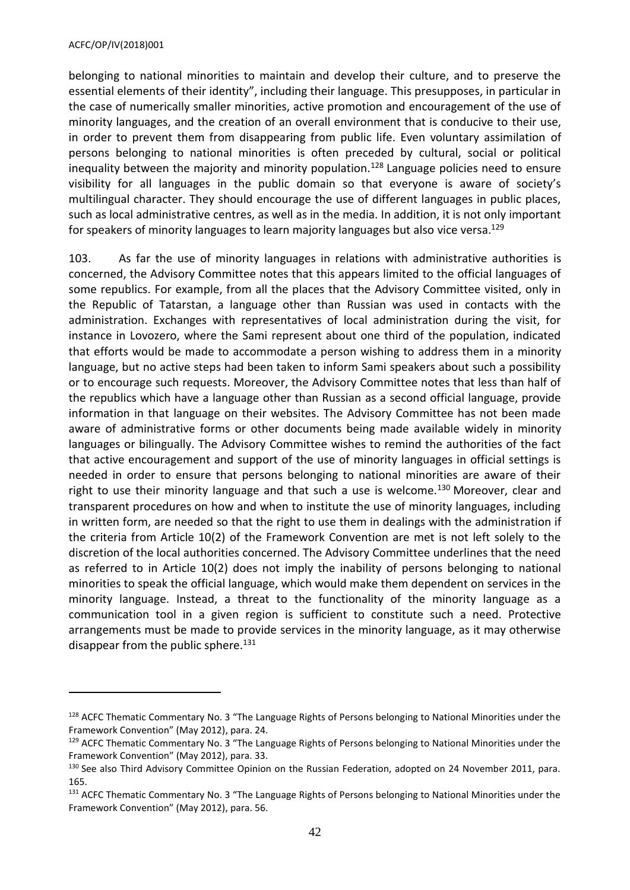belonging to national minorities to maintain and develop their culture, and to preserve the essential elements of their identity", including their language. This presupposes, in particular in the case of numerically smaller minorities, active promotion and encouragement of the use of minority languages, and the creation of an overall environment that is conducive to their use, in order to prevent them from disappearing from public life. Even voluntary assimilation of persons belonging to national minorities is often preceded by cultural, social or political inequality between the majority and minority population.[128] Language policies need to ensure visibility for all languages in the public domain so that everyone is aware of society's multilingual character. They should encourage the use of different languages in public places, such as local administrative centres, as well as in the media. In addition, it is not only important for speakers of minority languages to learn majority languages but also vice versa.[129]

103. As far the use of minority languages in relations with administrative authorities is concerned, the Advisory Committee notes that this appears limited to the official languages of some republics. For example, from all the places that the Advisory Committee visited, only in the Republic of Tatarstan, a language other than Russian was used in contacts with the administration. Exchanges with representatives of local administration during the visit, for instance in Lovozero, where the Sami represent about one third of the population, indicated that efforts would be made to accommodate a person wishing to address them in a minority language, but no active steps had been taken to inform Sami speakers about such a possibility or to encourage such requests. Moreover, the Advisory Committee notes that less than half of the republics which have a language other than Russian as a second official language, provide information in that language on their websites. The Advisory Committee has not been made aware of administrative forms or other documents being made available widely in minority languages or bilingually. The Advisory Committee wishes to remind the authorities of the fact that active encouragement and support of the use of minority languages in official settings is needed in order to ensure that persons belonging to national minorities are aware of their right to use their minority language and that such a use is welcome.[130] Moreover, clear and transparent procedures on how and when to institute the use of minority languages, including in written form, are needed so that the right to use them in dealings with the administration if the criteria from Article 10(2) of the Framework Convention are met is not left solely to the discretion of the local authorities concerned. The Advisory Committee underlines that the need as referred to in Article 10(2) does not imply the inability of persons belonging to national minorities to speak the official language, which would make them dependent on services in the minority language. Instead, a threat to the functionality of the minority language as a communication tool in a given region is sufficient to constitute such a need. Protective arrangements must be made to provide services in the minority language, as it may otherwise disappear from the public sphere.[131]

---

[128] ACFC Thematic Commentary No. 3 "The Language Rights of Persons belonging to National Minorities under the Framework Convention" (May 2012), para. 24.

[129] ACFC Thematic Commentary No. 3 "The Language Rights of Persons belonging to National Minorities under the Framework Convention" (May 2012), para. 33.

[130] See also Third Advisory Committee Opinion on the Russian Federation, adopted on 24 November 2011, para. 165.

[131] ACFC Thematic Commentary No. 3 "The Language Rights of Persons belonging to National Minorities under the Framework Convention" (May 2012), para. 56.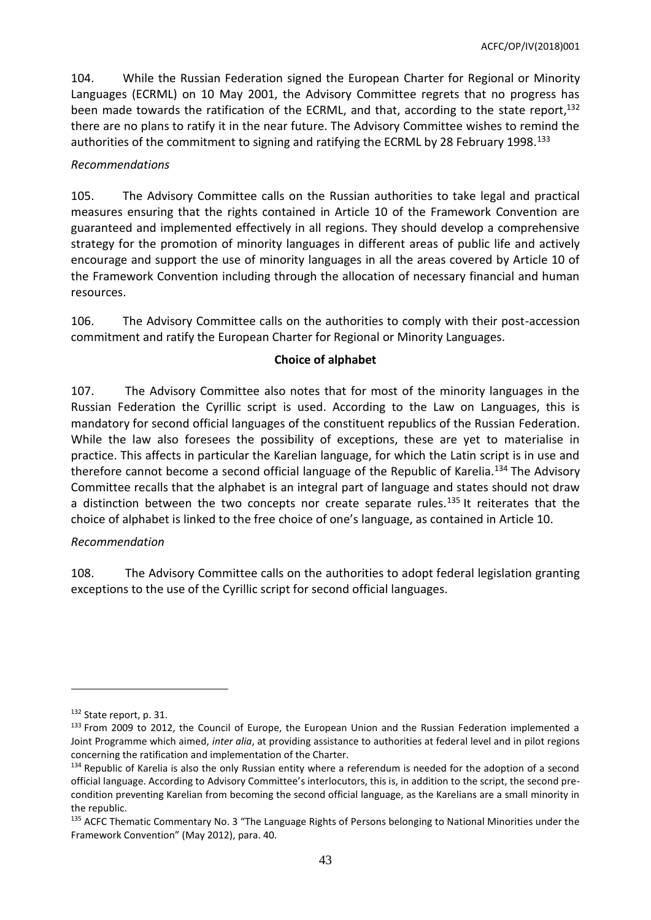104. While the Russian Federation signed the European Charter for Regional or Minority Languages (ECRML) on 10 May 2001, the Advisory Committee regrets that no progress has been made towards the ratification of the ECRML, and that, according to the state report,[132] there are no plans to ratify it in the near future. The Advisory Committee wishes to remind the authorities of the commitment to signing and ratifying the ECRML by 28 February 1998.[133]

*Recommendations*

105. The Advisory Committee calls on the Russian authorities to take legal and practical measures ensuring that the rights contained in Article 10 of the Framework Convention are guaranteed and implemented effectively in all regions. They should develop a comprehensive strategy for the promotion of minority languages in different areas of public life and actively encourage and support the use of minority languages in all the areas covered by Article 10 of the Framework Convention including through the allocation of necessary financial and human resources.

106. The Advisory Committee calls on the authorities to comply with their post-accession commitment and ratify the European Charter for Regional or Minority Languages.

**Choice of alphabet**

107. The Advisory Committee also notes that for most of the minority languages in the Russian Federation the Cyrillic script is used. According to the Law on Languages, this is mandatory for second official languages of the constituent republics of the Russian Federation. While the law also foresees the possibility of exceptions, these are yet to materialise in practice. This affects in particular the Karelian language, for which the Latin script is in use and therefore cannot become a second official language of the Republic of Karelia.[134] The Advisory Committee recalls that the alphabet is an integral part of language and states should not draw a distinction between the two concepts nor create separate rules.[135] It reiterates that the choice of alphabet is linked to the free choice of one's language, as contained in Article 10.

*Recommendation*

108. The Advisory Committee calls on the authorities to adopt federal legislation granting exceptions to the use of the Cyrillic script for second official languages.

---

[132] State report, p. 31.

[133] From 2009 to 2012, the Council of Europe, the European Union and the Russian Federation implemented a Joint Programme which aimed, *inter alia*, at providing assistance to authorities at federal level and in pilot regions concerning the ratification and implementation of the Charter.

[134] Republic of Karelia is also the only Russian entity where a referendum is needed for the adoption of a second official language. According to Advisory Committee's interlocutors, this is, in addition to the script, the second pre-condition preventing Karelian from becoming the second official language, as the Karelians are a small minority in the republic.

[135] ACFC Thematic Commentary No. 3 "The Language Rights of Persons belonging to National Minorities under the Framework Convention" (May 2012), para. 40.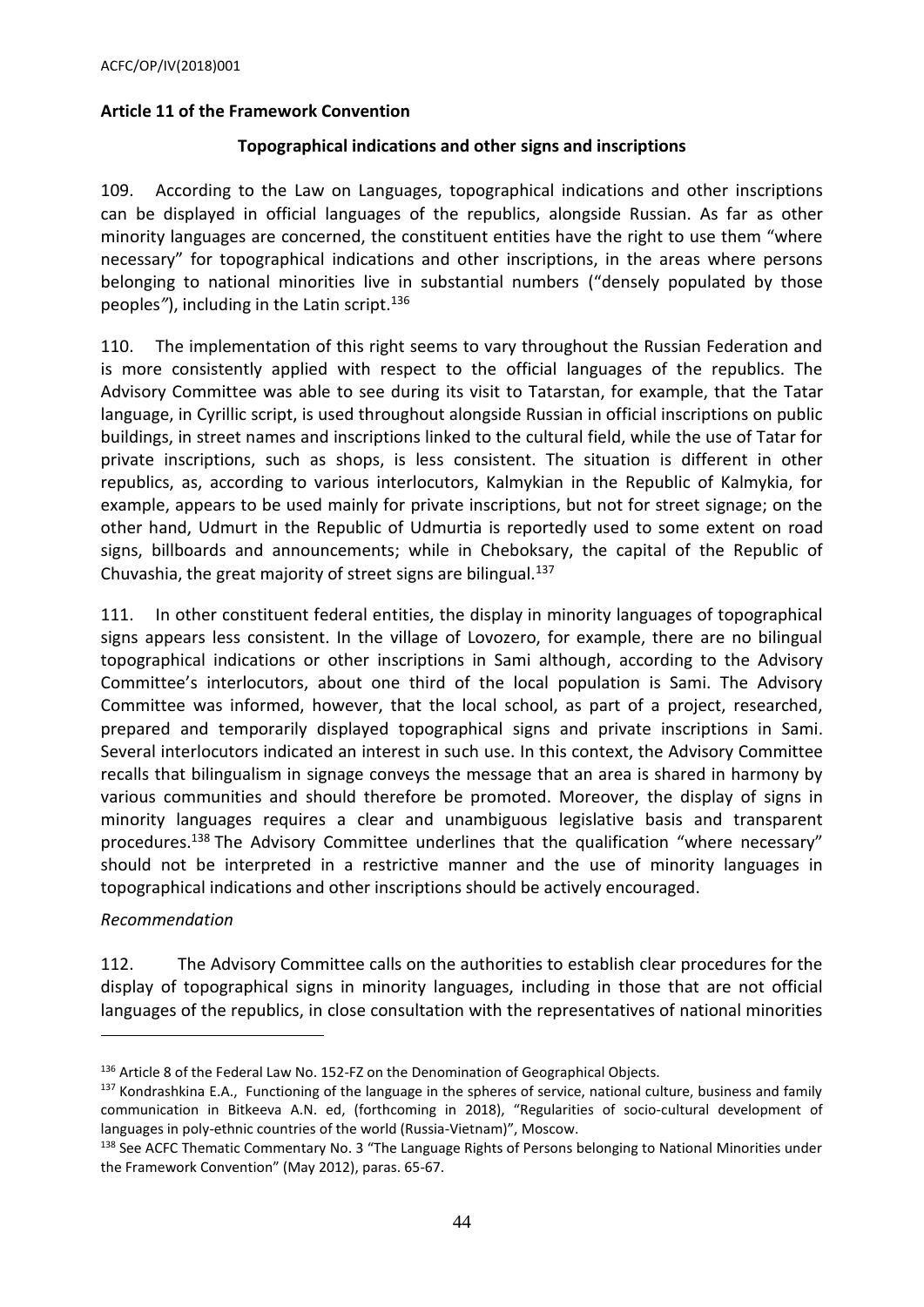## Article 11 of the Framework Convention

### Topographical indications and other signs and inscriptions

109. According to the Law on Languages, topographical indications and other inscriptions can be displayed in official languages of the republics, alongside Russian. As far as other minority languages are concerned, the constituent entities have the right to use them "where necessary" for topographical indications and other inscriptions, in the areas where persons belonging to national minorities live in substantial numbers ("densely populated by those peoples"), including in the Latin script.[136]

110. The implementation of this right seems to vary throughout the Russian Federation and is more consistently applied with respect to the official languages of the republics. The Advisory Committee was able to see during its visit to Tatarstan, for example, that the Tatar language, in Cyrillic script, is used throughout alongside Russian in official inscriptions on public buildings, in street names and inscriptions linked to the cultural field, while the use of Tatar for private inscriptions, such as shops, is less consistent. The situation is different in other republics, as, according to various interlocutors, Kalmykian in the Republic of Kalmykia, for example, appears to be used mainly for private inscriptions, but not for street signage; on the other hand, Udmurt in the Republic of Udmurtia is reportedly used to some extent on road signs, billboards and announcements; while in Cheboksary, the capital of the Republic of Chuvashia, the great majority of street signs are bilingual.[137]

111. In other constituent federal entities, the display in minority languages of topographical signs appears less consistent. In the village of Lovozero, for example, there are no bilingual topographical indications or other inscriptions in Sami although, according to the Advisory Committee's interlocutors, about one third of the local population is Sami. The Advisory Committee was informed, however, that the local school, as part of a project, researched, prepared and temporarily displayed topographical signs and private inscriptions in Sami. Several interlocutors indicated an interest in such use. In this context, the Advisory Committee recalls that bilingualism in signage conveys the message that an area is shared in harmony by various communities and should therefore be promoted. Moreover, the display of signs in minority languages requires a clear and unambiguous legislative basis and transparent procedures.[138] The Advisory Committee underlines that the qualification "where necessary" should not be interpreted in a restrictive manner and the use of minority languages in topographical indications and other inscriptions should be actively encouraged.

*Recommendation*

112. The Advisory Committee calls on the authorities to establish clear procedures for the display of topographical signs in minority languages, including in those that are not official languages of the republics, in close consultation with the representatives of national minorities

---

[136] Article 8 of the Federal Law No. 152-FZ on the Denomination of Geographical Objects.

[137] Kondrashkina E.A., Functioning of the language in the spheres of service, national culture, business and family communication in Bitkeeva A.N. ed, (forthcoming in 2018), "Regularities of socio-cultural development of languages in poly-ethnic countries of the world (Russia-Vietnam)", Moscow.

[138] See ACFC Thematic Commentary No. 3 "The Language Rights of Persons belonging to National Minorities under the Framework Convention" (May 2012), paras. 65-67.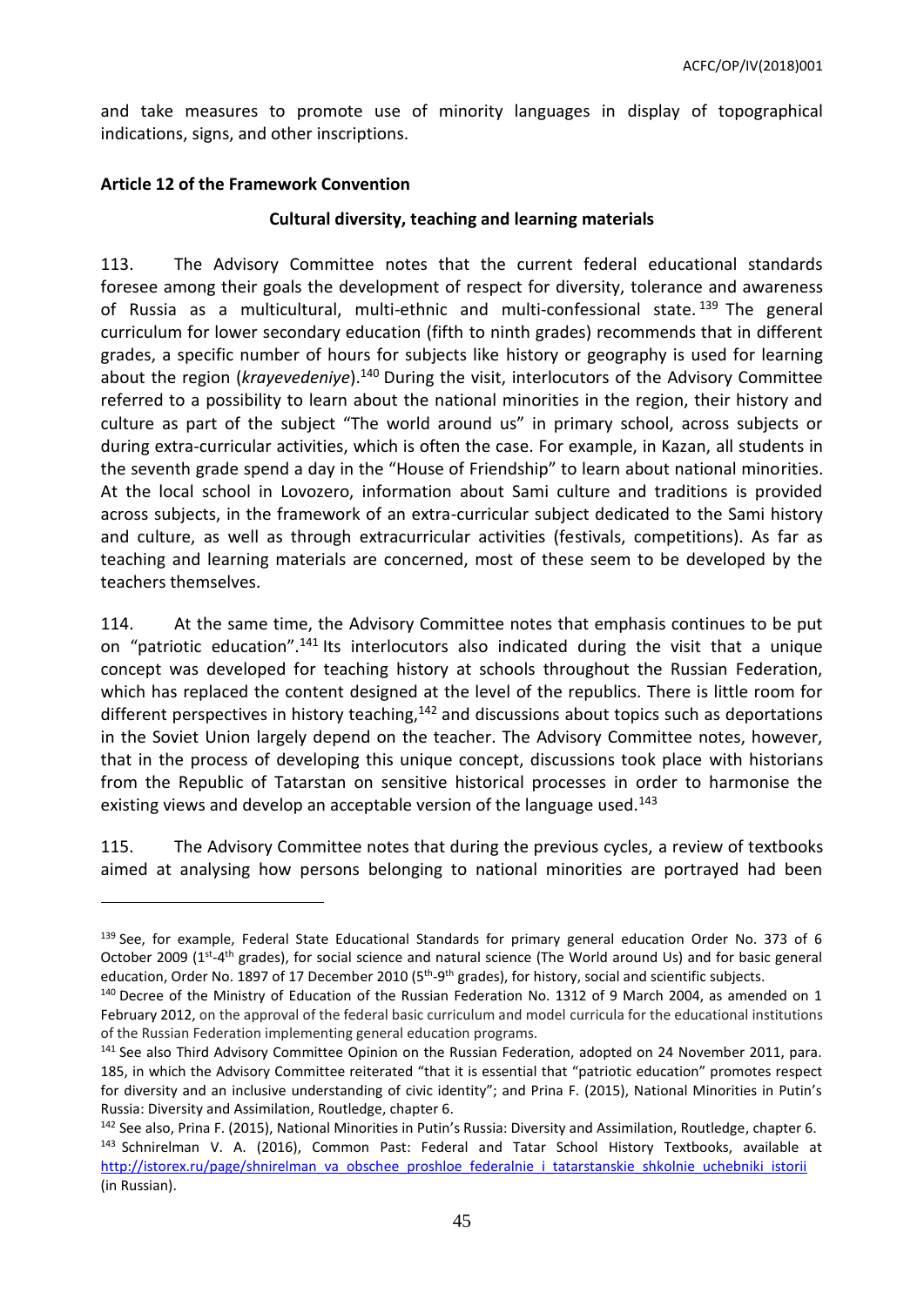and take measures to promote use of minority languages in display of topographical indications, signs, and other inscriptions.

**Article 12 of the Framework Convention**

**Cultural diversity, teaching and learning materials**

113. The Advisory Committee notes that the current federal educational standards foresee among their goals the development of respect for diversity, tolerance and awareness of Russia as a multicultural, multi-ethnic and multi-confessional state.[139] The general curriculum for lower secondary education (fifth to ninth grades) recommends that in different grades, a specific number of hours for subjects like history or geography is used for learning about the region (*krayevedeniye*).[140] During the visit, interlocutors of the Advisory Committee referred to a possibility to learn about the national minorities in the region, their history and culture as part of the subject "The world around us" in primary school, across subjects or during extra-curricular activities, which is often the case. For example, in Kazan, all students in the seventh grade spend a day in the "House of Friendship" to learn about national minorities. At the local school in Lovozero, information about Sami culture and traditions is provided across subjects, in the framework of an extra-curricular subject dedicated to the Sami history and culture, as well as through extracurricular activities (festivals, competitions). As far as teaching and learning materials are concerned, most of these seem to be developed by the teachers themselves.

114. At the same time, the Advisory Committee notes that emphasis continues to be put on "patriotic education".[141] Its interlocutors also indicated during the visit that a unique concept was developed for teaching history at schools throughout the Russian Federation, which has replaced the content designed at the level of the republics. There is little room for different perspectives in history teaching,[142] and discussions about topics such as deportations in the Soviet Union largely depend on the teacher. The Advisory Committee notes, however, that in the process of developing this unique concept, discussions took place with historians from the Republic of Tatarstan on sensitive historical processes in order to harmonise the existing views and develop an acceptable version of the language used.[143]

115. The Advisory Committee notes that during the previous cycles, a review of textbooks aimed at analysing how persons belonging to national minorities are portrayed had been

---

[139] See, for example, Federal State Educational Standards for primary general education Order No. 373 of 6 October 2009 (1st-4th grades), for social science and natural science (The World around Us) and for basic general education, Order No. 1897 of 17 December 2010 (5th-9th grades), for history, social and scientific subjects.

[140] Decree of the Ministry of Education of the Russian Federation No. 1312 of 9 March 2004, as amended on 1 February 2012, on the approval of the federal basic curriculum and model curricula for the educational institutions of the Russian Federation implementing general education programs.

[141] See also Third Advisory Committee Opinion on the Russian Federation, adopted on 24 November 2011, para. 185, in which the Advisory Committee reiterated "that it is essential that "patriotic education" promotes respect for diversity and an inclusive understanding of civic identity"; and Prina F. (2015), National Minorities in Putin's Russia: Diversity and Assimilation, Routledge, chapter 6.

[142] See also, Prina F. (2015), National Minorities in Putin's Russia: Diversity and Assimilation, Routledge, chapter 6.

[143] Schnirelman V. A. (2016), Common Past: Federal and Tatar School History Textbooks, available at http://istorex.ru/page/shnirelman_va_obschee_proshloe_federalnie_i_tatarstanskie_shkolnie_uchebniki_istorii (in Russian).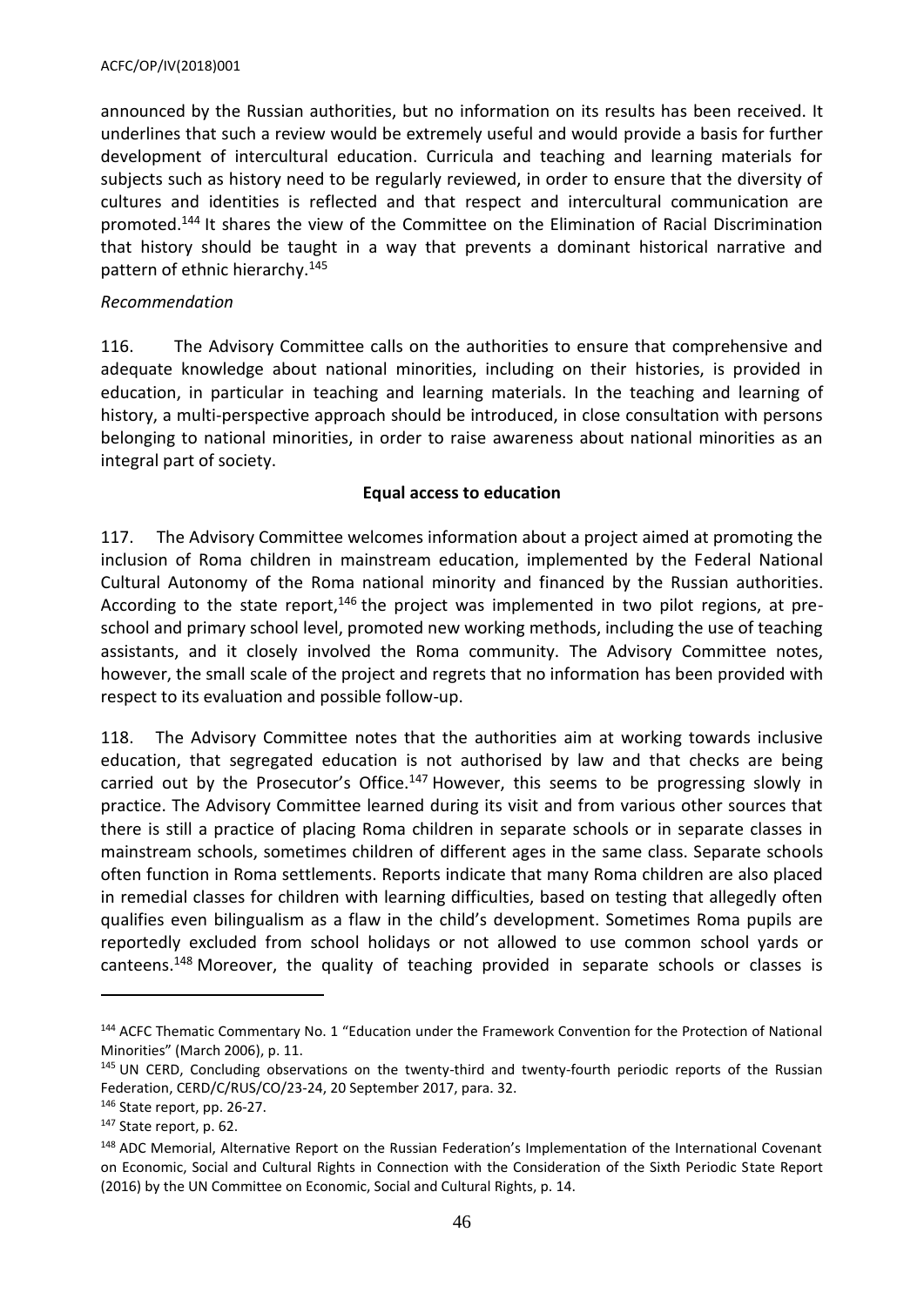announced by the Russian authorities, but no information on its results has been received. It underlines that such a review would be extremely useful and would provide a basis for further development of intercultural education. Curricula and teaching and learning materials for subjects such as history need to be regularly reviewed, in order to ensure that the diversity of cultures and identities is reflected and that respect and intercultural communication are promoted.[144] It shares the view of the Committee on the Elimination of Racial Discrimination that history should be taught in a way that prevents a dominant historical narrative and pattern of ethnic hierarchy.[145]

*Recommendation*

116. The Advisory Committee calls on the authorities to ensure that comprehensive and adequate knowledge about national minorities, including on their histories, is provided in education, in particular in teaching and learning materials. In the teaching and learning of history, a multi-perspective approach should be introduced, in close consultation with persons belonging to national minorities, in order to raise awareness about national minorities as an integral part of society.

**Equal access to education**

117. The Advisory Committee welcomes information about a project aimed at promoting the inclusion of Roma children in mainstream education, implemented by the Federal National Cultural Autonomy of the Roma national minority and financed by the Russian authorities. According to the state report,[146] the project was implemented in two pilot regions, at pre-school and primary school level, promoted new working methods, including the use of teaching assistants, and it closely involved the Roma community. The Advisory Committee notes, however, the small scale of the project and regrets that no information has been provided with respect to its evaluation and possible follow-up.

118. The Advisory Committee notes that the authorities aim at working towards inclusive education, that segregated education is not authorised by law and that checks are being carried out by the Prosecutor's Office.[147] However, this seems to be progressing slowly in practice. The Advisory Committee learned during its visit and from various other sources that there is still a practice of placing Roma children in separate schools or in separate classes in mainstream schools, sometimes children of different ages in the same class. Separate schools often function in Roma settlements. Reports indicate that many Roma children are also placed in remedial classes for children with learning difficulties, based on testing that allegedly often qualifies even bilingualism as a flaw in the child's development. Sometimes Roma pupils are reportedly excluded from school holidays or not allowed to use common school yards or canteens.[148] Moreover, the quality of teaching provided in separate schools or classes is

---

[144] ACFC Thematic Commentary No. 1 "Education under the Framework Convention for the Protection of National Minorities" (March 2006), p. 11.

[145] UN CERD, Concluding observations on the twenty-third and twenty-fourth periodic reports of the Russian Federation, CERD/C/RUS/CO/23-24, 20 September 2017, para. 32.

[146] State report, pp. 26-27.

[147] State report, p. 62.

[148] ADC Memorial, Alternative Report on the Russian Federation's Implementation of the International Covenant on Economic, Social and Cultural Rights in Connection with the Consideration of the Sixth Periodic State Report (2016) by the UN Committee on Economic, Social and Cultural Rights, p. 14.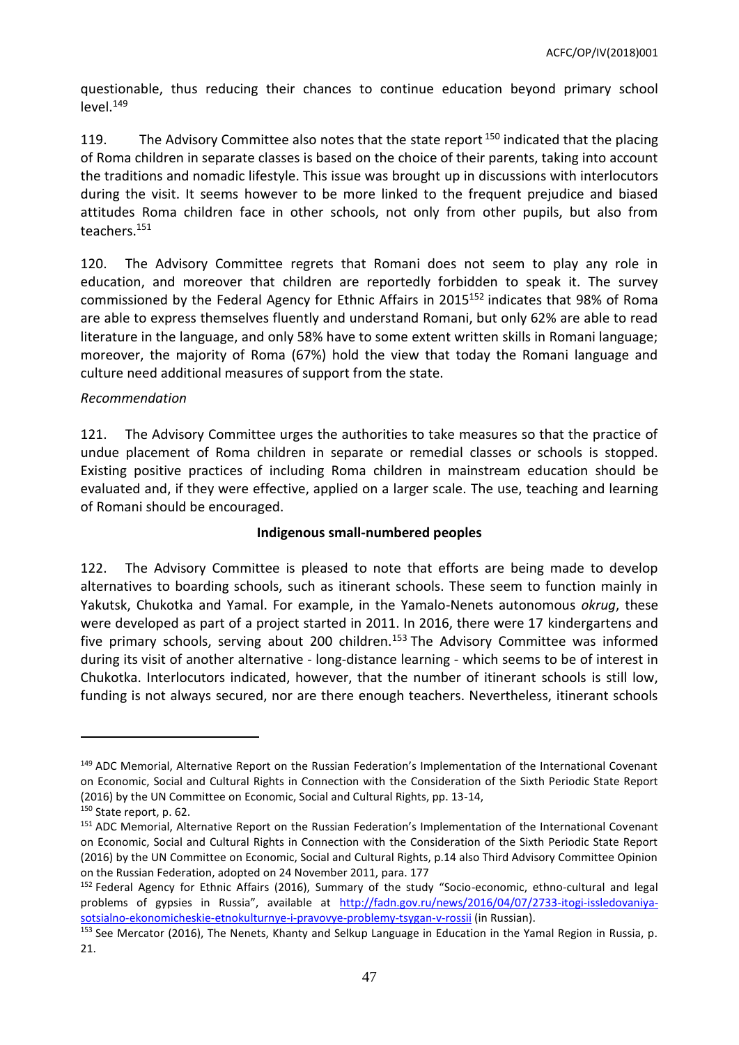questionable, thus reducing their chances to continue education beyond primary school level.[149]

119. The Advisory Committee also notes that the state report[150] indicated that the placing of Roma children in separate classes is based on the choice of their parents, taking into account the traditions and nomadic lifestyle. This issue was brought up in discussions with interlocutors during the visit. It seems however to be more linked to the frequent prejudice and biased attitudes Roma children face in other schools, not only from other pupils, but also from teachers.[151]

120. The Advisory Committee regrets that Romani does not seem to play any role in education, and moreover that children are reportedly forbidden to speak it. The survey commissioned by the Federal Agency for Ethnic Affairs in 2015[152] indicates that 98% of Roma are able to express themselves fluently and understand Romani, but only 62% are able to read literature in the language, and only 58% have to some extent written skills in Romani language; moreover, the majority of Roma (67%) hold the view that today the Romani language and culture need additional measures of support from the state.

*Recommendation*

121. The Advisory Committee urges the authorities to take measures so that the practice of undue placement of Roma children in separate or remedial classes or schools is stopped. Existing positive practices of including Roma children in mainstream education should be evaluated and, if they were effective, applied on a larger scale. The use, teaching and learning of Romani should be encouraged.

**Indigenous small-numbered peoples**

122. The Advisory Committee is pleased to note that efforts are being made to develop alternatives to boarding schools, such as itinerant schools. These seem to function mainly in Yakutsk, Chukotka and Yamal. For example, in the Yamalo-Nenets autonomous *okrug*, these were developed as part of a project started in 2011. In 2016, there were 17 kindergartens and five primary schools, serving about 200 children.[153] The Advisory Committee was informed during its visit of another alternative - long-distance learning - which seems to be of interest in Chukotka. Interlocutors indicated, however, that the number of itinerant schools is still low, funding is not always secured, nor are there enough teachers. Nevertheless, itinerant schools

---

[149] ADC Memorial, Alternative Report on the Russian Federation's Implementation of the International Covenant on Economic, Social and Cultural Rights in Connection with the Consideration of the Sixth Periodic State Report (2016) by the UN Committee on Economic, Social and Cultural Rights, pp. 13-14,

[150] State report, p. 62.

[151] ADC Memorial, Alternative Report on the Russian Federation's Implementation of the International Covenant on Economic, Social and Cultural Rights in Connection with the Consideration of the Sixth Periodic State Report (2016) by the UN Committee on Economic, Social and Cultural Rights, p.14 also Third Advisory Committee Opinion on the Russian Federation, adopted on 24 November 2011, para. 177

[152] Federal Agency for Ethnic Affairs (2016), Summary of the study "Socio-economic, ethno-cultural and legal problems of gypsies in Russia", available at http://fadn.gov.ru/news/2016/04/07/2733-itogi-issledovaniya-sotsialno-ekonomicheskie-etnokulturnye-i-pravovye-problemy-tsygan-v-rossii (in Russian).

[153] See Mercator (2016), The Nenets, Khanty and Selkup Language in Education in the Yamal Region in Russia, p. 21.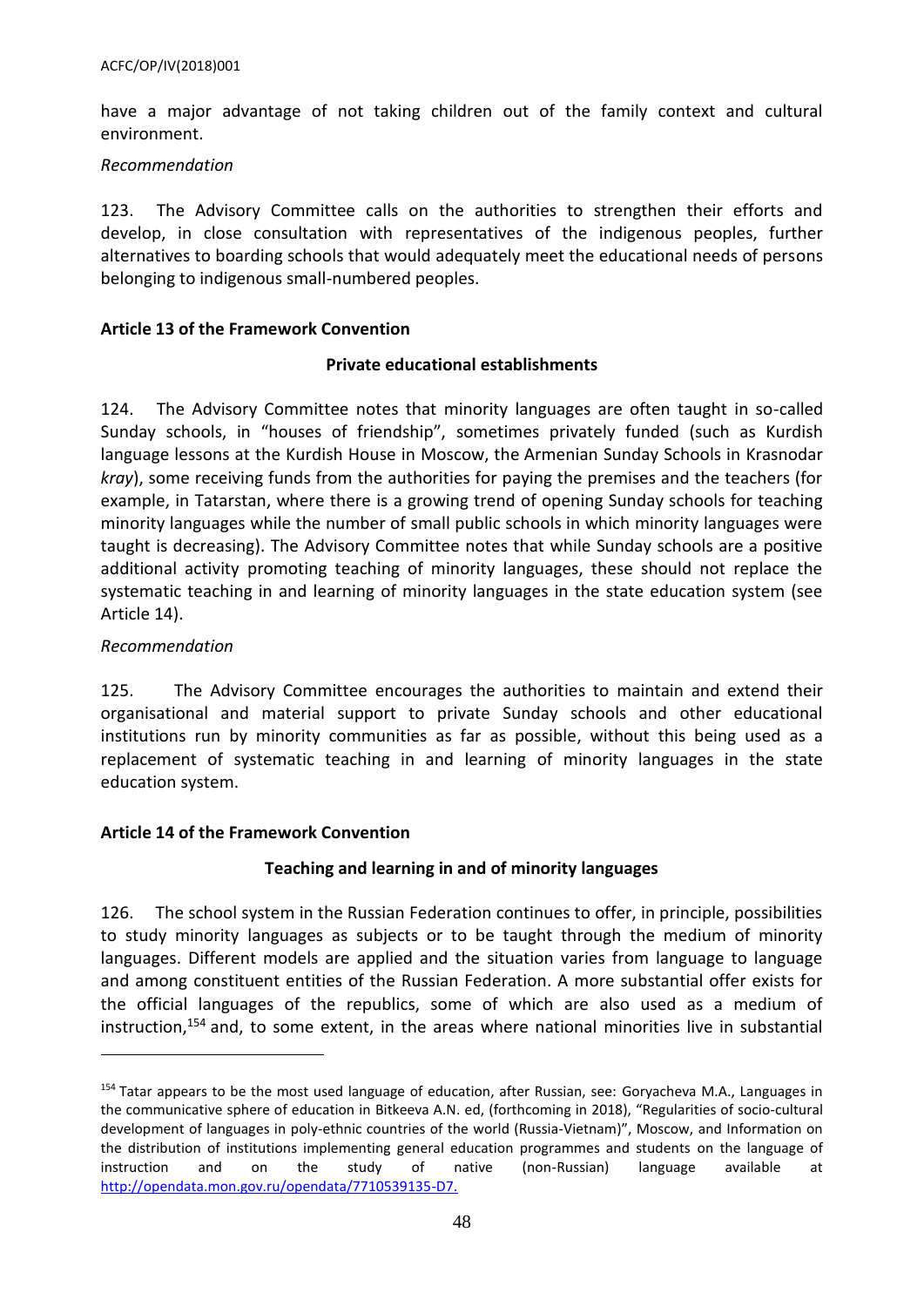have a major advantage of not taking children out of the family context and cultural environment.

*Recommendation*

123. The Advisory Committee calls on the authorities to strengthen their efforts and develop, in close consultation with representatives of the indigenous peoples, further alternatives to boarding schools that would adequately meet the educational needs of persons belonging to indigenous small-numbered peoples.

**Article 13 of the Framework Convention**

**Private educational establishments**

124. The Advisory Committee notes that minority languages are often taught in so-called Sunday schools, in "houses of friendship", sometimes privately funded (such as Kurdish language lessons at the Kurdish House in Moscow, the Armenian Sunday Schools in Krasnodar *kray*), some receiving funds from the authorities for paying the premises and the teachers (for example, in Tatarstan, where there is a growing trend of opening Sunday schools for teaching minority languages while the number of small public schools in which minority languages were taught is decreasing). The Advisory Committee notes that while Sunday schools are a positive additional activity promoting teaching of minority languages, these should not replace the systematic teaching in and learning of minority languages in the state education system (see Article 14).

*Recommendation*

125. The Advisory Committee encourages the authorities to maintain and extend their organisational and material support to private Sunday schools and other educational institutions run by minority communities as far as possible, without this being used as a replacement of systematic teaching in and learning of minority languages in the state education system.

**Article 14 of the Framework Convention**

**Teaching and learning in and of minority languages**

126. The school system in the Russian Federation continues to offer, in principle, possibilities to study minority languages as subjects or to be taught through the medium of minority languages. Different models are applied and the situation varies from language to language and among constituent entities of the Russian Federation. A more substantial offer exists for the official languages of the republics, some of which are also used as a medium of instruction,[154] and, to some extent, in the areas where national minorities live in substantial

[154] Tatar appears to be the most used language of education, after Russian, see: Goryacheva M.A., Languages in the communicative sphere of education in Bitkeeva A.N. ed, (forthcoming in 2018), "Regularities of socio-cultural development of languages in poly-ethnic countries of the world (Russia-Vietnam)", Moscow, and Information on the distribution of institutions implementing general education programmes and students on the language of instruction and on the study of native (non-Russian) language available at http://opendata.mon.gov.ru/opendata/7710539135-D7.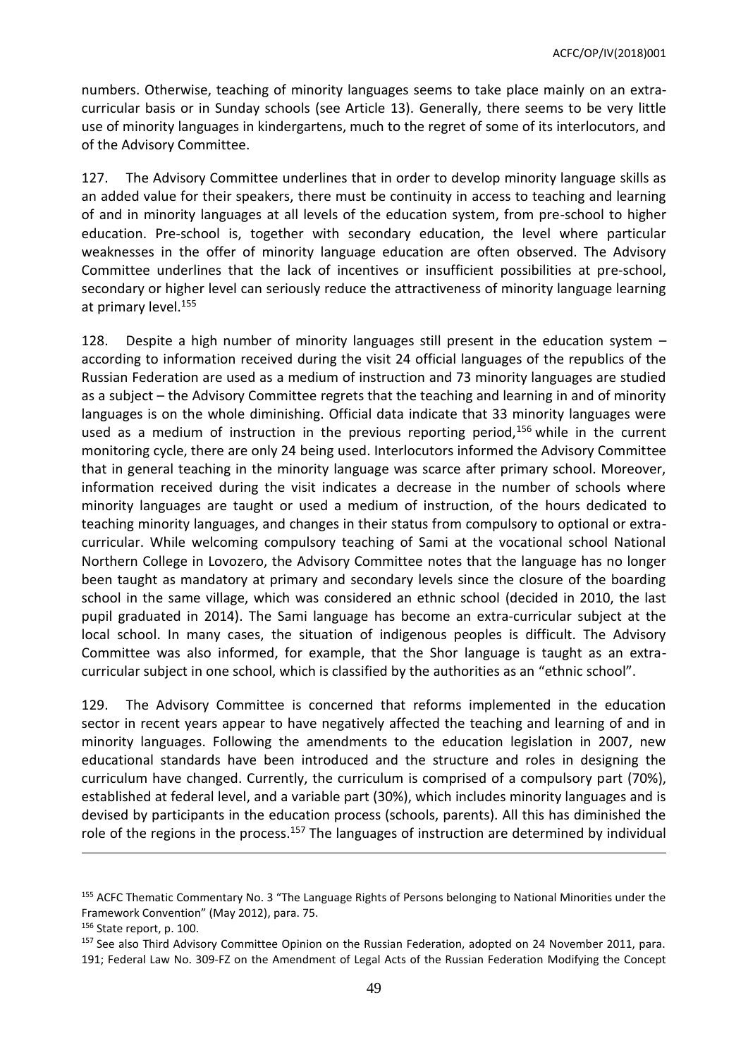numbers. Otherwise, teaching of minority languages seems to take place mainly on an extra-curricular basis or in Sunday schools (see Article 13). Generally, there seems to be very little use of minority languages in kindergartens, much to the regret of some of its interlocutors, and of the Advisory Committee.

127. The Advisory Committee underlines that in order to develop minority language skills as an added value for their speakers, there must be continuity in access to teaching and learning of and in minority languages at all levels of the education system, from pre-school to higher education. Pre-school is, together with secondary education, the level where particular weaknesses in the offer of minority language education are often observed. The Advisory Committee underlines that the lack of incentives or insufficient possibilities at pre-school, secondary or higher level can seriously reduce the attractiveness of minority language learning at primary level.[155]

128. Despite a high number of minority languages still present in the education system – according to information received during the visit 24 official languages of the republics of the Russian Federation are used as a medium of instruction and 73 minority languages are studied as a subject – the Advisory Committee regrets that the teaching and learning in and of minority languages is on the whole diminishing. Official data indicate that 33 minority languages were used as a medium of instruction in the previous reporting period,[156] while in the current monitoring cycle, there are only 24 being used. Interlocutors informed the Advisory Committee that in general teaching in the minority language was scarce after primary school. Moreover, information received during the visit indicates a decrease in the number of schools where minority languages are taught or used a medium of instruction, of the hours dedicated to teaching minority languages, and changes in their status from compulsory to optional or extra-curricular. While welcoming compulsory teaching of Sami at the vocational school National Northern College in Lovozero, the Advisory Committee notes that the language has no longer been taught as mandatory at primary and secondary levels since the closure of the boarding school in the same village, which was considered an ethnic school (decided in 2010, the last pupil graduated in 2014). The Sami language has become an extra-curricular subject at the local school. In many cases, the situation of indigenous peoples is difficult. The Advisory Committee was also informed, for example, that the Shor language is taught as an extra-curricular subject in one school, which is classified by the authorities as an "ethnic school".

129. The Advisory Committee is concerned that reforms implemented in the education sector in recent years appear to have negatively affected the teaching and learning of and in minority languages. Following the amendments to the education legislation in 2007, new educational standards have been introduced and the structure and roles in designing the curriculum have changed. Currently, the curriculum is comprised of a compulsory part (70%), established at federal level, and a variable part (30%), which includes minority languages and is devised by participants in the education process (schools, parents). All this has diminished the role of the regions in the process.[157] The languages of instruction are determined by individual

---

[155] ACFC Thematic Commentary No. 3 "The Language Rights of Persons belonging to National Minorities under the Framework Convention" (May 2012), para. 75.

[156] State report, p. 100.

[157] See also Third Advisory Committee Opinion on the Russian Federation, adopted on 24 November 2011, para. 191; Federal Law No. 309-FZ on the Amendment of Legal Acts of the Russian Federation Modifying the Concept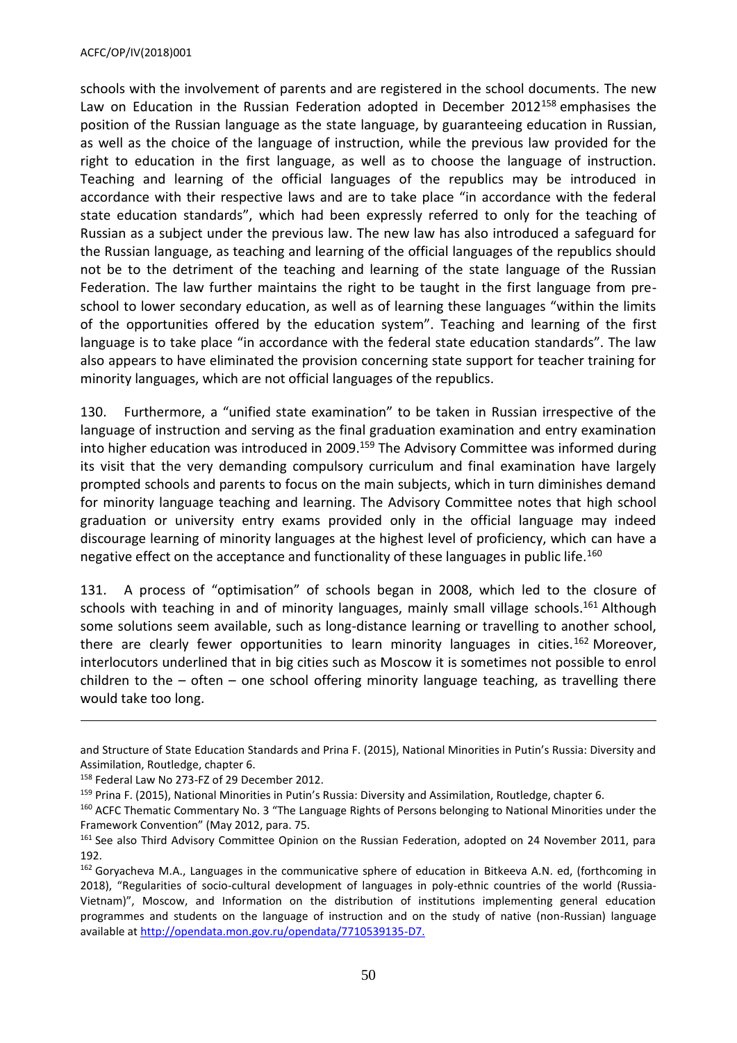schools with the involvement of parents and are registered in the school documents. The new Law on Education in the Russian Federation adopted in December 2012[158] emphasises the position of the Russian language as the state language, by guaranteeing education in Russian, as well as the choice of the language of instruction, while the previous law provided for the right to education in the first language, as well as to choose the language of instruction. Teaching and learning of the official languages of the republics may be introduced in accordance with their respective laws and are to take place "in accordance with the federal state education standards", which had been expressly referred to only for the teaching of Russian as a subject under the previous law. The new law has also introduced a safeguard for the Russian language, as teaching and learning of the official languages of the republics should not be to the detriment of the teaching and learning of the state language of the Russian Federation. The law further maintains the right to be taught in the first language from pre-school to lower secondary education, as well as of learning these languages "within the limits of the opportunities offered by the education system". Teaching and learning of the first language is to take place "in accordance with the federal state education standards". The law also appears to have eliminated the provision concerning state support for teacher training for minority languages, which are not official languages of the republics.

130. Furthermore, a "unified state examination" to be taken in Russian irrespective of the language of instruction and serving as the final graduation examination and entry examination into higher education was introduced in 2009.[159] The Advisory Committee was informed during its visit that the very demanding compulsory curriculum and final examination have largely prompted schools and parents to focus on the main subjects, which in turn diminishes demand for minority language teaching and learning. The Advisory Committee notes that high school graduation or university entry exams provided only in the official language may indeed discourage learning of minority languages at the highest level of proficiency, which can have a negative effect on the acceptance and functionality of these languages in public life.[160]

131. A process of "optimisation" of schools began in 2008, which led to the closure of schools with teaching in and of minority languages, mainly small village schools.[161] Although some solutions seem available, such as long-distance learning or travelling to another school, there are clearly fewer opportunities to learn minority languages in cities.[162] Moreover, interlocutors underlined that in big cities such as Moscow it is sometimes not possible to enrol children to the – often – one school offering minority language teaching, as travelling there would take too long.

---

and Structure of State Education Standards and Prina F. (2015), National Minorities in Putin's Russia: Diversity and Assimilation, Routledge, chapter 6.

[158] Federal Law No 273-FZ of 29 December 2012.

[159] Prina F. (2015), National Minorities in Putin's Russia: Diversity and Assimilation, Routledge, chapter 6.

[160] ACFC Thematic Commentary No. 3 "The Language Rights of Persons belonging to National Minorities under the Framework Convention" (May 2012, para. 75.

[161] See also Third Advisory Committee Opinion on the Russian Federation, adopted on 24 November 2011, para 192.

[162] Goryacheva M.A., Languages in the communicative sphere of education in Bitkeeva A.N. ed, (forthcoming in 2018), "Regularities of socio-cultural development of languages in poly-ethnic countries of the world (Russia-Vietnam)", Moscow, and Information on the distribution of institutions implementing general education programmes and students on the language of instruction and on the study of native (non-Russian) language available at http://opendata.mon.gov.ru/opendata/7710539135-D7.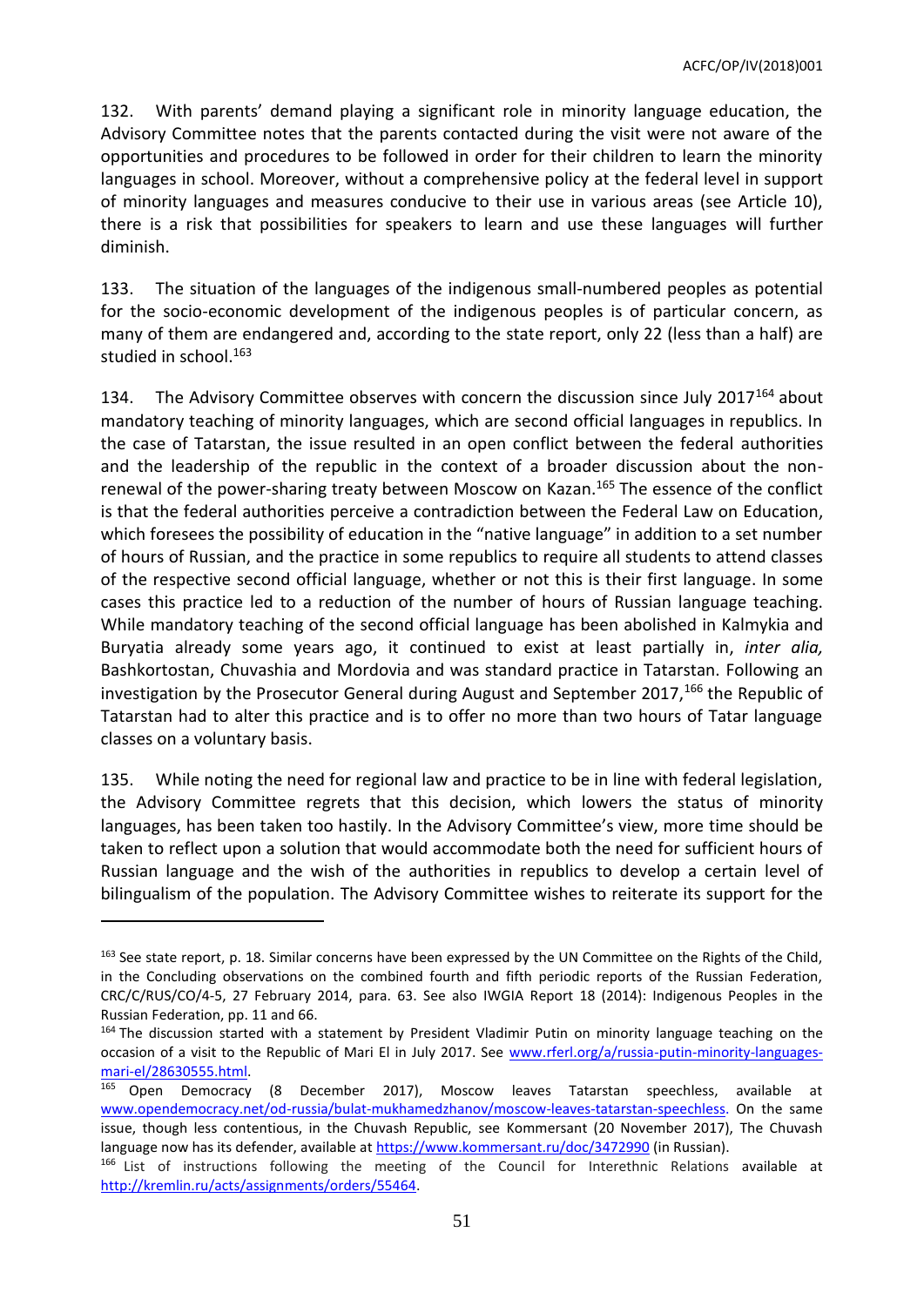132. With parents' demand playing a significant role in minority language education, the Advisory Committee notes that the parents contacted during the visit were not aware of the opportunities and procedures to be followed in order for their children to learn the minority languages in school. Moreover, without a comprehensive policy at the federal level in support of minority languages and measures conducive to their use in various areas (see Article 10), there is a risk that possibilities for speakers to learn and use these languages will further diminish.

133. The situation of the languages of the indigenous small-numbered peoples as potential for the socio-economic development of the indigenous peoples is of particular concern, as many of them are endangered and, according to the state report, only 22 (less than a half) are studied in school.[163]

134. The Advisory Committee observes with concern the discussion since July 2017[164] about mandatory teaching of minority languages, which are second official languages in republics. In the case of Tatarstan, the issue resulted in an open conflict between the federal authorities and the leadership of the republic in the context of a broader discussion about the non-renewal of the power-sharing treaty between Moscow on Kazan.[165] The essence of the conflict is that the federal authorities perceive a contradiction between the Federal Law on Education, which foresees the possibility of education in the "native language" in addition to a set number of hours of Russian, and the practice in some republics to require all students to attend classes of the respective second official language, whether or not this is their first language. In some cases this practice led to a reduction of the number of hours of Russian language teaching. While mandatory teaching of the second official language has been abolished in Kalmykia and Buryatia already some years ago, it continued to exist at least partially in, *inter alia,* Bashkortostan, Chuvashia and Mordovia and was standard practice in Tatarstan. Following an investigation by the Prosecutor General during August and September 2017,[166] the Republic of Tatarstan had to alter this practice and is to offer no more than two hours of Tatar language classes on a voluntary basis.

135. While noting the need for regional law and practice to be in line with federal legislation, the Advisory Committee regrets that this decision, which lowers the status of minority languages, has been taken too hastily. In the Advisory Committee's view, more time should be taken to reflect upon a solution that would accommodate both the need for sufficient hours of Russian language and the wish of the authorities in republics to develop a certain level of bilingualism of the population. The Advisory Committee wishes to reiterate its support for the

---

[163] See state report, p. 18. Similar concerns have been expressed by the UN Committee on the Rights of the Child, in the Concluding observations on the combined fourth and fifth periodic reports of the Russian Federation, CRC/C/RUS/CO/4-5, 27 February 2014, para. 63. See also IWGIA Report 18 (2014): Indigenous Peoples in the Russian Federation, pp. 11 and 66.

[164] The discussion started with a statement by President Vladimir Putin on minority language teaching on the occasion of a visit to the Republic of Mari El in July 2017. See www.rferl.org/a/russia-putin-minority-languages-mari-el/28630555.html.

[165] Open Democracy (8 December 2017), Moscow leaves Tatarstan speechless, available at www.opendemocracy.net/od-russia/bulat-mukhamedzhanov/moscow-leaves-tatarstan-speechless. On the same issue, though less contentious, in the Chuvash Republic, see Kommersant (20 November 2017), The Chuvash language now has its defender, available at https://www.kommersant.ru/doc/3472990 (in Russian).

[166] List of instructions following the meeting of the Council for Interethnic Relations available at http://kremlin.ru/acts/assignments/orders/55464.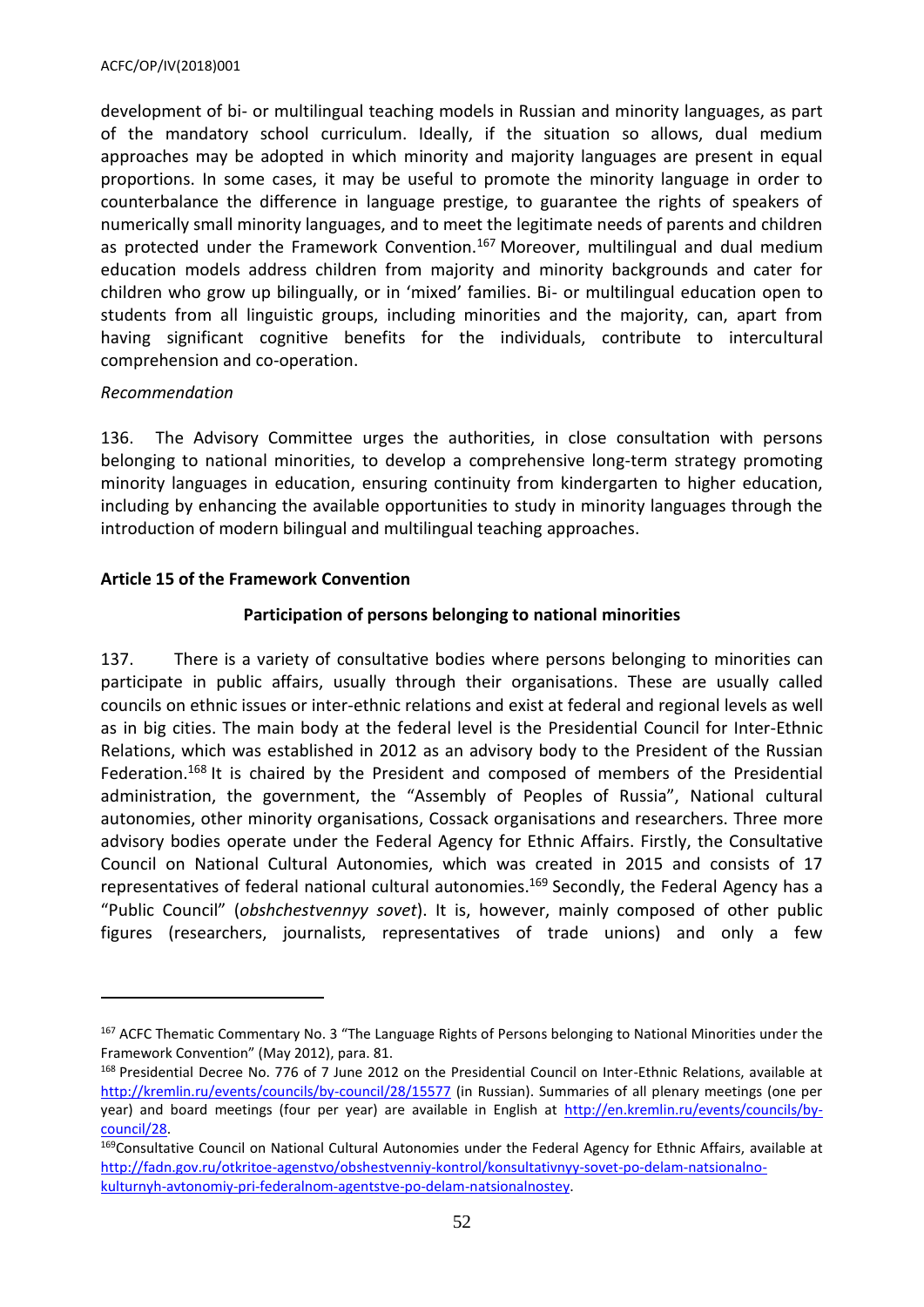development of bi- or multilingual teaching models in Russian and minority languages, as part of the mandatory school curriculum. Ideally, if the situation so allows, dual medium approaches may be adopted in which minority and majority languages are present in equal proportions. In some cases, it may be useful to promote the minority language in order to counterbalance the difference in language prestige, to guarantee the rights of speakers of numerically small minority languages, and to meet the legitimate needs of parents and children as protected under the Framework Convention.[167] Moreover, multilingual and dual medium education models address children from majority and minority backgrounds and cater for children who grow up bilingually, or in 'mixed' families. Bi- or multilingual education open to students from all linguistic groups, including minorities and the majority, can, apart from having significant cognitive benefits for the individuals, contribute to intercultural comprehension and co-operation.

*Recommendation*

136. The Advisory Committee urges the authorities, in close consultation with persons belonging to national minorities, to develop a comprehensive long-term strategy promoting minority languages in education, ensuring continuity from kindergarten to higher education, including by enhancing the available opportunities to study in minority languages through the introduction of modern bilingual and multilingual teaching approaches.

**Article 15 of the Framework Convention**

**Participation of persons belonging to national minorities**

137. There is a variety of consultative bodies where persons belonging to minorities can participate in public affairs, usually through their organisations. These are usually called councils on ethnic issues or inter-ethnic relations and exist at federal and regional levels as well as in big cities. The main body at the federal level is the Presidential Council for Inter-Ethnic Relations, which was established in 2012 as an advisory body to the President of the Russian Federation.[168] It is chaired by the President and composed of members of the Presidential administration, the government, the "Assembly of Peoples of Russia", National cultural autonomies, other minority organisations, Cossack organisations and researchers. Three more advisory bodies operate under the Federal Agency for Ethnic Affairs. Firstly, the Consultative Council on National Cultural Autonomies, which was created in 2015 and consists of 17 representatives of federal national cultural autonomies.[169] Secondly, the Federal Agency has a "Public Council" (*obshchestvennyy sovet*). It is, however, mainly composed of other public figures (researchers, journalists, representatives of trade unions) and only a few

---

[167] ACFC Thematic Commentary No. 3 "The Language Rights of Persons belonging to National Minorities under the Framework Convention" (May 2012), para. 81.

[168] Presidential Decree No. 776 of 7 June 2012 on the Presidential Council on Inter-Ethnic Relations, available at http://kremlin.ru/events/councils/by-council/28/15577 (in Russian). Summaries of all plenary meetings (one per year) and board meetings (four per year) are available in English at http://en.kremlin.ru/events/councils/by-council/28.

[169] Consultative Council on National Cultural Autonomies under the Federal Agency for Ethnic Affairs, available at http://fadn.gov.ru/otkritoe-agenstvo/obshestvenniy-kontrol/konsultativnyy-sovet-po-delam-natsionalno-kulturnyh-avtonomiy-pri-federalnom-agentstve-po-delam-natsionalnostey.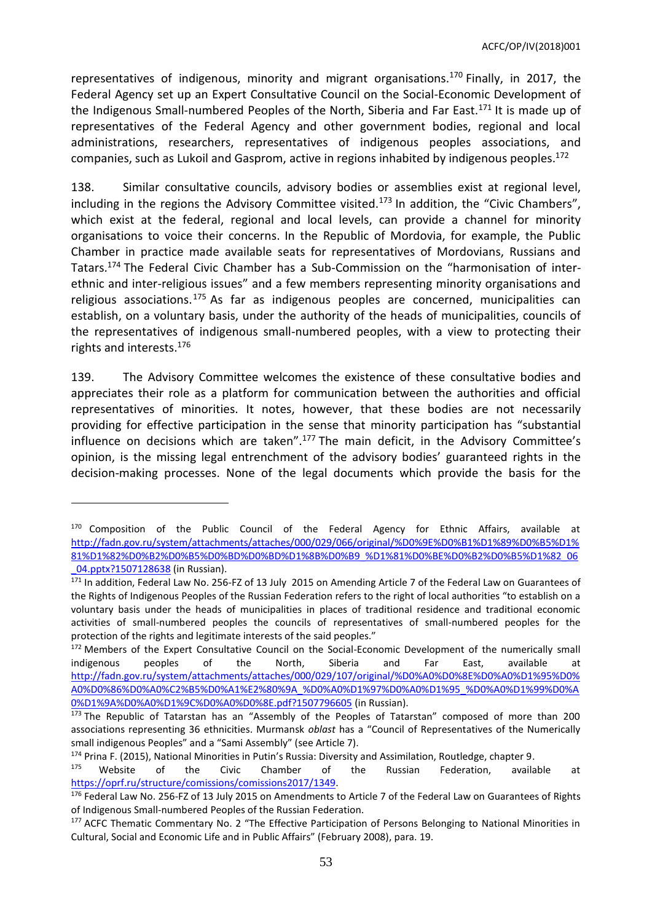representatives of indigenous, minority and migrant organisations.[170] Finally, in 2017, the Federal Agency set up an Expert Consultative Council on the Social-Economic Development of the Indigenous Small-numbered Peoples of the North, Siberia and Far East.[171] It is made up of representatives of the Federal Agency and other government bodies, regional and local administrations, researchers, representatives of indigenous peoples associations, and companies, such as Lukoil and Gasprom, active in regions inhabited by indigenous peoples.[172]

138. Similar consultative councils, advisory bodies or assemblies exist at regional level, including in the regions the Advisory Committee visited.[173] In addition, the "Civic Chambers", which exist at the federal, regional and local levels, can provide a channel for minority organisations to voice their concerns. In the Republic of Mordovia, for example, the Public Chamber in practice made available seats for representatives of Mordovians, Russians and Tatars.[174] The Federal Civic Chamber has a Sub-Commission on the "harmonisation of inter-ethnic and inter-religious issues" and a few members representing minority organisations and religious associations.[175] As far as indigenous peoples are concerned, municipalities can establish, on a voluntary basis, under the authority of the heads of municipalities, councils of the representatives of indigenous small-numbered peoples, with a view to protecting their rights and interests.[176]

139. The Advisory Committee welcomes the existence of these consultative bodies and appreciates their role as a platform for communication between the authorities and official representatives of minorities. It notes, however, that these bodies are not necessarily providing for effective participation in the sense that minority participation has "substantial influence on decisions which are taken".[177] The main deficit, in the Advisory Committee's opinion, is the missing legal entrenchment of the advisory bodies' guaranteed rights in the decision-making processes. None of the legal documents which provide the basis for the

---

[170] Composition of the Public Council of the Federal Agency for Ethnic Affairs, available at http://fadn.gov.ru/system/attachments/attaches/000/029/066/original/%D0%9E%D0%B1%D1%89%D0%B5%D1%81%D1%82%D0%B2%D0%B5%D0%BD%D0%BD%D1%8B%D0%B9_%D1%81%D0%BE%D0%B2%D0%B5%D1%82_06_04.pptx?1507128638 (in Russian).

[171] In addition, Federal Law No. 256-FZ of 13 July 2015 on Amending Article 7 of the Federal Law on Guarantees of the Rights of Indigenous Peoples of the Russian Federation refers to the right of local authorities "to establish on a voluntary basis under the heads of municipalities in places of traditional residence and traditional economic activities of small-numbered peoples the councils of representatives of small-numbered peoples for the protection of the rights and legitimate interests of the said peoples."

[172] Members of the Expert Consultative Council on the Social-Economic Development of the numerically small indigenous peoples of the North, Siberia and Far East, available at http://fadn.gov.ru/system/attachments/attaches/000/029/107/original/%D0%A0%D0%8E%D0%A0%D1%95%D0%A0%D0%86%D0%A0%C2%B5%D0%A1%E2%80%9A_%D0%A0%D1%97%D0%A0%D1%95_%D0%A0%D1%99%D0%A0%D1%9A%D0%A0%D1%9C%D0%A0%D0%8E.pdf?1507796605 (in Russian).

[173] The Republic of Tatarstan has an "Assembly of the Peoples of Tatarstan" composed of more than 200 associations representing 36 ethnicities. Murmansk *oblast* has a "Council of Representatives of the Numerically small indigenous Peoples" and a "Sami Assembly" (see Article 7).

[174] Prina F. (2015), National Minorities in Putin's Russia: Diversity and Assimilation, Routledge, chapter 9.

[175] Website of the Civic Chamber of the Russian Federation, available at https://oprf.ru/structure/comissions/comissions2017/1349.

[176] Federal Law No. 256-FZ of 13 July 2015 on Amendments to Article 7 of the Federal Law on Guarantees of Rights of Indigenous Small-numbered Peoples of the Russian Federation.

[177] ACFC Thematic Commentary No. 2 "The Effective Participation of Persons Belonging to National Minorities in Cultural, Social and Economic Life and in Public Affairs" (February 2008), para. 19.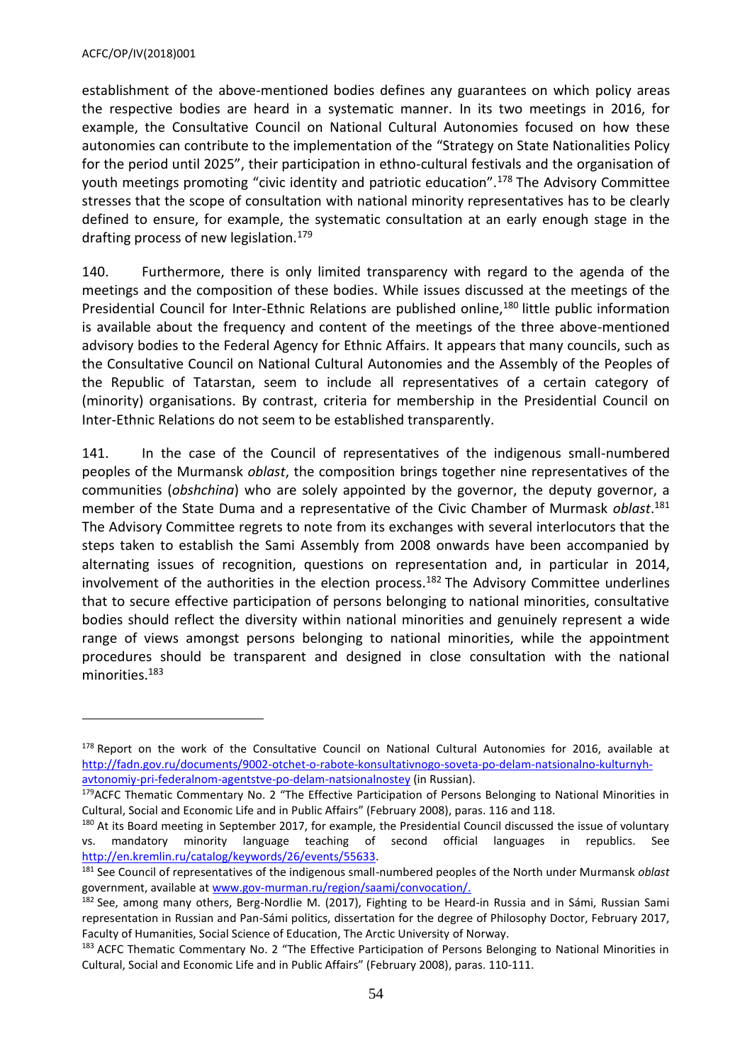establishment of the above-mentioned bodies defines any guarantees on which policy areas the respective bodies are heard in a systematic manner. In its two meetings in 2016, for example, the Consultative Council on National Cultural Autonomies focused on how these autonomies can contribute to the implementation of the "Strategy on State Nationalities Policy for the period until 2025", their participation in ethno-cultural festivals and the organisation of youth meetings promoting "civic identity and patriotic education".[178] The Advisory Committee stresses that the scope of consultation with national minority representatives has to be clearly defined to ensure, for example, the systematic consultation at an early enough stage in the drafting process of new legislation.[179]

140. Furthermore, there is only limited transparency with regard to the agenda of the meetings and the composition of these bodies. While issues discussed at the meetings of the Presidential Council for Inter-Ethnic Relations are published online,[180] little public information is available about the frequency and content of the meetings of the three above-mentioned advisory bodies to the Federal Agency for Ethnic Affairs. It appears that many councils, such as the Consultative Council on National Cultural Autonomies and the Assembly of the Peoples of the Republic of Tatarstan, seem to include all representatives of a certain category of (minority) organisations. By contrast, criteria for membership in the Presidential Council on Inter-Ethnic Relations do not seem to be established transparently.

141. In the case of the Council of representatives of the indigenous small-numbered peoples of the Murmansk *oblast*, the composition brings together nine representatives of the communities (*obshchina*) who are solely appointed by the governor, the deputy governor, a member of the State Duma and a representative of the Civic Chamber of Murmask *oblast*.[181] The Advisory Committee regrets to note from its exchanges with several interlocutors that the steps taken to establish the Sami Assembly from 2008 onwards have been accompanied by alternating issues of recognition, questions on representation and, in particular in 2014, involvement of the authorities in the election process.[182] The Advisory Committee underlines that to secure effective participation of persons belonging to national minorities, consultative bodies should reflect the diversity within national minorities and genuinely represent a wide range of views amongst persons belonging to national minorities, while the appointment procedures should be transparent and designed in close consultation with the national minorities.[183]

---

[178] Report on the work of the Consultative Council on National Cultural Autonomies for 2016, available at http://fadn.gov.ru/documents/9002-otchet-o-rabote-konsultativnogo-soveta-po-delam-natsionalno-kulturnyh-avtonomiy-pri-federalnom-agentstve-po-delam-natsionalnostey (in Russian).

[179] ACFC Thematic Commentary No. 2 "The Effective Participation of Persons Belonging to National Minorities in Cultural, Social and Economic Life and in Public Affairs" (February 2008), paras. 116 and 118.

[180] At its Board meeting in September 2017, for example, the Presidential Council discussed the issue of voluntary vs. mandatory minority language teaching of second official languages in republics. See http://en.kremlin.ru/catalog/keywords/26/events/55633.

[181] See Council of representatives of the indigenous small-numbered peoples of the North under Murmansk *oblast* government, available at www.gov-murman.ru/region/saami/convocation/.

[182] See, among many others, Berg-Nordlie M. (2017), Fighting to be Heard-in Russia and in Sámi, Russian Sami representation in Russian and Pan-Sámi politics, dissertation for the degree of Philosophy Doctor, February 2017, Faculty of Humanities, Social Science of Education, The Arctic University of Norway.

[183] ACFC Thematic Commentary No. 2 "The Effective Participation of Persons Belonging to National Minorities in Cultural, Social and Economic Life and in Public Affairs" (February 2008), paras. 110-111.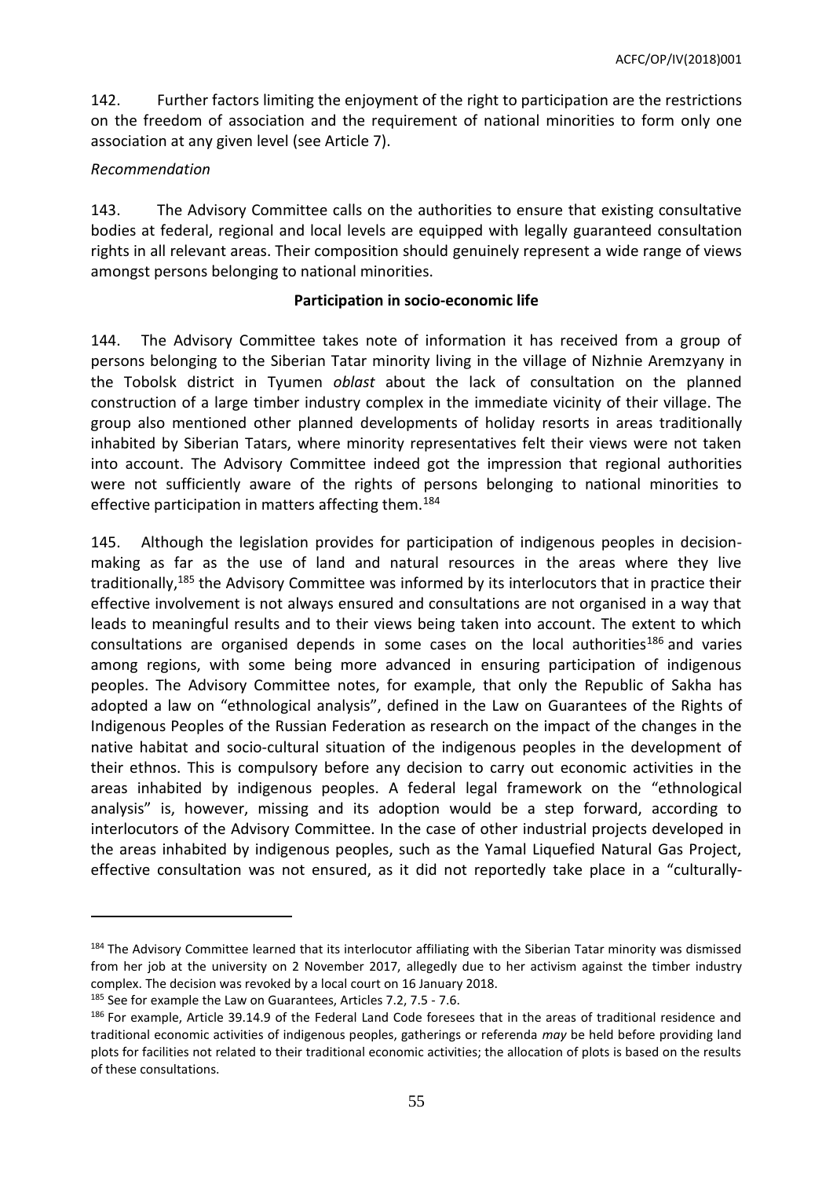142. Further factors limiting the enjoyment of the right to participation are the restrictions on the freedom of association and the requirement of national minorities to form only one association at any given level (see Article 7).

*Recommendation*

143. The Advisory Committee calls on the authorities to ensure that existing consultative bodies at federal, regional and local levels are equipped with legally guaranteed consultation rights in all relevant areas. Their composition should genuinely represent a wide range of views amongst persons belonging to national minorities.

**Participation in socio-economic life**

144. The Advisory Committee takes note of information it has received from a group of persons belonging to the Siberian Tatar minority living in the village of Nizhnie Aremzyany in the Tobolsk district in Tyumen *oblast* about the lack of consultation on the planned construction of a large timber industry complex in the immediate vicinity of their village. The group also mentioned other planned developments of holiday resorts in areas traditionally inhabited by Siberian Tatars, where minority representatives felt their views were not taken into account. The Advisory Committee indeed got the impression that regional authorities were not sufficiently aware of the rights of persons belonging to national minorities to effective participation in matters affecting them.[184]

145. Although the legislation provides for participation of indigenous peoples in decision-making as far as the use of land and natural resources in the areas where they live traditionally,[185] the Advisory Committee was informed by its interlocutors that in practice their effective involvement is not always ensured and consultations are not organised in a way that leads to meaningful results and to their views being taken into account. The extent to which consultations are organised depends in some cases on the local authorities[186] and varies among regions, with some being more advanced in ensuring participation of indigenous peoples. The Advisory Committee notes, for example, that only the Republic of Sakha has adopted a law on "ethnological analysis", defined in the Law on Guarantees of the Rights of Indigenous Peoples of the Russian Federation as research on the impact of the changes in the native habitat and socio-cultural situation of the indigenous peoples in the development of their ethnos. This is compulsory before any decision to carry out economic activities in the areas inhabited by indigenous peoples. A federal legal framework on the "ethnological analysis" is, however, missing and its adoption would be a step forward, according to interlocutors of the Advisory Committee. In the case of other industrial projects developed in the areas inhabited by indigenous peoples, such as the Yamal Liquefied Natural Gas Project, effective consultation was not ensured, as it did not reportedly take place in a "culturally-

---

[184] The Advisory Committee learned that its interlocutor affiliating with the Siberian Tatar minority was dismissed from her job at the university on 2 November 2017, allegedly due to her activism against the timber industry complex. The decision was revoked by a local court on 16 January 2018.

[185] See for example the Law on Guarantees, Articles 7.2, 7.5 - 7.6.

[186] For example, Article 39.14.9 of the Federal Land Code foresees that in the areas of traditional residence and traditional economic activities of indigenous peoples, gatherings or referenda *may* be held before providing land plots for facilities not related to their traditional economic activities; the allocation of plots is based on the results of these consultations.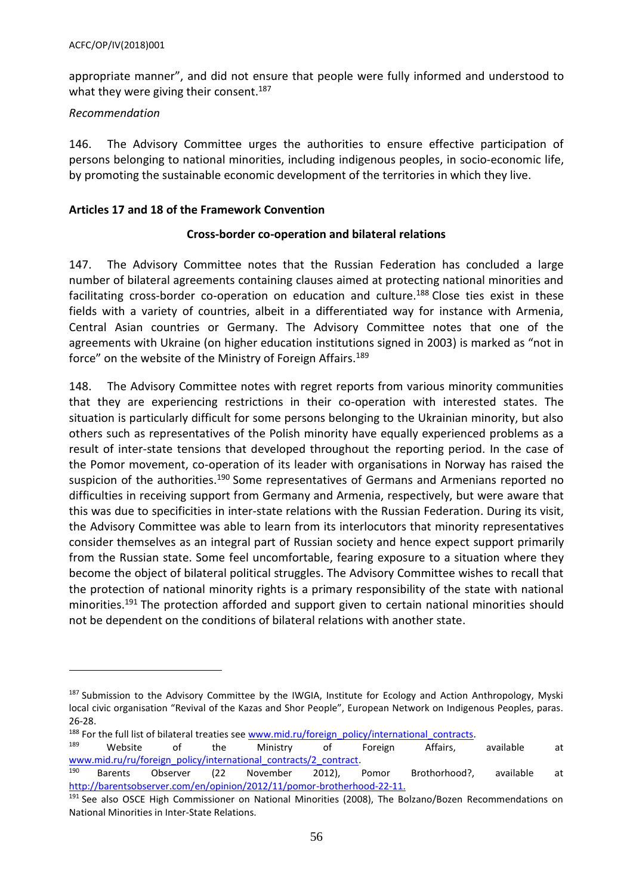appropriate manner", and did not ensure that people were fully informed and understood to what they were giving their consent.[187]

*Recommendation*

146. The Advisory Committee urges the authorities to ensure effective participation of persons belonging to national minorities, including indigenous peoples, in socio-economic life, by promoting the sustainable economic development of the territories in which they live.

### Articles 17 and 18 of the Framework Convention

#### Cross-border co-operation and bilateral relations

147. The Advisory Committee notes that the Russian Federation has concluded a large number of bilateral agreements containing clauses aimed at protecting national minorities and facilitating cross-border co-operation on education and culture.[188] Close ties exist in these fields with a variety of countries, albeit in a differentiated way for instance with Armenia, Central Asian countries or Germany. The Advisory Committee notes that one of the agreements with Ukraine (on higher education institutions signed in 2003) is marked as "not in force" on the website of the Ministry of Foreign Affairs.[189]

148. The Advisory Committee notes with regret reports from various minority communities that they are experiencing restrictions in their co-operation with interested states. The situation is particularly difficult for some persons belonging to the Ukrainian minority, but also others such as representatives of the Polish minority have equally experienced problems as a result of inter-state tensions that developed throughout the reporting period. In the case of the Pomor movement, co-operation of its leader with organisations in Norway has raised the suspicion of the authorities.[190] Some representatives of Germans and Armenians reported no difficulties in receiving support from Germany and Armenia, respectively, but were aware that this was due to specificities in inter-state relations with the Russian Federation. During its visit, the Advisory Committee was able to learn from its interlocutors that minority representatives consider themselves as an integral part of Russian society and hence expect support primarily from the Russian state. Some feel uncomfortable, fearing exposure to a situation where they become the object of bilateral political struggles. The Advisory Committee wishes to recall that the protection of national minority rights is a primary responsibility of the state with national minorities.[191] The protection afforded and support given to certain national minorities should not be dependent on the conditions of bilateral relations with another state.

---

[187] Submission to the Advisory Committee by the IWGIA, Institute for Ecology and Action Anthropology, Myski local civic organisation "Revival of the Kazas and Shor People", European Network on Indigenous Peoples, paras. 26-28.

[188] For the full list of bilateral treaties see www.mid.ru/foreign_policy/international_contracts.

[189] Website of the Ministry of Foreign Affairs, available at www.mid.ru/ru/foreign_policy/international_contracts/2_contract.

[190] Barents Observer (22 November 2012), Pomor Brothorhood?, available at http://barentsobserver.com/en/opinion/2012/11/pomor-brotherhood-22-11.

[191] See also OSCE High Commissioner on National Minorities (2008), The Bolzano/Bozen Recommendations on National Minorities in Inter-State Relations.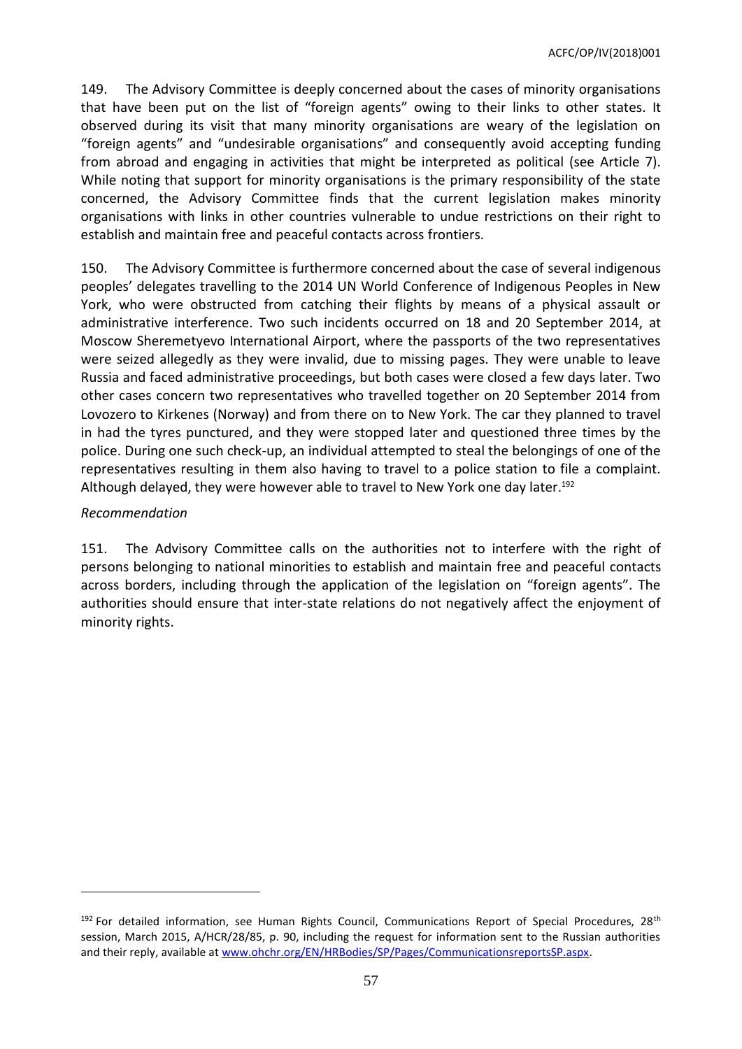149. The Advisory Committee is deeply concerned about the cases of minority organisations that have been put on the list of "foreign agents" owing to their links to other states. It observed during its visit that many minority organisations are weary of the legislation on "foreign agents" and "undesirable organisations" and consequently avoid accepting funding from abroad and engaging in activities that might be interpreted as political (see Article 7). While noting that support for minority organisations is the primary responsibility of the state concerned, the Advisory Committee finds that the current legislation makes minority organisations with links in other countries vulnerable to undue restrictions on their right to establish and maintain free and peaceful contacts across frontiers.

150. The Advisory Committee is furthermore concerned about the case of several indigenous peoples' delegates travelling to the 2014 UN World Conference of Indigenous Peoples in New York, who were obstructed from catching their flights by means of a physical assault or administrative interference. Two such incidents occurred on 18 and 20 September 2014, at Moscow Sheremetyevo International Airport, where the passports of the two representatives were seized allegedly as they were invalid, due to missing pages. They were unable to leave Russia and faced administrative proceedings, but both cases were closed a few days later. Two other cases concern two representatives who travelled together on 20 September 2014 from Lovozero to Kirkenes (Norway) and from there on to New York. The car they planned to travel in had the tyres punctured, and they were stopped later and questioned three times by the police. During one such check-up, an individual attempted to steal the belongings of one of the representatives resulting in them also having to travel to a police station to file a complaint. Although delayed, they were however able to travel to New York one day later.[192]

*Recommendation*

151. The Advisory Committee calls on the authorities not to interfere with the right of persons belonging to national minorities to establish and maintain free and peaceful contacts across borders, including through the application of the legislation on "foreign agents". The authorities should ensure that inter-state relations do not negatively affect the enjoyment of minority rights.

---

[192] For detailed information, see Human Rights Council, Communications Report of Special Procedures, 28th session, March 2015, A/HRC/28/85, p. 90, including the request for information sent to the Russian authorities and their reply, available at www.ohchr.org/EN/HRBodies/SP/Pages/CommunicationsreportsSP.aspx.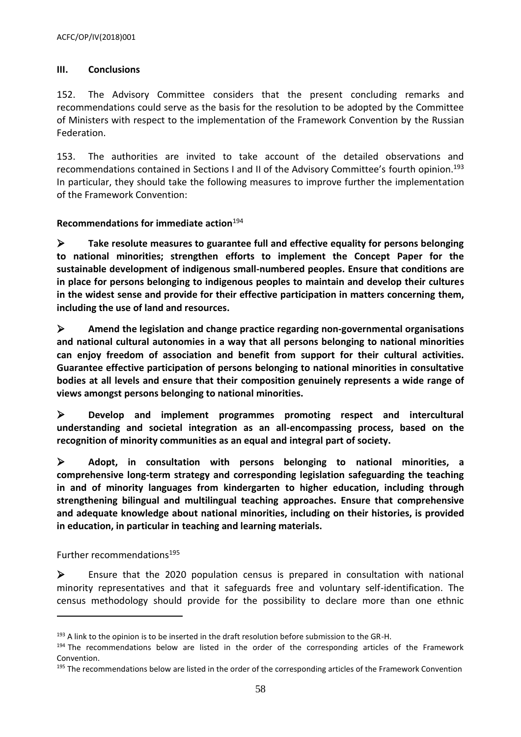## III. Conclusions

152. The Advisory Committee considers that the present concluding remarks and recommendations could serve as the basis for the resolution to be adopted by the Committee of Ministers with respect to the implementation of the Framework Convention by the Russian Federation.

153. The authorities are invited to take account of the detailed observations and recommendations contained in Sections I and II of the Advisory Committee's fourth opinion.[193] In particular, they should take the following measures to improve further the implementation of the Framework Convention:

**Recommendations for immediate action**[194]

- **Take resolute measures to guarantee full and effective equality for persons belonging to national minorities; strengthen efforts to implement the Concept Paper for the sustainable development of indigenous small-numbered peoples. Ensure that conditions are in place for persons belonging to indigenous peoples to maintain and develop their cultures in the widest sense and provide for their effective participation in matters concerning them, including the use of land and resources.**

- **Amend the legislation and change practice regarding non-governmental organisations and national cultural autonomies in a way that all persons belonging to national minorities can enjoy freedom of association and benefit from support for their cultural activities. Guarantee effective participation of persons belonging to national minorities in consultative bodies at all levels and ensure that their composition genuinely represents a wide range of views amongst persons belonging to national minorities.**

- **Develop and implement programmes promoting respect and intercultural understanding and societal integration as an all-encompassing process, based on the recognition of minority communities as an equal and integral part of society.**

- **Adopt, in consultation with persons belonging to national minorities, a comprehensive long-term strategy and corresponding legislation safeguarding the teaching in and of minority languages from kindergarten to higher education, including through strengthening bilingual and multilingual teaching approaches. Ensure that comprehensive and adequate knowledge about national minorities, including on their histories, is provided in education, in particular in teaching and learning materials.**

Further recommendations[195]

- Ensure that the 2020 population census is prepared in consultation with national minority representatives and that it safeguards free and voluntary self-identification. The census methodology should provide for the possibility to declare more than one ethnic

---

[193] A link to the opinion is to be inserted in the draft resolution before submission to the GR-H.

[194] The recommendations below are listed in the order of the corresponding articles of the Framework Convention.

[195] The recommendations below are listed in the order of the corresponding articles of the Framework Convention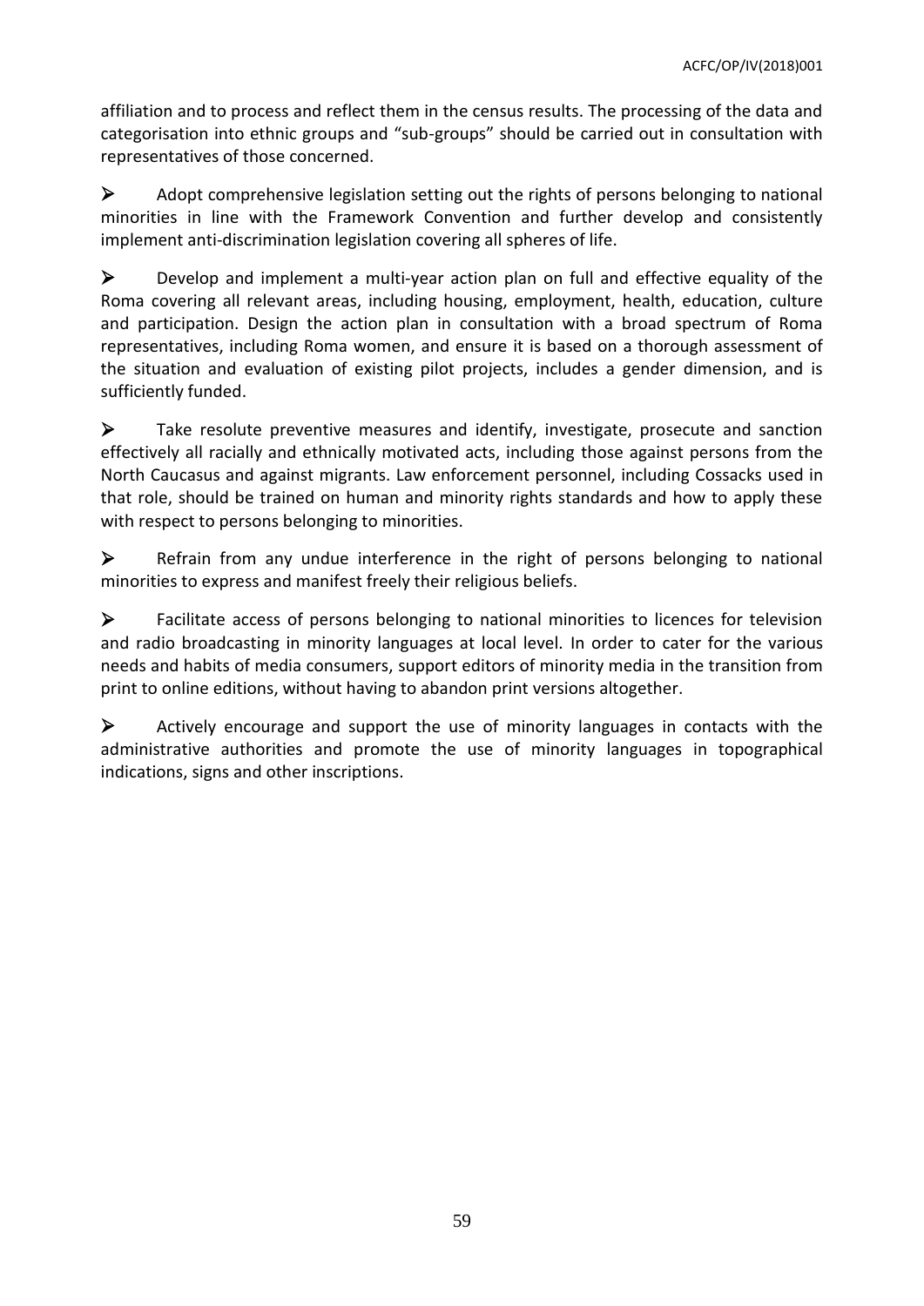affiliation and to process and reflect them in the census results. The processing of the data and categorisation into ethnic groups and "sub-groups" should be carried out in consultation with representatives of those concerned.

- Adopt comprehensive legislation setting out the rights of persons belonging to national minorities in line with the Framework Convention and further develop and consistently implement anti-discrimination legislation covering all spheres of life.

- Develop and implement a multi-year action plan on full and effective equality of the Roma covering all relevant areas, including housing, employment, health, education, culture and participation. Design the action plan in consultation with a broad spectrum of Roma representatives, including Roma women, and ensure it is based on a thorough assessment of the situation and evaluation of existing pilot projects, includes a gender dimension, and is sufficiently funded.

- Take resolute preventive measures and identify, investigate, prosecute and sanction effectively all racially and ethnically motivated acts, including those against persons from the North Caucasus and against migrants. Law enforcement personnel, including Cossacks used in that role, should be trained on human and minority rights standards and how to apply these with respect to persons belonging to minorities.

- Refrain from any undue interference in the right of persons belonging to national minorities to express and manifest freely their religious beliefs.

- Facilitate access of persons belonging to national minorities to licences for television and radio broadcasting in minority languages at local level. In order to cater for the various needs and habits of media consumers, support editors of minority media in the transition from print to online editions, without having to abandon print versions altogether.

- Actively encourage and support the use of minority languages in contacts with the administrative authorities and promote the use of minority languages in topographical indications, signs and other inscriptions.